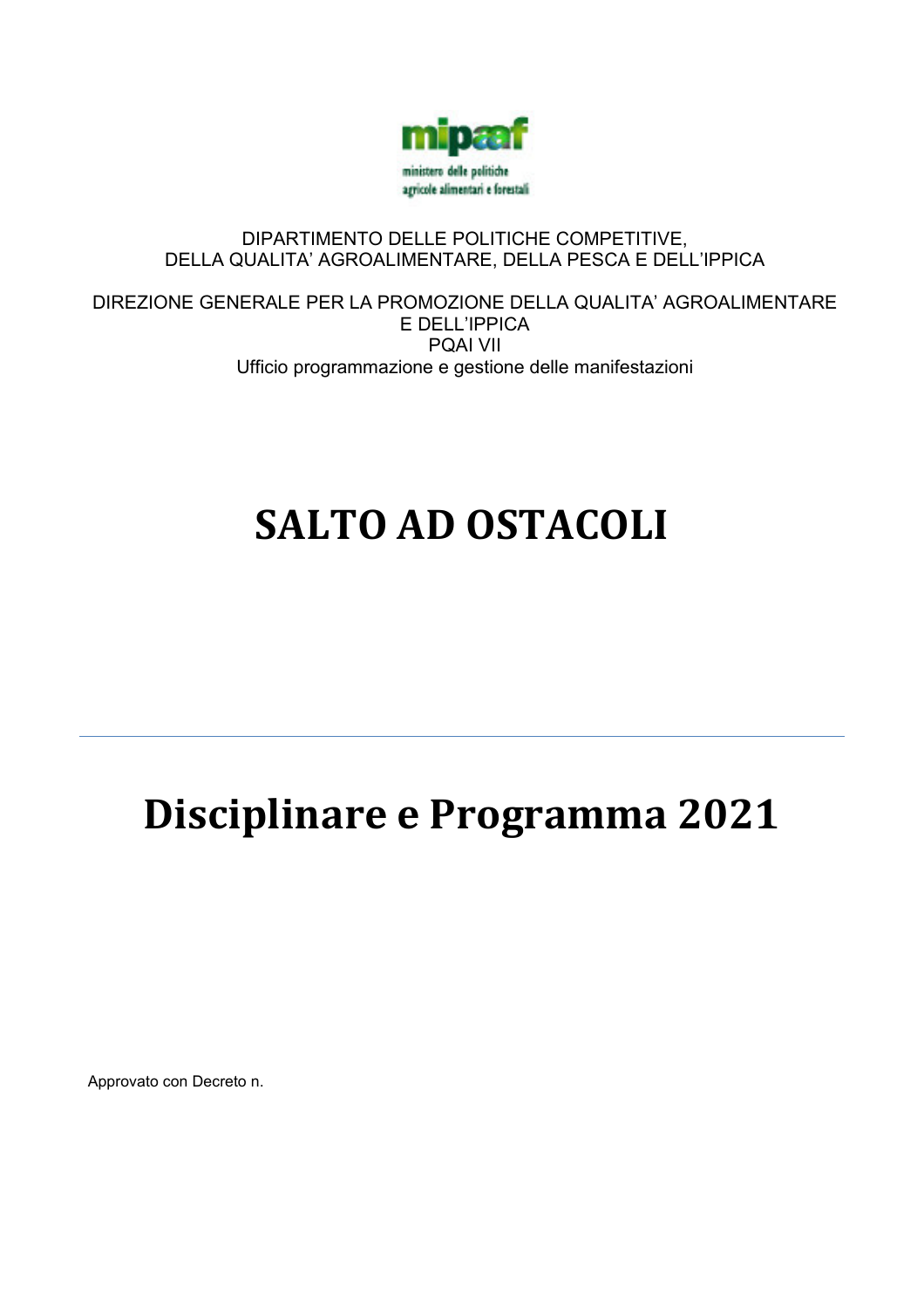mipaaf

ministero delle politiche agricole alimentari e forestali

DIPARTIMENTO DELLE POLITICHE COMPETITIVE,
DELLA QUALITA' AGROALIMENTARE, DELLA PESCA E DELL'IPPICA

DIREZIONE GENERALE PER LA PROMOZIONE DELLA QUALITA' AGROALIMENTARE
E DELL'IPPICA
PQAI VII
Ufficio programmazione e gestione delle manifestazioni

# SALTO AD OSTACOLI

---

# Disciplinare e Programma 2021

Approvato con Decreto n.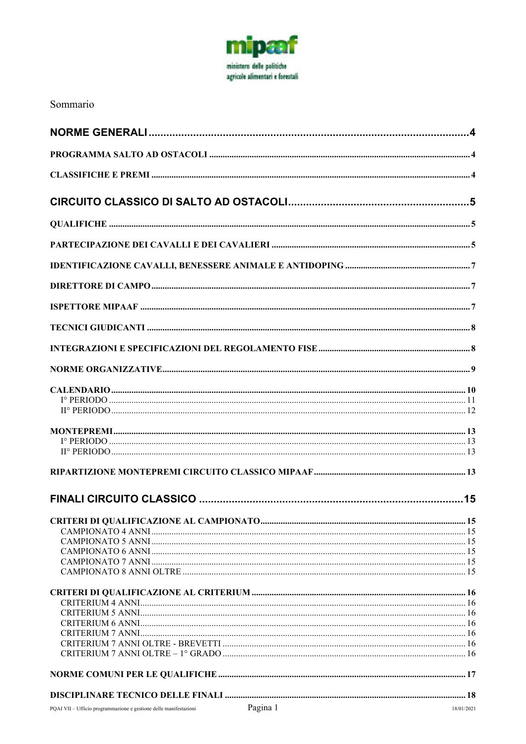Sommario

NORME GENERALI ..... 4

PROGRAMMA SALTO AD OSTACOLI ..... 4

CLASSIFICHE E PREMI ..... 4

CIRCUITO CLASSICO DI SALTO AD OSTACOLI ..... 5

QUALIFICHE ..... 5

PARTECIPAZIONE DEI CAVALLI E DEI CAVALIERI ..... 5

IDENTIFICAZIONE CAVALLI, BENESSERE ANIMALE E ANTIDOPING ..... 7

DIRETTORE DI CAMPO ..... 7

ISPETTORE MIPAAF ..... 7

TECNICI GIUDICANTI ..... 8

INTEGRAZIONI E SPECIFICAZIONI DEL REGOLAMENTO FISE ..... 8

NORME ORGANIZZATIVE ..... 9

CALENDARIO ..... 10
- I° PERIODO ..... 11
- II° PERIODO ..... 12

MONTEPREMI ..... 13
- I° PERIODO ..... 13
- II° PERIODO ..... 13

RIPARTIZIONE MONTEPREMI CIRCUITO CLASSICO MIPAAF ..... 13

FINALI CIRCUITO CLASSICO ..... 15

CRITERI DI QUALIFICAZIONE AL CAMPIONATO ..... 15
- CAMPIONATO 4 ANNI ..... 15
- CAMPIONATO 5 ANNI ..... 15
- CAMPIONATO 6 ANNI ..... 15
- CAMPIONATO 7 ANNI ..... 15
- CAMPIONATO 8 ANNI OLTRE ..... 15

CRITERI DI QUALIFICAZIONE AL CRITERIUM ..... 16
- CRITERIUM 4 ANNI ..... 16
- CRITERIUM 5 ANNI ..... 16
- CRITERIUM 6 ANNI ..... 16
- CRITERIUM 7 ANNI ..... 16
- CRITERIUM 7 ANNI OLTRE - BREVETTI ..... 16
- CRITERIUM 7 ANNI OLTRE – 1° GRADO ..... 16

NORME COMUNI PER LE QUALIFICHE ..... 17

DISCIPLINARE TECNICO DELLE FINALI ..... 18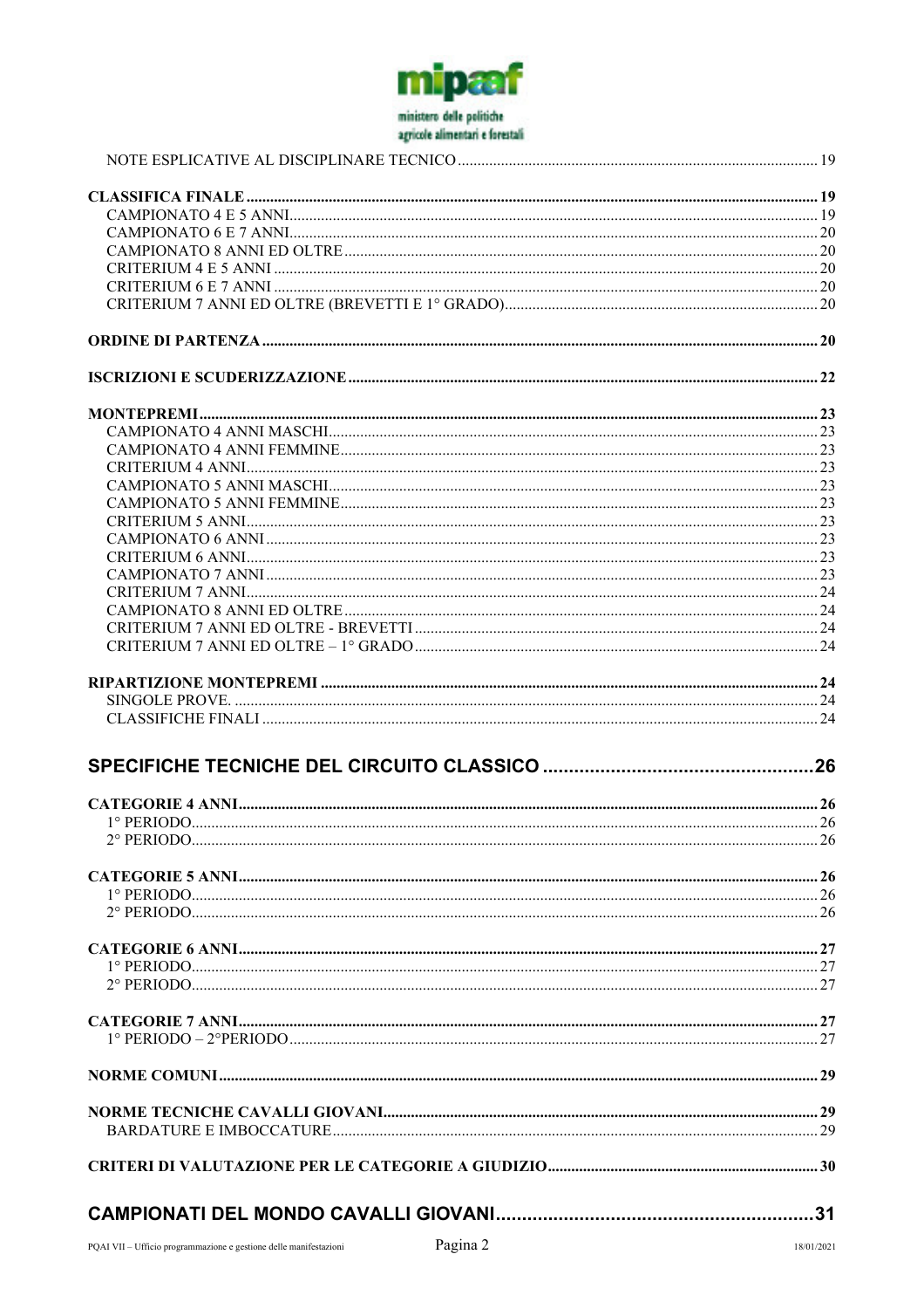NOTE ESPLICATIVE AL DISCIPLINARE TECNICO ... 19

**CLASSIFICA FINALE** ... 19

- CAMPIONATO 4 E 5 ANNI ... 19
- CAMPIONATO 6 E 7 ANNI ... 20
- CAMPIONATO 8 ANNI ED OLTRE ... 20
- CRITERIUM 4 E 5 ANNI ... 20
- CRITERIUM 6 E 7 ANNI ... 20
- CRITERIUM 7 ANNI ED OLTRE (BREVETTI E 1° GRADO) ... 20

**ORDINE DI PARTENZA** ... 20

**ISCRIZIONI E SCUDERIZZAZIONE** ... 22

**MONTEPREMI** ... 23

- CAMPIONATO 4 ANNI MASCHI ... 23
- CAMPIONATO 4 ANNI FEMMINE ... 23
- CRITERIUM 4 ANNI ... 23
- CAMPIONATO 5 ANNI MASCHI ... 23
- CAMPIONATO 5 ANNI FEMMINE ... 23
- CRITERIUM 5 ANNI ... 23
- CAMPIONATO 6 ANNI ... 23
- CRITERIUM 6 ANNI ... 23
- CAMPIONATO 7 ANNI ... 23
- CRITERIUM 7 ANNI ... 24
- CAMPIONATO 8 ANNI ED OLTRE ... 24
- CRITERIUM 7 ANNI ED OLTRE - BREVETTI ... 24
- CRITERIUM 7 ANNI ED OLTRE – 1° GRADO ... 24

**RIPARTIZIONE MONTEPREMI** ... 24

- SINGOLE PROVE. ... 24
- CLASSIFICHE FINALI ... 24

## SPECIFICHE TECNICHE DEL CIRCUITO CLASSICO ... 26

**CATEGORIE 4 ANNI** ... 26

- 1° PERIODO ... 26
- 2° PERIODO ... 26

**CATEGORIE 5 ANNI** ... 26

- 1° PERIODO ... 26
- 2° PERIODO ... 26

**CATEGORIE 6 ANNI** ... 27

- 1° PERIODO ... 27
- 2° PERIODO ... 27

**CATEGORIE 7 ANNI** ... 27

- 1° PERIODO – 2°PERIODO ... 27

**NORME COMUNI** ... 29

**NORME TECNICHE CAVALLI GIOVANI** ... 29

- BARDATURE E IMBOCCATURE ... 29

**CRITERI DI VALUTAZIONE PER LE CATEGORIE A GIUDIZIO** ... 30

## CAMPIONATI DEL MONDO CAVALLI GIOVANI ... 31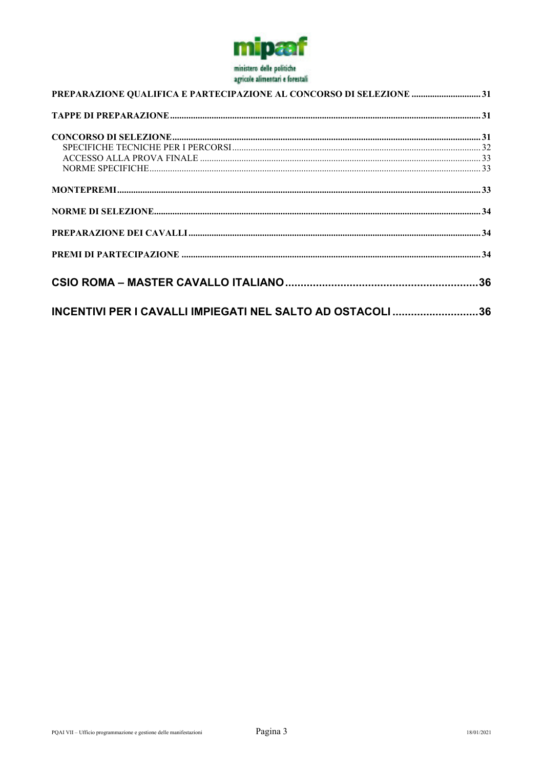PREPARAZIONE QUALIFICA E PARTECIPAZIONE AL CONCORSO DI SELEZIONE ... 31

TAPPE DI PREPARAZIONE ... 31

CONCORSO DI SELEZIONE ... 31
- SPECIFICHE TECNICHE PER I PERCORSI ... 32
- ACCESSO ALLA PROVA FINALE ... 33
- NORME SPECIFICHE ... 33

MONTEPREMI ... 33

NORME DI SELEZIONE ... 34

PREPARAZIONE DEI CAVALLI ... 34

PREMI DI PARTECIPAZIONE ... 34

CSIO ROMA – MASTER CAVALLO ITALIANO ... 36

INCENTIVI PER I CAVALLI IMPIEGATI NEL SALTO AD OSTACOLI ... 36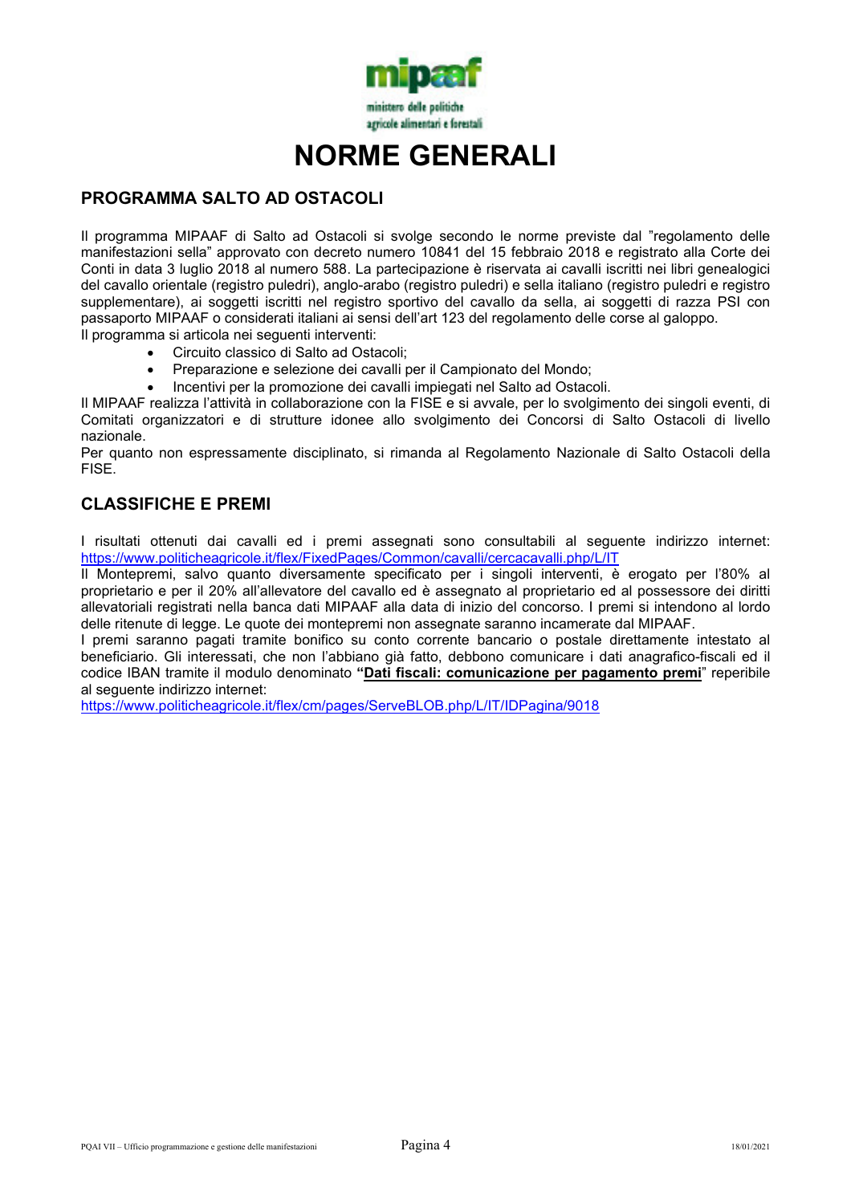# NORME GENERALI

## PROGRAMMA SALTO AD OSTACOLI

Il programma MIPAAF di Salto ad Ostacoli si svolge secondo le norme previste dal "regolamento delle manifestazioni sella" approvato con decreto numero 10841 del 15 febbraio 2018 e registrato alla Corte dei Conti in data 3 luglio 2018 al numero 588. La partecipazione è riservata ai cavalli iscritti nei libri genealogici del cavallo orientale (registro puledri), anglo-arabo (registro puledri) e sella italiano (registro puledri e registro supplementare), ai soggetti iscritti nel registro sportivo del cavallo da sella, ai soggetti di razza PSI con passaporto MIPAAF o considerati italiani ai sensi dell'art 123 del regolamento delle corse al galoppo.
Il programma si articola nei seguenti interventi:

- Circuito classico di Salto ad Ostacoli;
- Preparazione e selezione dei cavalli per il Campionato del Mondo;
- Incentivi per la promozione dei cavalli impiegati nel Salto ad Ostacoli.

Il MIPAAF realizza l'attività in collaborazione con la FISE e si avvale, per lo svolgimento dei singoli eventi, di Comitati organizzatori e di strutture idonee allo svolgimento dei Concorsi di Salto Ostacoli di livello nazionale.
Per quanto non espressamente disciplinato, si rimanda al Regolamento Nazionale di Salto Ostacoli della FISE.

## CLASSIFICHE E PREMI

I risultati ottenuti dai cavalli ed i premi assegnati sono consultabili al seguente indirizzo internet: https://www.politicheagricole.it/flex/FixedPages/Common/cavalli/cercacavalli.php/L/IT
Il Montepremi, salvo quanto diversamente specificato per i singoli interventi, è erogato per l'80% al proprietario e per il 20% all'allevatore del cavallo ed è assegnato al proprietario ed al possessore dei diritti allevatoriali registrati nella banca dati MIPAAF alla data di inizio del concorso. I premi si intendono al lordo delle ritenute di legge. Le quote dei montepremi non assegnate saranno incamerate dal MIPAAF.
I premi saranno pagati tramite bonifico su conto corrente bancario o postale direttamente intestato al beneficiario. Gli interessati, che non l'abbiano già fatto, debbono comunicare i dati anagrafico-fiscali ed il codice IBAN tramite il modulo denominato **"Dati fiscali: comunicazione per pagamento premi"** reperibile al seguente indirizzo internet:
https://www.politicheagricole.it/flex/cm/pages/ServeBLOB.php/L/IT/IDPagina/9018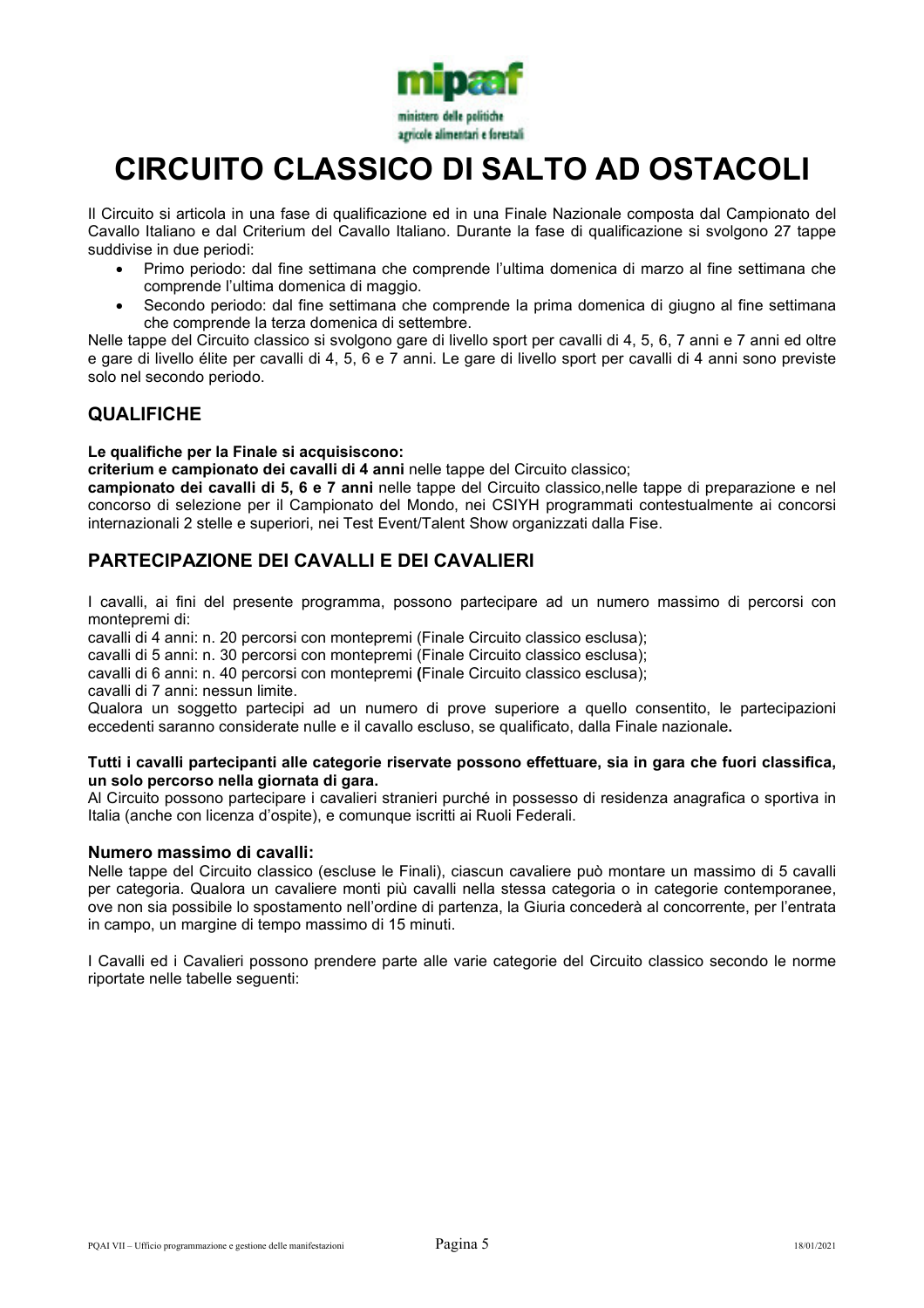# CIRCUITO CLASSICO DI SALTO AD OSTACOLI

Il Circuito si articola in una fase di qualificazione ed in una Finale Nazionale composta dal Campionato del Cavallo Italiano e dal Criterium del Cavallo Italiano. Durante la fase di qualificazione si svolgono 27 tappe suddivise in due periodi:

- Primo periodo: dal fine settimana che comprende l'ultima domenica di marzo al fine settimana che comprende l'ultima domenica di maggio.
- Secondo periodo: dal fine settimana che comprende la prima domenica di giugno al fine settimana che comprende la terza domenica di settembre.

Nelle tappe del Circuito classico si svolgono gare di livello sport per cavalli di 4, 5, 6, 7 anni e 7 anni ed oltre e gare di livello élite per cavalli di 4, 5, 6 e 7 anni. Le gare di livello sport per cavalli di 4 anni sono previste solo nel secondo periodo.

## QUALIFICHE

**Le qualifiche per la Finale si acquisiscono:**
**criterium e campionato dei cavalli di 4 anni** nelle tappe del Circuito classico;
**campionato dei cavalli di 5, 6 e 7 anni** nelle tappe del Circuito classico,nelle tappe di preparazione e nel concorso di selezione per il Campionato del Mondo, nei CSIYH programmati contestualmente ai concorsi internazionali 2 stelle e superiori, nei Test Event/Talent Show organizzati dalla Fise.

## PARTECIPAZIONE DEI CAVALLI E DEI CAVALIERI

I cavalli, ai fini del presente programma, possono partecipare ad un numero massimo di percorsi con montepremi di:
cavalli di 4 anni: n. 20 percorsi con montepremi (Finale Circuito classico esclusa);
cavalli di 5 anni: n. 30 percorsi con montepremi (Finale Circuito classico esclusa);
cavalli di 6 anni: n. 40 percorsi con montepremi **(**Finale Circuito classico esclusa);
cavalli di 7 anni: nessun limite.
Qualora un soggetto partecipi ad un numero di prove superiore a quello consentito, le partecipazioni eccedenti saranno considerate nulle e il cavallo escluso, se qualificato, dalla Finale nazionale**.**

**Tutti i cavalli partecipanti alle categorie riservate possono effettuare, sia in gara che fuori classifica, un solo percorso nella giornata di gara.**
Al Circuito possono partecipare i cavalieri stranieri purché in possesso di residenza anagrafica o sportiva in Italia (anche con licenza d'ospite), e comunque iscritti ai Ruoli Federali.

### Numero massimo di cavalli:

Nelle tappe del Circuito classico (escluse le Finali), ciascun cavaliere può montare un massimo di 5 cavalli per categoria. Qualora un cavaliere monti più cavalli nella stessa categoria o in categorie contemporanee, ove non sia possibile lo spostamento nell'ordine di partenza, la Giuria concederà al concorrente, per l'entrata in campo, un margine di tempo massimo di 15 minuti.

I Cavalli ed i Cavalieri possono prendere parte alle varie categorie del Circuito classico secondo le norme riportate nelle tabelle seguenti: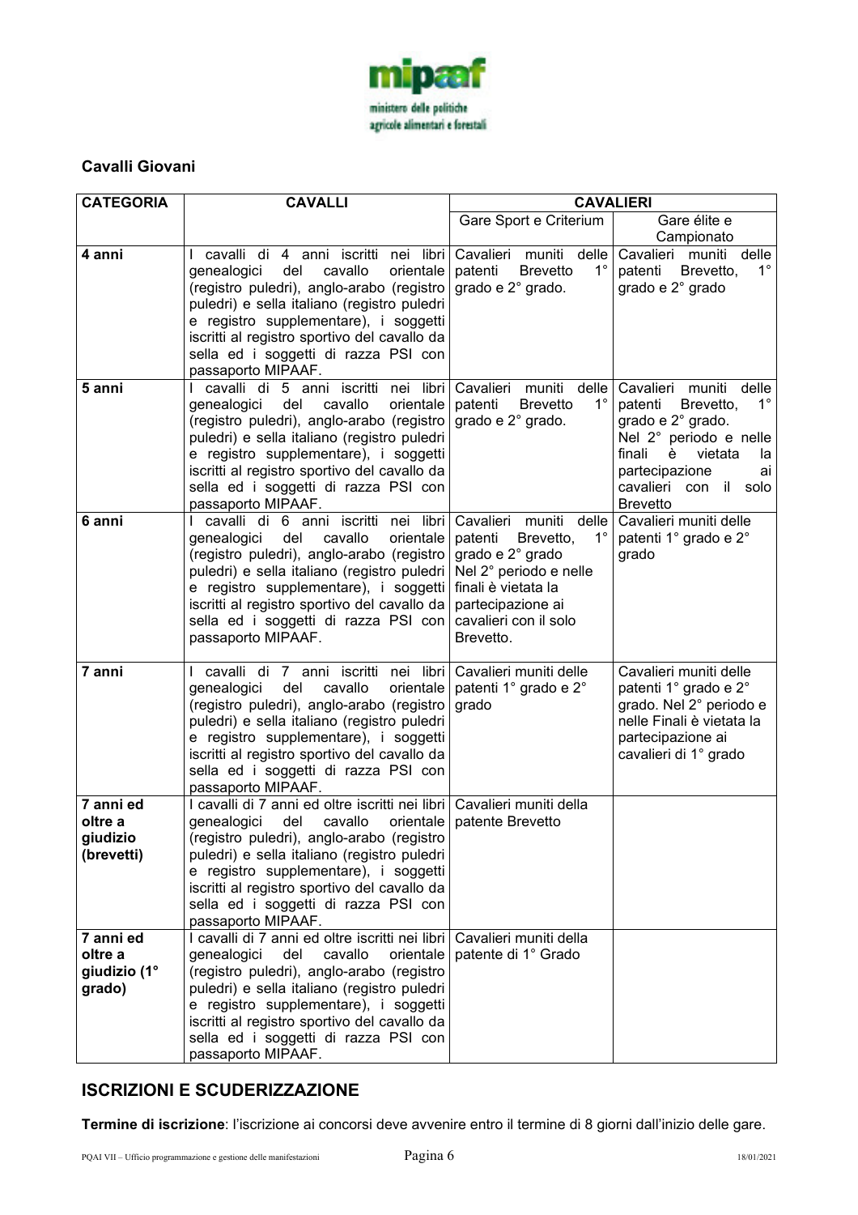### Cavalli Giovani

| CATEGORIA | CAVALLI | CAVALIERI | |
|---|---|---|---|
| | | Gare Sport e Criterium | Gare élite e Campionato |
| **4 anni** | I cavalli di 4 anni iscritti nei libri genealogici del cavallo orientale (registro puledri), anglo-arabo (registro puledri) e sella italiano (registro puledri e registro supplementare), i soggetti iscritti al registro sportivo del cavallo da sella ed i soggetti di razza PSI con passaporto MIPAAF. | Cavalieri muniti delle patenti Brevetto 1° grado e 2° grado. | Cavalieri muniti delle patenti Brevetto, 1° grado e 2° grado |
| **5 anni** | I cavalli di 5 anni iscritti nei libri genealogici del cavallo orientale (registro puledri), anglo-arabo (registro puledri) e sella italiano (registro puledri e registro supplementare), i soggetti iscritti al registro sportivo del cavallo da sella ed i soggetti di razza PSI con passaporto MIPAAF. | Cavalieri muniti delle patenti Brevetto 1° grado e 2° grado. | Cavalieri muniti delle patenti Brevetto, 1° grado e 2° grado. Nel 2° periodo e nelle finali è vietata la partecipazione ai cavalieri con il solo Brevetto |
| **6 anni** | I cavalli di 6 anni iscritti nei libri genealogici del cavallo orientale (registro puledri), anglo-arabo (registro puledri) e sella italiano (registro puledri e registro supplementare), i soggetti iscritti al registro sportivo del cavallo da sella ed i soggetti di razza PSI con passaporto MIPAAF. | Cavalieri muniti delle patenti Brevetto, 1° grado e 2° grado Nel 2° periodo e nelle finali è vietata la partecipazione ai cavalieri con il solo Brevetto. | Cavalieri muniti delle patenti 1° grado e 2° grado |
| **7 anni** | I cavalli di 7 anni iscritti nei libri genealogici del cavallo orientale (registro puledri), anglo-arabo (registro puledri) e sella italiano (registro puledri e registro supplementare), i soggetti iscritti al registro sportivo del cavallo da sella ed i soggetti di razza PSI con passaporto MIPAAF. | Cavalieri muniti delle patenti 1° grado e 2° grado | Cavalieri muniti delle patenti 1° grado e 2° grado. Nel 2° periodo e nelle Finali è vietata la partecipazione ai cavalieri di 1° grado |
| **7 anni ed oltre a giudizio (brevetti)** | I cavalli di 7 anni ed oltre iscritti nei libri genealogici del cavallo orientale (registro puledri), anglo-arabo (registro puledri) e sella italiano (registro puledri e registro supplementare), i soggetti iscritti al registro sportivo del cavallo da sella ed i soggetti di razza PSI con passaporto MIPAAF. | Cavalieri muniti della patente Brevetto | |
| **7 anni ed oltre a giudizio (1° grado)** | I cavalli di 7 anni ed oltre iscritti nei libri genealogici del cavallo orientale (registro puledri), anglo-arabo (registro puledri) e sella italiano (registro puledri e registro supplementare), i soggetti iscritti al registro sportivo del cavallo da sella ed i soggetti di razza PSI con passaporto MIPAAF. | Cavalieri muniti della patente di 1° Grado | |

## ISCRIZIONI E SCUDERIZZAZIONE

**Termine di iscrizione**: l'iscrizione ai concorsi deve avvenire entro il termine di 8 giorni dall'inizio delle gare.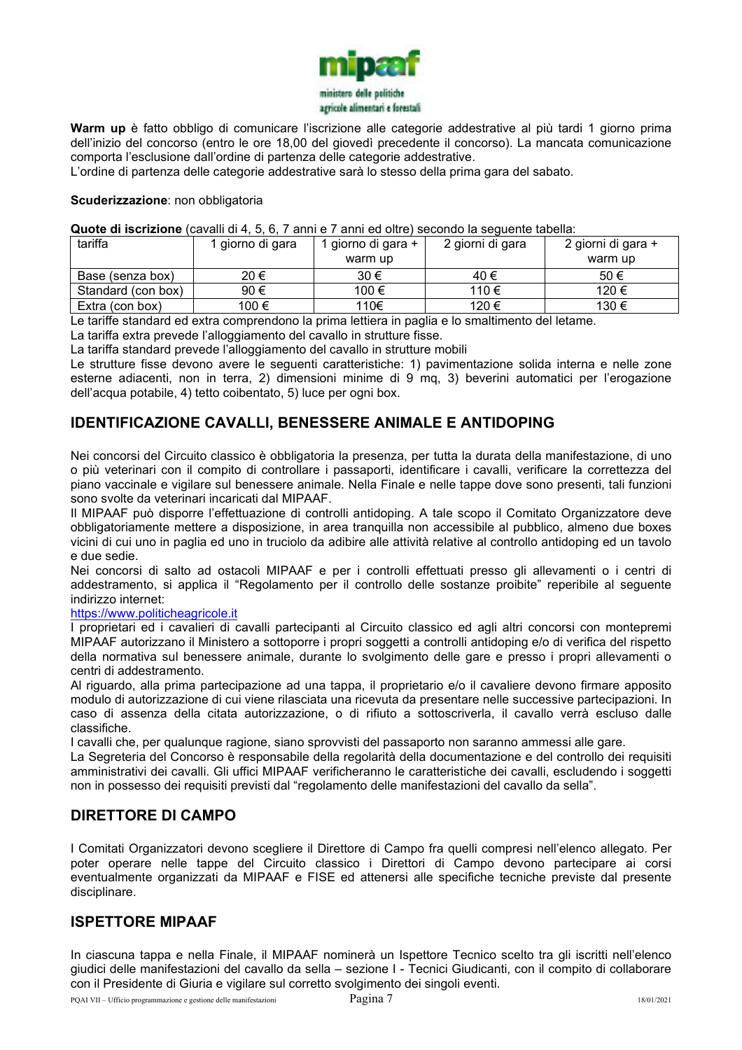**Warm up** è fatto obbligo di comunicare l'iscrizione alle categorie addestrative al più tardi 1 giorno prima dell'inizio del concorso (entro le ore 18,00 del giovedì precedente il concorso). La mancata comunicazione comporta l'esclusione dall'ordine di partenza delle categorie addestrative.
L'ordine di partenza delle categorie addestrative sarà lo stesso della prima gara del sabato.

**Scuderizzazione**: non obbligatoria

**Quote di iscrizione** (cavalli di 4, 5, 6, 7 anni e 7 anni ed oltre) secondo la seguente tabella:

| tariffa | 1 giorno di gara | 1 giorno di gara + warm up | 2 giorni di gara | 2 giorni di gara + warm up |
|---|---|---|---|---|
| Base (senza box) | 20 € | 30 € | 40 € | 50 € |
| Standard (con box) | 90 € | 100 € | 110 € | 120 € |
| Extra (con box) | 100 € | 110€ | 120 € | 130 € |

Le tariffe standard ed extra comprendono la prima lettiera in paglia e lo smaltimento del letame.
La tariffa extra prevede l'alloggiamento del cavallo in strutture fisse.
La tariffa standard prevede l'alloggiamento del cavallo in strutture mobili
Le strutture fisse devono avere le seguenti caratteristiche: 1) pavimentazione solida interna e nelle zone esterne adiacenti, non in terra, 2) dimensioni minime di 9 mq, 3) beverini automatici per l'erogazione dell'acqua potabile, 4) tetto coibentato, 5) luce per ogni box.

## IDENTIFICAZIONE CAVALLI, BENESSERE ANIMALE E ANTIDOPING

Nei concorsi del Circuito classico è obbligatoria la presenza, per tutta la durata della manifestazione, di uno o più veterinari con il compito di controllare i passaporti, identificare i cavalli, verificare la correttezza del piano vaccinale e vigilare sul benessere animale. Nella Finale e nelle tappe dove sono presenti, tali funzioni sono svolte da veterinari incaricati dal MIPAAF.
Il MIPAAF può disporre l'effettuazione di controlli antidoping. A tale scopo il Comitato Organizzatore deve obbligatoriamente mettere a disposizione, in area tranquilla non accessibile al pubblico, almeno due boxes vicini di cui uno in paglia ed uno in truciolo da adibire alle attività relative al controllo antidoping ed un tavolo e due sedie.
Nei concorsi di salto ad ostacoli MIPAAF e per i controlli effettuati presso gli allevamenti o i centri di addestramento, si applica il "Regolamento per il controllo delle sostanze proibite" reperibile al seguente indirizzo internet:
https://www.politicheagricole.it
I proprietari ed i cavalieri di cavalli partecipanti al Circuito classico ed agli altri concorsi con montepremi MIPAAF autorizzano il Ministero a sottoporre i propri soggetti a controlli antidoping e/o di verifica del rispetto della normativa sul benessere animale, durante lo svolgimento delle gare e presso i propri allevamenti o centri di addestramento.
Al riguardo, alla prima partecipazione ad una tappa, il proprietario e/o il cavaliere devono firmare apposito modulo di autorizzazione di cui viene rilasciata una ricevuta da presentare nelle successive partecipazioni. In caso di assenza della citata autorizzazione, o di rifiuto a sottoscriverla, il cavallo verrà escluso dalle classifiche.
I cavalli che, per qualunque ragione, siano sprovvisti del passaporto non saranno ammessi alle gare.
La Segreteria del Concorso è responsabile della regolarità della documentazione e del controllo dei requisiti amministrativi dei cavalli. Gli uffici MIPAAF verificheranno le caratteristiche dei cavalli, escludendo i soggetti non in possesso dei requisiti previsti dal "regolamento delle manifestazioni del cavallo da sella".

## DIRETTORE DI CAMPO

I Comitati Organizzatori devono scegliere il Direttore di Campo fra quelli compresi nell'elenco allegato. Per poter operare nelle tappe del Circuito classico i Direttori di Campo devono partecipare ai corsi eventualmente organizzati da MIPAAF e FISE ed attenersi alle specifiche tecniche previste dal presente disciplinare.

## ISPETTORE MIPAAF

In ciascuna tappa e nella Finale, il MIPAAF nominerà un Ispettore Tecnico scelto tra gli iscritti nell'elenco giudici delle manifestazioni del cavallo da sella – sezione I - Tecnici Giudicanti, con il compito di collaborare con il Presidente di Giuria e vigilare sul corretto svolgimento dei singoli eventi.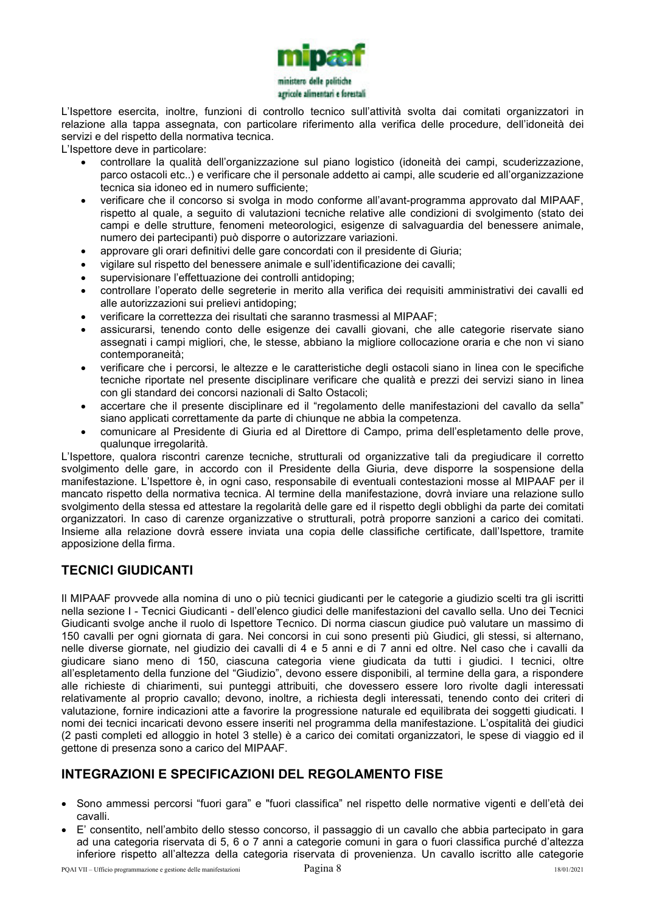L'Ispettore esercita, inoltre, funzioni di controllo tecnico sull'attività svolta dai comitati organizzatori in relazione alla tappa assegnata, con particolare riferimento alla verifica delle procedure, dell'idoneità dei servizi e del rispetto della normativa tecnica.

L'Ispettore deve in particolare:

- controllare la qualità dell'organizzazione sul piano logistico (idoneità dei campi, scuderizzazione, parco ostacoli etc..) e verificare che il personale addetto ai campi, alle scuderie ed all'organizzazione tecnica sia idoneo ed in numero sufficiente;
- verificare che il concorso si svolga in modo conforme all'avant-programma approvato dal MIPAAF, rispetto al quale, a seguito di valutazioni tecniche relative alle condizioni di svolgimento (stato dei campi e delle strutture, fenomeni meteorologici, esigenze di salvaguardia del benessere animale, numero dei partecipanti) può disporre o autorizzare variazioni.
- approvare gli orari definitivi delle gare concordati con il presidente di Giuria;
- vigilare sul rispetto del benessere animale e sull'identificazione dei cavalli;
- supervisionare l'effettuazione dei controlli antidoping;
- controllare l'operato delle segreterie in merito alla verifica dei requisiti amministrativi dei cavalli ed alle autorizzazioni sui prelievi antidoping;
- verificare la correttezza dei risultati che saranno trasmessi al MIPAAF;
- assicurarsi, tenendo conto delle esigenze dei cavalli giovani, che alle categorie riservate siano assegnati i campi migliori, che, le stesse, abbiano la migliore collocazione oraria e che non vi siano contemporaneità;
- verificare che i percorsi, le altezze e le caratteristiche degli ostacoli siano in linea con le specifiche tecniche riportate nel presente disciplinare verificare che qualità e prezzi dei servizi siano in linea con gli standard dei concorsi nazionali di Salto Ostacoli;
- accertare che il presente disciplinare ed il "regolamento delle manifestazioni del cavallo da sella" siano applicati correttamente da parte di chiunque ne abbia la competenza.
- comunicare al Presidente di Giuria ed al Direttore di Campo, prima dell'espletamento delle prove, qualunque irregolarità.

L'Ispettore, qualora riscontri carenze tecniche, strutturali od organizzative tali da pregiudicare il corretto svolgimento delle gare, in accordo con il Presidente della Giuria, deve disporre la sospensione della manifestazione. L'Ispettore è, in ogni caso, responsabile di eventuali contestazioni mosse al MIPAAF per il mancato rispetto della normativa tecnica. Al termine della manifestazione, dovrà inviare una relazione sullo svolgimento della stessa ed attestare la regolarità delle gare ed il rispetto degli obblighi da parte dei comitati organizzatori. In caso di carenze organizzative o strutturali, potrà proporre sanzioni a carico dei comitati. Insieme alla relazione dovrà essere inviata una copia delle classifiche certificate, dall'Ispettore, tramite apposizione della firma.

## TECNICI GIUDICANTI

Il MIPAAF provvede alla nomina di uno o più tecnici giudicanti per le categorie a giudizio scelti tra gli iscritti nella sezione I - Tecnici Giudicanti - dell'elenco giudici delle manifestazioni del cavallo sella. Uno dei Tecnici Giudicanti svolge anche il ruolo di Ispettore Tecnico. Di norma ciascun giudice può valutare un massimo di 150 cavalli per ogni giornata di gara. Nei concorsi in cui sono presenti più Giudici, gli stessi, si alternano, nelle diverse giornate, nel giudizio dei cavalli di 4 e 5 anni e di 7 anni ed oltre. Nel caso che i cavalli da giudicare siano meno di 150, ciascuna categoria viene giudicata da tutti i giudici. I tecnici, oltre all'espletamento della funzione del "Giudizio", devono essere disponibili, al termine della gara, a rispondere alle richieste di chiarimenti, sui punteggi attribuiti, che dovessero essere loro rivolte dagli interessati relativamente al proprio cavallo; devono, inoltre, a richiesta degli interessati, tenendo conto dei criteri di valutazione, fornire indicazioni atte a favorire la progressione naturale ed equilibrata dei soggetti giudicati. I nomi dei tecnici incaricati devono essere inseriti nel programma della manifestazione. L'ospitalità dei giudici (2 pasti completi ed alloggio in hotel 3 stelle) è a carico dei comitati organizzatori, le spese di viaggio ed il gettone di presenza sono a carico del MIPAAF.

## INTEGRAZIONI E SPECIFICAZIONI DEL REGOLAMENTO FISE

- Sono ammessi percorsi "fuori gara" e "fuori classifica" nel rispetto delle normative vigenti e dell'età dei cavalli.
- E' consentito, nell'ambito dello stesso concorso, il passaggio di un cavallo che abbia partecipato in gara ad una categoria riservata di 5, 6 o 7 anni a categorie comuni in gara o fuori classifica purché d'altezza inferiore rispetto all'altezza della categoria riservata di provenienza. Un cavallo iscritto alle categorie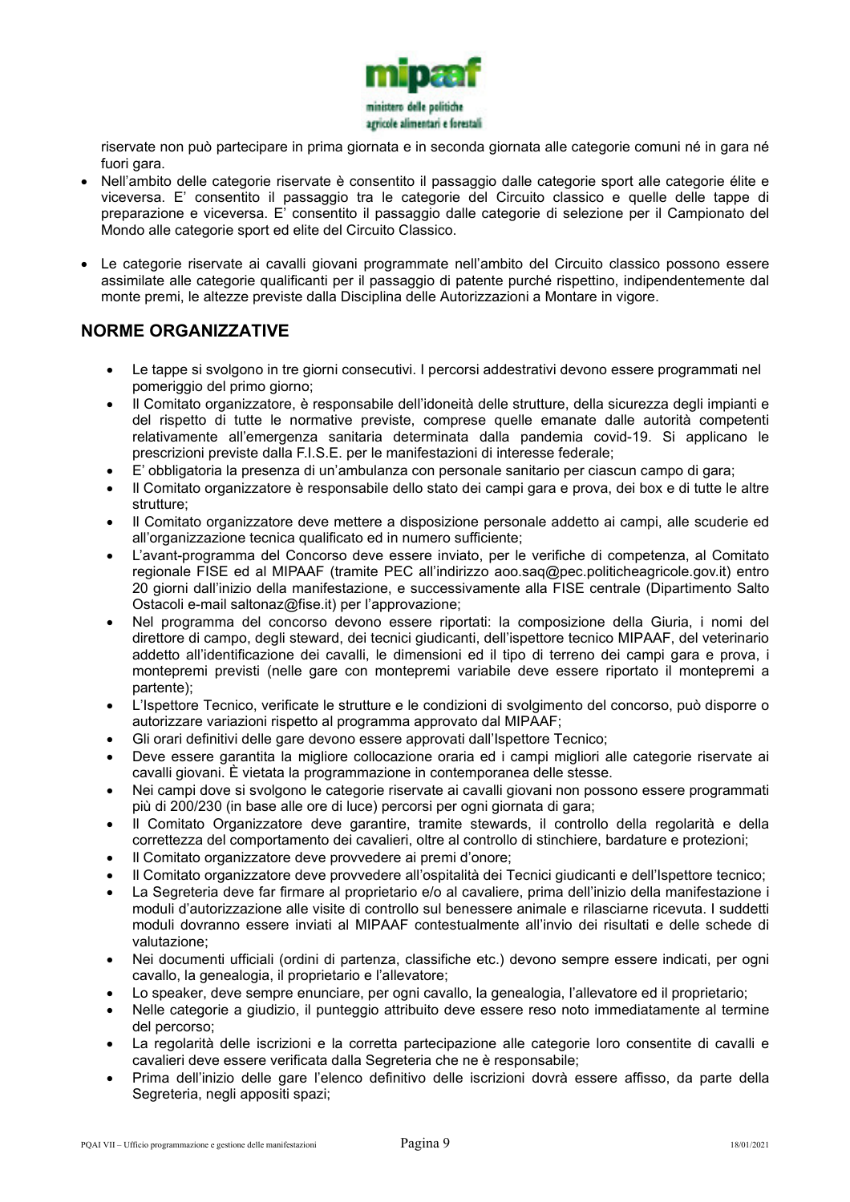riservate non può partecipare in prima giornata e in seconda giornata alle categorie comuni né in gara né fuori gara.

- Nell'ambito delle categorie riservate è consentito il passaggio dalle categorie sport alle categorie élite e viceversa. E' consentito il passaggio tra le categorie del Circuito classico e quelle delle tappe di preparazione e viceversa. E' consentito il passaggio dalle categorie di selezione per il Campionato del Mondo alle categorie sport ed elite del Circuito Classico.

- Le categorie riservate ai cavalli giovani programmate nell'ambito del Circuito classico possono essere assimilate alle categorie qualificanti per il passaggio di patente purché rispettino, indipendentemente dal monte premi, le altezze previste dalla Disciplina delle Autorizzazioni a Montare in vigore.

## NORME ORGANIZZATIVE

- Le tappe si svolgono in tre giorni consecutivi. I percorsi addestrativi devono essere programmati nel pomeriggio del primo giorno;
- Il Comitato organizzatore, è responsabile dell'idoneità delle strutture, della sicurezza degli impianti e del rispetto di tutte le normative previste, comprese quelle emanate dalle autorità competenti relativamente all'emergenza sanitaria determinata dalla pandemia covid-19. Si applicano le prescrizioni previste dalla F.I.S.E. per le manifestazioni di interesse federale;
- E' obbligatoria la presenza di un'ambulanza con personale sanitario per ciascun campo di gara;
- Il Comitato organizzatore è responsabile dello stato dei campi gara e prova, dei box e di tutte le altre strutture;
- Il Comitato organizzatore deve mettere a disposizione personale addetto ai campi, alle scuderie ed all'organizzazione tecnica qualificato ed in numero sufficiente;
- L'avant-programma del Concorso deve essere inviato, per le verifiche di competenza, al Comitato regionale FISE ed al MIPAAF (tramite PEC all'indirizzo aoo.saq@pec.politicheagricole.gov.it) entro 20 giorni dall'inizio della manifestazione, e successivamente alla FISE centrale (Dipartimento Salto Ostacoli e-mail saltonaz@fise.it) per l'approvazione;
- Nel programma del concorso devono essere riportati: la composizione della Giuria, i nomi del direttore di campo, degli steward, dei tecnici giudicanti, dell'ispettore tecnico MIPAAF, del veterinario addetto all'identificazione dei cavalli, le dimensioni ed il tipo di terreno dei campi gara e prova, i montepremi previsti (nelle gare con montepremi variabile deve essere riportato il montepremi a partente);
- L'Ispettore Tecnico, verificate le strutture e le condizioni di svolgimento del concorso, può disporre o autorizzare variazioni rispetto al programma approvato dal MIPAAF;
- Gli orari definitivi delle gare devono essere approvati dall'Ispettore Tecnico;
- Deve essere garantita la migliore collocazione oraria ed i campi migliori alle categorie riservate ai cavalli giovani. È vietata la programmazione in contemporanea delle stesse.
- Nei campi dove si svolgono le categorie riservate ai cavalli giovani non possono essere programmati più di 200/230 (in base alle ore di luce) percorsi per ogni giornata di gara;
- Il Comitato Organizzatore deve garantire, tramite stewards, il controllo della regolarità e della correttezza del comportamento dei cavalieri, oltre al controllo di stinchiere, bardature e protezioni;
- Il Comitato organizzatore deve provvedere ai premi d'onore;
- Il Comitato organizzatore deve provvedere all'ospitalità dei Tecnici giudicanti e dell'Ispettore tecnico;
- La Segreteria deve far firmare al proprietario e/o al cavaliere, prima dell'inizio della manifestazione i moduli d'autorizzazione alle visite di controllo sul benessere animale e rilasciarne ricevuta. I suddetti moduli dovranno essere inviati al MIPAAF contestualmente all'invio dei risultati e delle schede di valutazione;
- Nei documenti ufficiali (ordini di partenza, classifiche etc.) devono sempre essere indicati, per ogni cavallo, la genealogia, il proprietario e l'allevatore;
- Lo speaker, deve sempre enunciare, per ogni cavallo, la genealogia, l'allevatore ed il proprietario;
- Nelle categorie a giudizio, il punteggio attribuito deve essere reso noto immediatamente al termine del percorso;
- La regolarità delle iscrizioni e la corretta partecipazione alle categorie loro consentite di cavalli e cavalieri deve essere verificata dalla Segreteria che ne è responsabile;
- Prima dell'inizio delle gare l'elenco definitivo delle iscrizioni dovrà essere affisso, da parte della Segreteria, negli appositi spazi;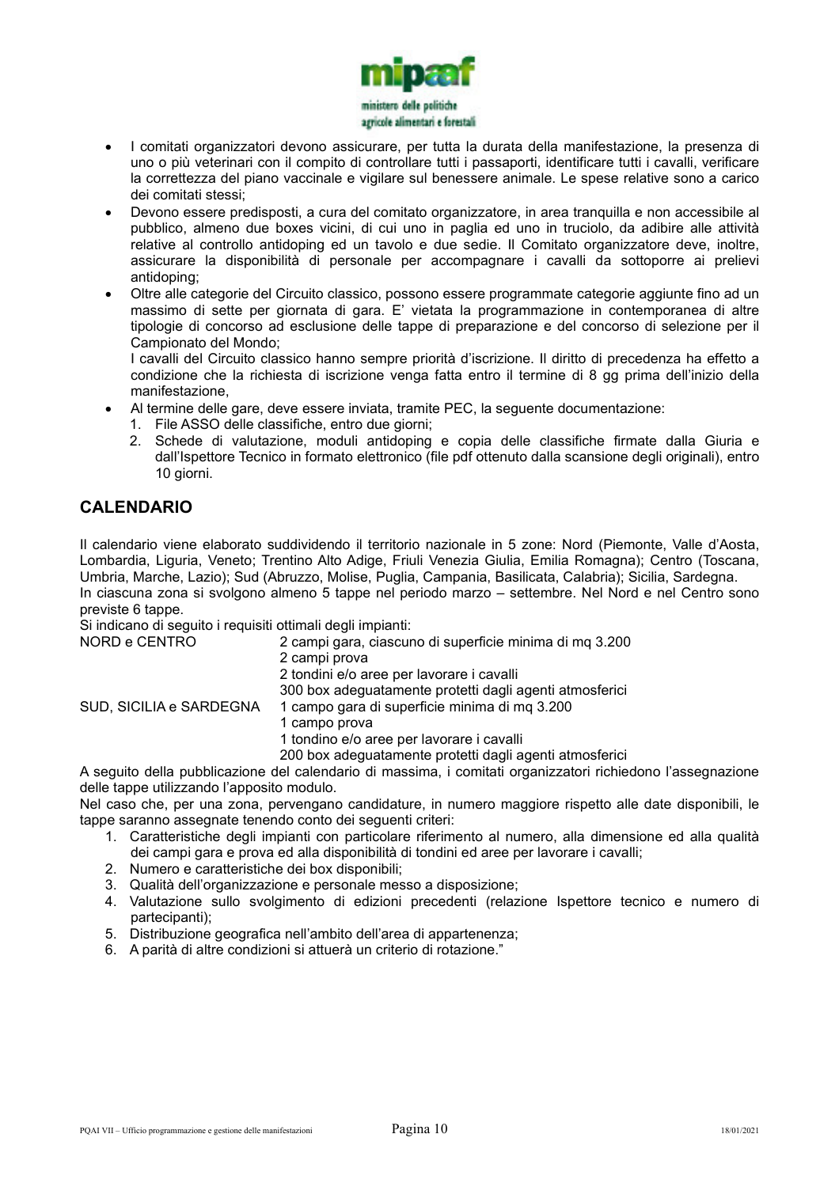- I comitati organizzatori devono assicurare, per tutta la durata della manifestazione, la presenza di uno o più veterinari con il compito di controllare tutti i passaporti, identificare tutti i cavalli, verificare la correttezza del piano vaccinale e vigilare sul benessere animale. Le spese relative sono a carico dei comitati stessi;
- Devono essere predisposti, a cura del comitato organizzatore, in area tranquilla e non accessibile al pubblico, almeno due boxes vicini, di cui uno in paglia ed uno in truciolo, da adibire alle attività relative al controllo antidoping ed un tavolo e due sedie. Il Comitato organizzatore deve, inoltre, assicurare la disponibilità di personale per accompagnare i cavalli da sottoporre ai prelievi antidoping;
- Oltre alle categorie del Circuito classico, possono essere programmate categorie aggiunte fino ad un massimo di sette per giornata di gara. E' vietata la programmazione in contemporanea di altre tipologie di concorso ad esclusione delle tappe di preparazione e del concorso di selezione per il Campionato del Mondo;

  I cavalli del Circuito classico hanno sempre priorità d'iscrizione. Il diritto di precedenza ha effetto a condizione che la richiesta di iscrizione venga fatta entro il termine di 8 gg prima dell'inizio della manifestazione,
- Al termine delle gare, deve essere inviata, tramite PEC, la seguente documentazione:
  1. File ASSO delle classifiche, entro due giorni;
  2. Schede di valutazione, moduli antidoping e copia delle classifiche firmate dalla Giuria e dall'Ispettore Tecnico in formato elettronico (file pdf ottenuto dalla scansione degli originali), entro 10 giorni.

## CALENDARIO

Il calendario viene elaborato suddividendo il territorio nazionale in 5 zone: Nord (Piemonte, Valle d'Aosta, Lombardia, Liguria, Veneto; Trentino Alto Adige, Friuli Venezia Giulia, Emilia Romagna); Centro (Toscana, Umbria, Marche, Lazio); Sud (Abruzzo, Molise, Puglia, Campania, Basilicata, Calabria); Sicilia, Sardegna.
In ciascuna zona si svolgono almeno 5 tappe nel periodo marzo – settembre. Nel Nord e nel Centro sono previste 6 tappe.

Si indicano di seguito i requisiti ottimali degli impianti:

| | |
|---|---|
| NORD e CENTRO | 2 campi gara, ciascuno di superficie minima di mq 3.200 |
| | 2 campi prova |
| | 2 tondini e/o aree per lavorare i cavalli |
| | 300 box adeguatamente protetti dagli agenti atmosferici |
| SUD, SICILIA e SARDEGNA | 1 campo gara di superficie minima di mq 3.200 |
| | 1 campo prova |
| | 1 tondino e/o aree per lavorare i cavalli |
| | 200 box adeguatamente protetti dagli agenti atmosferici |

A seguito della pubblicazione del calendario di massima, i comitati organizzatori richiedono l'assegnazione delle tappe utilizzando l'apposito modulo.

Nel caso che, per una zona, pervengano candidature, in numero maggiore rispetto alle date disponibili, le tappe saranno assegnate tenendo conto dei seguenti criteri:

1. Caratteristiche degli impianti con particolare riferimento al numero, alla dimensione ed alla qualità dei campi gara e prova ed alla disponibilità di tondini ed aree per lavorare i cavalli;
2. Numero e caratteristiche dei box disponibili;
3. Qualità dell'organizzazione e personale messo a disposizione;
4. Valutazione sullo svolgimento di edizioni precedenti (relazione Ispettore tecnico e numero di partecipanti);
5. Distribuzione geografica nell'ambito dell'area di appartenenza;
6. A parità di altre condizioni si attuerà un criterio di rotazione."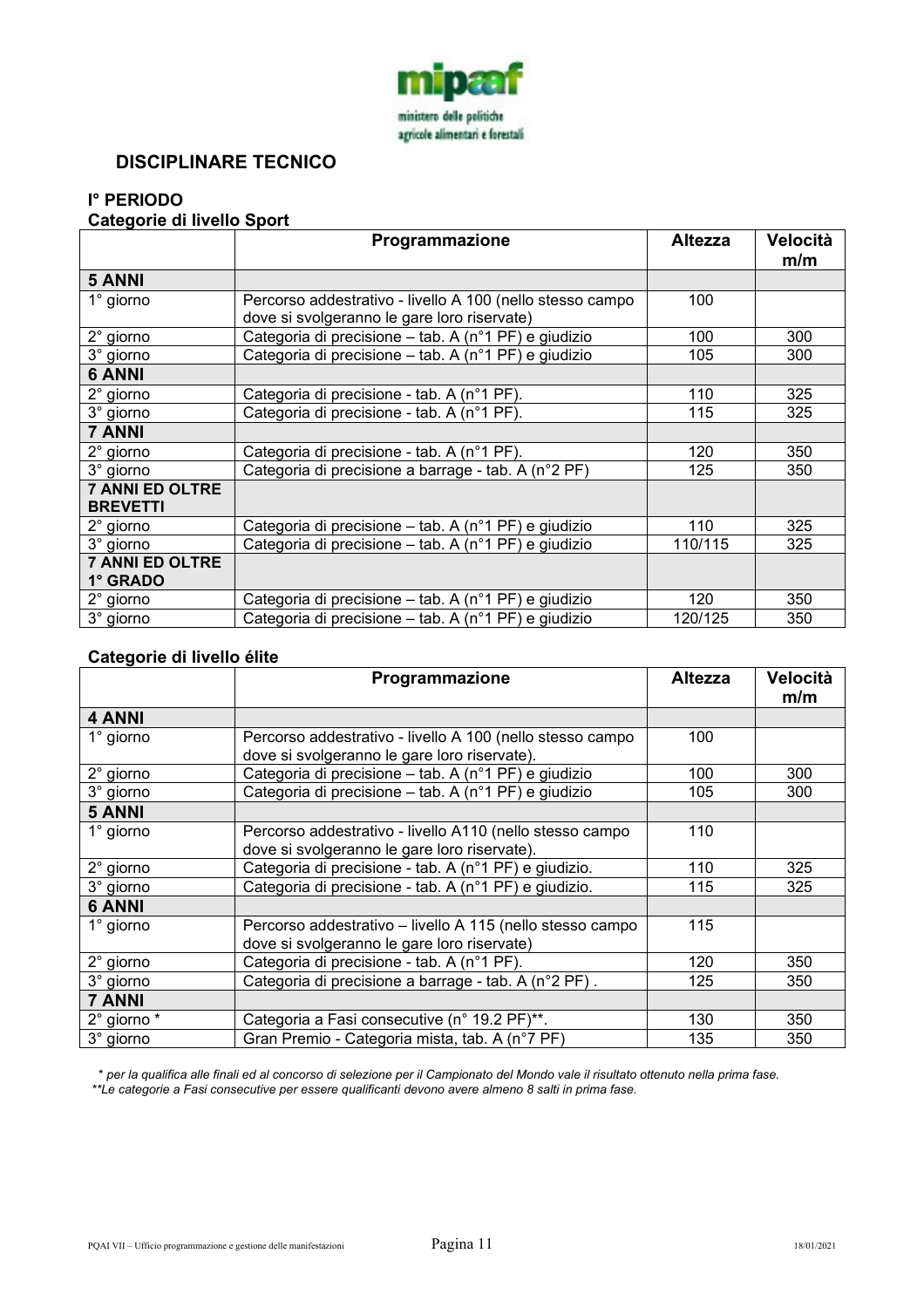mipaaf
ministero delle politiche agricole alimentari e forestali

## DISCIPLINARE TECNICO

### I° PERIODO

**Categorie di livello Sport**

| | Programmazione | Altezza | Velocità m/m |
|---|---|---|---|
| **5 ANNI** | | | |
| 1° giorno | Percorso addestrativo - livello A 100 (nello stesso campo dove si svolgeranno le gare loro riservate) | 100 | |
| 2° giorno | Categoria di precisione – tab. A (n°1 PF) e giudizio | 100 | 300 |
| 3° giorno | Categoria di precisione – tab. A (n°1 PF) e giudizio | 105 | 300 |
| **6 ANNI** | | | |
| 2° giorno | Categoria di precisione - tab. A (n°1 PF). | 110 | 325 |
| 3° giorno | Categoria di precisione - tab. A (n°1 PF). | 115 | 325 |
| **7 ANNI** | | | |
| 2° giorno | Categoria di precisione - tab. A (n°1 PF). | 120 | 350 |
| 3° giorno | Categoria di precisione a barrage - tab. A (n°2 PF) | 125 | 350 |
| **7 ANNI ED OLTRE BREVETTI** | | | |
| 2° giorno | Categoria di precisione – tab. A (n°1 PF) e giudizio | 110 | 325 |
| 3° giorno | Categoria di precisione – tab. A (n°1 PF) e giudizio | 110/115 | 325 |
| **7 ANNI ED OLTRE 1° GRADO** | | | |
| 2° giorno | Categoria di precisione – tab. A (n°1 PF) e giudizio | 120 | 350 |
| 3° giorno | Categoria di precisione – tab. A (n°1 PF) e giudizio | 120/125 | 350 |

**Categorie di livello élite**

| | Programmazione | Altezza | Velocità m/m |
|---|---|---|---|
| **4 ANNI** | | | |
| 1° giorno | Percorso addestrativo - livello A 100 (nello stesso campo dove si svolgeranno le gare loro riservate). | 100 | |
| 2° giorno | Categoria di precisione – tab. A (n°1 PF) e giudizio | 100 | 300 |
| 3° giorno | Categoria di precisione – tab. A (n°1 PF) e giudizio | 105 | 300 |
| **5 ANNI** | | | |
| 1° giorno | Percorso addestrativo - livello A110 (nello stesso campo dove si svolgeranno le gare loro riservate). | 110 | |
| 2° giorno | Categoria di precisione - tab. A (n°1 PF) e giudizio. | 110 | 325 |
| 3° giorno | Categoria di precisione - tab. A (n°1 PF) e giudizio. | 115 | 325 |
| **6 ANNI** | | | |
| 1° giorno | Percorso addestrativo – livello A 115 (nello stesso campo dove si svolgeranno le gare loro riservate) | 115 | |
| 2° giorno | Categoria di precisione - tab. A (n°1 PF). | 120 | 350 |
| 3° giorno | Categoria di precisione a barrage - tab. A (n°2 PF) . | 125 | 350 |
| **7 ANNI** | | | |
| 2° giorno * | Categoria a Fasi consecutive (n° 19.2 PF)**. | 130 | 350 |
| 3° giorno | Gran Premio - Categoria mista, tab. A (n°7 PF) | 135 | 350 |

*\* per la qualifica alle finali ed al concorso di selezione per il Campionato del Mondo vale il risultato ottenuto nella prima fase.*

*\*\*Le categorie a Fasi consecutive per essere qualificanti devono avere almeno 8 salti in prima fase.*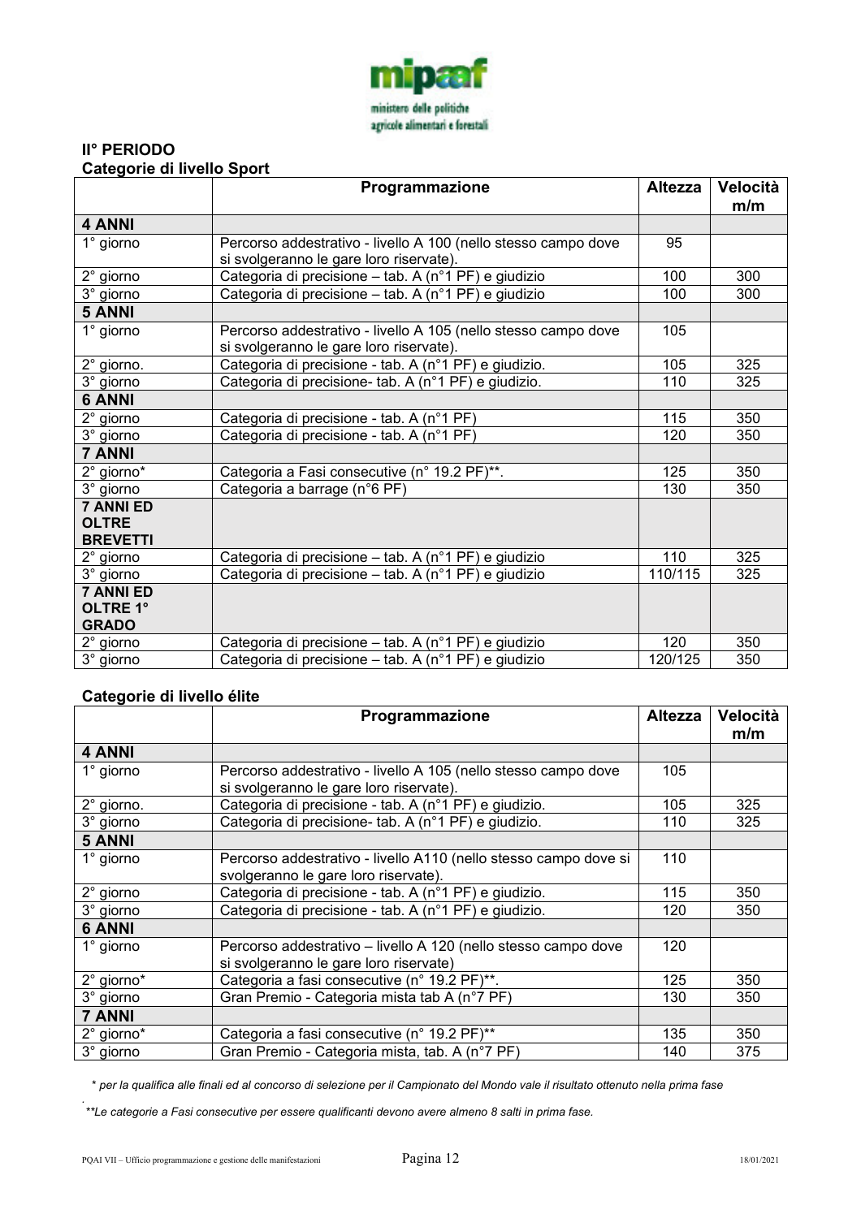**II° PERIODO**

**Categorie di livello Sport**

| | Programmazione | Altezza | Velocità m/m |
|---|---|---|---|
| **4 ANNI** | | | |
| 1° giorno | Percorso addestrativo - livello A 100 (nello stesso campo dove si svolgeranno le gare loro riservate). | 95 | |
| 2° giorno | Categoria di precisione – tab. A (n°1 PF) e giudizio | 100 | 300 |
| 3° giorno | Categoria di precisione – tab. A (n°1 PF) e giudizio | 100 | 300 |
| **5 ANNI** | | | |
| 1° giorno | Percorso addestrativo - livello A 105 (nello stesso campo dove si svolgeranno le gare loro riservate). | 105 | |
| 2° giorno. | Categoria di precisione - tab. A (n°1 PF) e giudizio. | 105 | 325 |
| 3° giorno | Categoria di precisione- tab. A (n°1 PF) e giudizio. | 110 | 325 |
| **6 ANNI** | | | |
| 2° giorno | Categoria di precisione - tab. A (n°1 PF) | 115 | 350 |
| 3° giorno | Categoria di precisione - tab. A (n°1 PF) | 120 | 350 |
| **7 ANNI** | | | |
| 2° giorno* | Categoria a Fasi consecutive (n° 19.2 PF)**. | 125 | 350 |
| 3° giorno | Categoria a barrage (n°6 PF) | 130 | 350 |
| **7 ANNI ED OLTRE BREVETTI** | | | |
| 2° giorno | Categoria di precisione – tab. A (n°1 PF) e giudizio | 110 | 325 |
| 3° giorno | Categoria di precisione – tab. A (n°1 PF) e giudizio | 110/115 | 325 |
| **7 ANNI ED OLTRE 1° GRADO** | | | |
| 2° giorno | Categoria di precisione – tab. A (n°1 PF) e giudizio | 120 | 350 |
| 3° giorno | Categoria di precisione – tab. A (n°1 PF) e giudizio | 120/125 | 350 |

**Categorie di livello élite**

| | Programmazione | Altezza | Velocità m/m |
|---|---|---|---|
| **4 ANNI** | | | |
| 1° giorno | Percorso addestrativo - livello A 105 (nello stesso campo dove si svolgeranno le gare loro riservate). | 105 | |
| 2° giorno. | Categoria di precisione - tab. A (n°1 PF) e giudizio. | 105 | 325 |
| 3° giorno | Categoria di precisione- tab. A (n°1 PF) e giudizio. | 110 | 325 |
| **5 ANNI** | | | |
| 1° giorno | Percorso addestrativo - livello A110 (nello stesso campo dove si svolgeranno le gare loro riservate). | 110 | |
| 2° giorno | Categoria di precisione - tab. A (n°1 PF) e giudizio. | 115 | 350 |
| 3° giorno | Categoria di precisione - tab. A (n°1 PF) e giudizio. | 120 | 350 |
| **6 ANNI** | | | |
| 1° giorno | Percorso addestrativo – livello A 120 (nello stesso campo dove si svolgeranno le gare loro riservate) | 120 | |
| 2° giorno* | Categoria a fasi consecutive (n° 19.2 PF)**. | 125 | 350 |
| 3° giorno | Gran Premio - Categoria mista tab A (n°7 PF) | 130 | 350 |
| **7 ANNI** | | | |
| 2° giorno* | Categoria a fasi consecutive (n° 19.2 PF)** | 135 | 350 |
| 3° giorno | Gran Premio - Categoria mista, tab. A (n°7 PF) | 140 | 375 |

*\* per la qualifica alle finali ed al concorso di selezione per il Campionato del Mondo vale il risultato ottenuto nella prima fase*

*\*\*Le categorie a Fasi consecutive per essere qualificanti devono avere almeno 8 salti in prima fase.*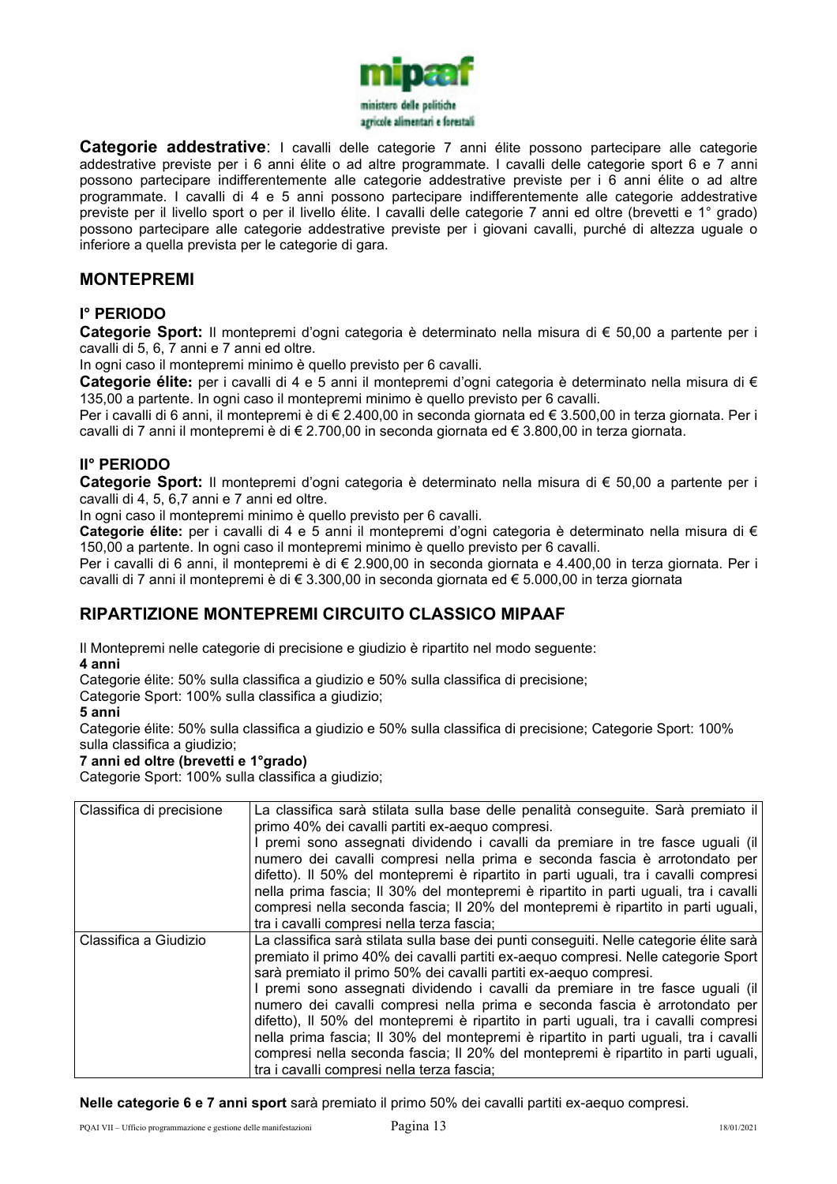**Categorie addestrative**: I cavalli delle categorie 7 anni élite possono partecipare alle categorie addestrative previste per i 6 anni élite o ad altre programmate. I cavalli delle categorie sport 6 e 7 anni possono partecipare indifferentemente alle categorie addestrative previste per i 6 anni élite o ad altre programmate. I cavalli di 4 e 5 anni possono partecipare indifferentemente alle categorie addestrative previste per il livello sport o per il livello élite. I cavalli delle categorie 7 anni ed oltre (brevetti e 1° grado) possono partecipare alle categorie addestrative previste per i giovani cavalli, purché di altezza uguale o inferiore a quella prevista per le categorie di gara.

## MONTEPREMI

### I° PERIODO

**Categorie Sport:** Il montepremi d'ogni categoria è determinato nella misura di € 50,00 a partente per i cavalli di 5, 6, 7 anni e 7 anni ed oltre.

In ogni caso il montepremi minimo è quello previsto per 6 cavalli.

**Categorie élite:** per i cavalli di 4 e 5 anni il montepremi d'ogni categoria è determinato nella misura di € 135,00 a partente. In ogni caso il montepremi minimo è quello previsto per 6 cavalli.

Per i cavalli di 6 anni, il montepremi è di € 2.400,00 in seconda giornata ed € 3.500,00 in terza giornata. Per i cavalli di 7 anni il montepremi è di € 2.700,00 in seconda giornata ed € 3.800,00 in terza giornata.

### II° PERIODO

**Categorie Sport:** Il montepremi d'ogni categoria è determinato nella misura di € 50,00 a partente per i cavalli di 4, 5, 6,7 anni e 7 anni ed oltre.

In ogni caso il montepremi minimo è quello previsto per 6 cavalli.

**Categorie élite:** per i cavalli di 4 e 5 anni il montepremi d'ogni categoria è determinato nella misura di € 150,00 a partente. In ogni caso il montepremi minimo è quello previsto per 6 cavalli.

Per i cavalli di 6 anni, il montepremi è di € 2.900,00 in seconda giornata e 4.400,00 in terza giornata. Per i cavalli di 7 anni il montepremi è di € 3.300,00 in seconda giornata ed € 5.000,00 in terza giornata

## RIPARTIZIONE MONTEPREMI CIRCUITO CLASSICO MIPAAF

Il Montepremi nelle categorie di precisione e giudizio è ripartito nel modo seguente:

**4 anni**

Categorie élite: 50% sulla classifica a giudizio e 50% sulla classifica di precisione;

Categorie Sport: 100% sulla classifica a giudizio;

**5 anni**

Categorie élite: 50% sulla classifica a giudizio e 50% sulla classifica di precisione; Categorie Sport: 100% sulla classifica a giudizio;

**7 anni ed oltre (brevetti e 1°grado)**

Categorie Sport: 100% sulla classifica a giudizio;

| | |
|---|---|
| Classifica di precisione | La classifica sarà stilata sulla base delle penalità conseguite. Sarà premiato il primo 40% dei cavalli partiti ex-aequo compresi. I premi sono assegnati dividendo i cavalli da premiare in tre fasce uguali (il numero dei cavalli compresi nella prima e seconda fascia è arrotondato per difetto). Il 50% del montepremi è ripartito in parti uguali, tra i cavalli compresi nella prima fascia; Il 30% del montepremi è ripartito in parti uguali, tra i cavalli compresi nella seconda fascia; Il 20% del montepremi è ripartito in parti uguali, tra i cavalli compresi nella terza fascia; |
| Classifica a Giudizio | La classifica sarà stilata sulla base dei punti conseguiti. Nelle categorie élite sarà premiato il primo 40% dei cavalli partiti ex-aequo compresi. Nelle categorie Sport sarà premiato il primo 50% dei cavalli partiti ex-aequo compresi. I premi sono assegnati dividendo i cavalli da premiare in tre fasce uguali (il numero dei cavalli compresi nella prima e seconda fascia è arrotondato per difetto), Il 50% del montepremi è ripartito in parti uguali, tra i cavalli compresi nella prima fascia; Il 30% del montepremi è ripartito in parti uguali, tra i cavalli compresi nella seconda fascia; Il 20% del montepremi è ripartito in parti uguali, tra i cavalli compresi nella terza fascia; |

**Nelle categorie 6 e 7 anni sport** sarà premiato il primo 50% dei cavalli partiti ex-aequo compresi.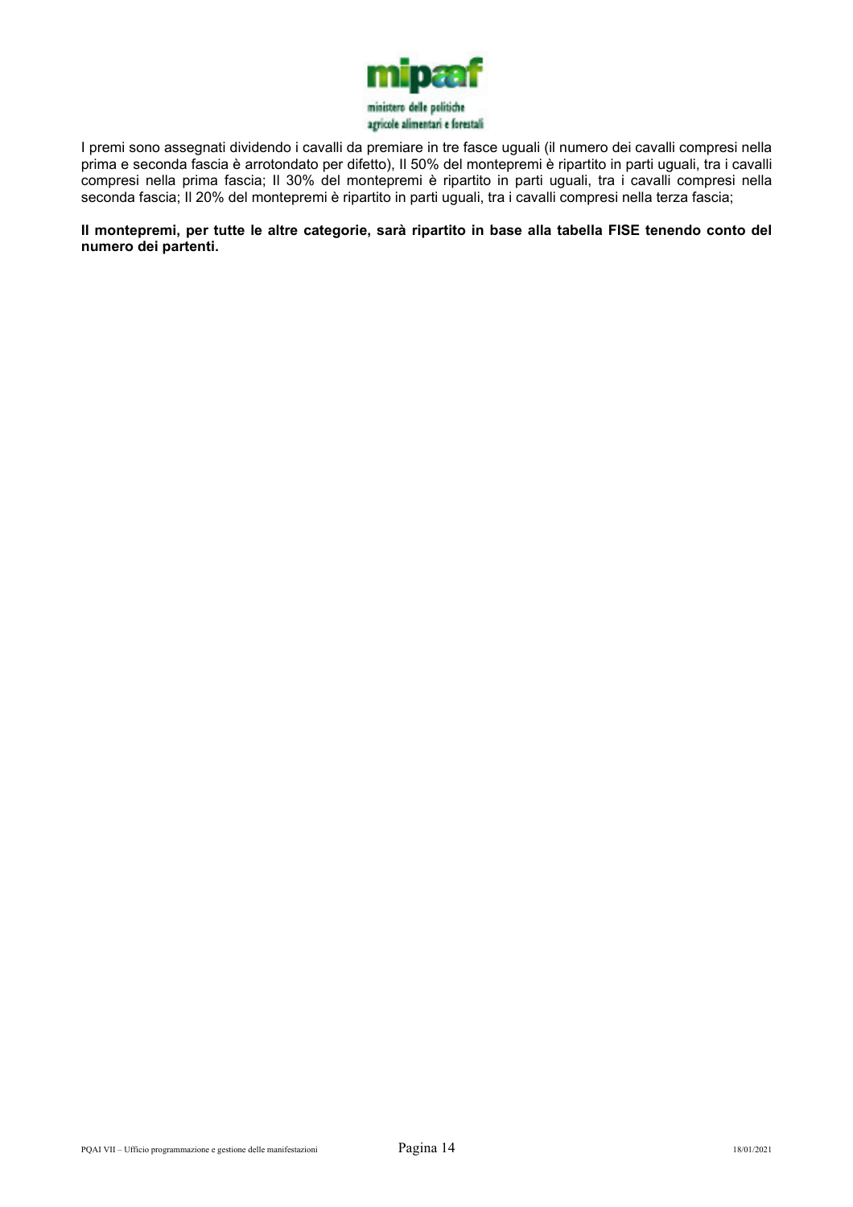I premi sono assegnati dividendo i cavalli da premiare in tre fasce uguali (il numero dei cavalli compresi nella prima e seconda fascia è arrotondato per difetto), Il 50% del montepremi è ripartito in parti uguali, tra i cavalli compresi nella prima fascia; Il 30% del montepremi è ripartito in parti uguali, tra i cavalli compresi nella seconda fascia; Il 20% del montepremi è ripartito in parti uguali, tra i cavalli compresi nella terza fascia;

**Il montepremi, per tutte le altre categorie, sarà ripartito in base alla tabella FISE tenendo conto del numero dei partenti.**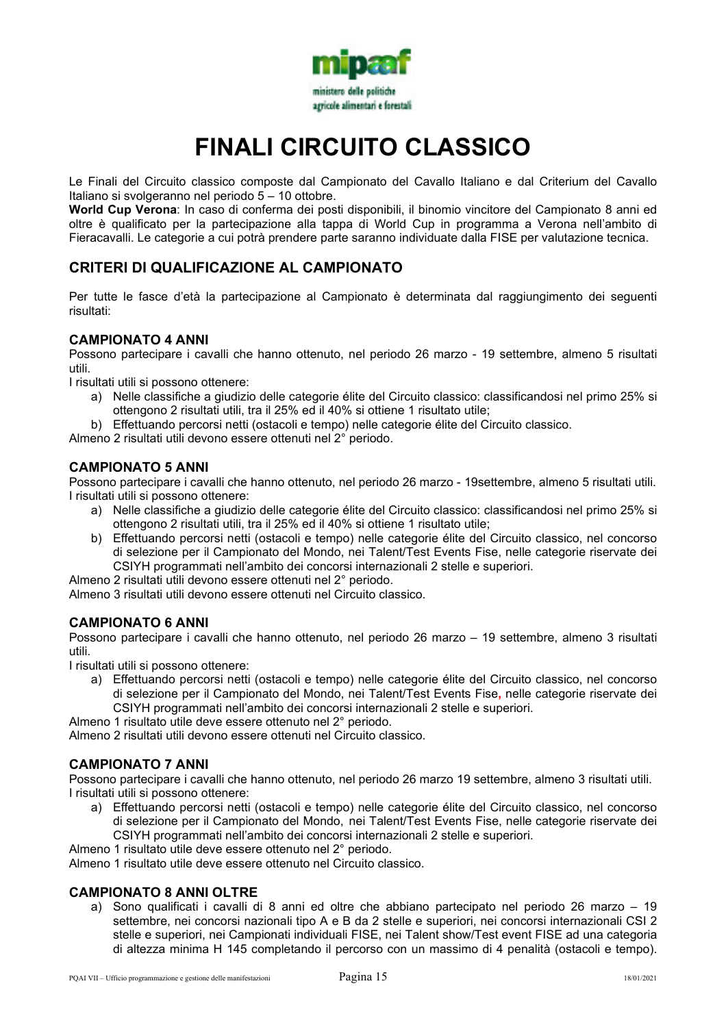# FINALI CIRCUITO CLASSICO

Le Finali del Circuito classico composte dal Campionato del Cavallo Italiano e dal Criterium del Cavallo Italiano si svolgeranno nel periodo 5 – 10 ottobre.

**World Cup Verona**: In caso di conferma dei posti disponibili, il binomio vincitore del Campionato 8 anni ed oltre è qualificato per la partecipazione alla tappa di World Cup in programma a Verona nell'ambito di Fieracavalli. Le categorie a cui potrà prendere parte saranno individuate dalla FISE per valutazione tecnica.

## CRITERI DI QUALIFICAZIONE AL CAMPIONATO

Per tutte le fasce d'età la partecipazione al Campionato è determinata dal raggiungimento dei seguenti risultati:

### CAMPIONATO 4 ANNI

Possono partecipare i cavalli che hanno ottenuto, nel periodo 26 marzo - 19 settembre, almeno 5 risultati utili.

I risultati utili si possono ottenere:

a) Nelle classifiche a giudizio delle categorie élite del Circuito classico: classificandosi nel primo 25% si ottengono 2 risultati utili, tra il 25% ed il 40% si ottiene 1 risultato utile;
b) Effettuando percorsi netti (ostacoli e tempo) nelle categorie élite del Circuito classico.

Almeno 2 risultati utili devono essere ottenuti nel 2° periodo.

### CAMPIONATO 5 ANNI

Possono partecipare i cavalli che hanno ottenuto, nel periodo 26 marzo - 19settembre, almeno 5 risultati utili.

I risultati utili si possono ottenere:

a) Nelle classifiche a giudizio delle categorie élite del Circuito classico: classificandosi nel primo 25% si ottengono 2 risultati utili, tra il 25% ed il 40% si ottiene 1 risultato utile;
b) Effettuando percorsi netti (ostacoli e tempo) nelle categorie élite del Circuito classico, nel concorso di selezione per il Campionato del Mondo, nei Talent/Test Events Fise, nelle categorie riservate dei CSIYH programmati nell'ambito dei concorsi internazionali 2 stelle e superiori.

Almeno 2 risultati utili devono essere ottenuti nel 2° periodo.

Almeno 3 risultati utili devono essere ottenuti nel Circuito classico.

### CAMPIONATO 6 ANNI

Possono partecipare i cavalli che hanno ottenuto, nel periodo 26 marzo – 19 settembre, almeno 3 risultati utili.

I risultati utili si possono ottenere:

a) Effettuando percorsi netti (ostacoli e tempo) nelle categorie élite del Circuito classico, nel concorso di selezione per il Campionato del Mondo, nei Talent/Test Events Fise, nelle categorie riservate dei CSIYH programmati nell'ambito dei concorsi internazionali 2 stelle e superiori.

Almeno 1 risultato utile deve essere ottenuto nel 2° periodo.

Almeno 2 risultati utili devono essere ottenuti nel Circuito classico.

### CAMPIONATO 7 ANNI

Possono partecipare i cavalli che hanno ottenuto, nel periodo 26 marzo 19 settembre, almeno 3 risultati utili.

I risultati utili si possono ottenere:

a) Effettuando percorsi netti (ostacoli e tempo) nelle categorie élite del Circuito classico, nel concorso di selezione per il Campionato del Mondo, nei Talent/Test Events Fise, nelle categorie riservate dei CSIYH programmati nell'ambito dei concorsi internazionali 2 stelle e superiori.

Almeno 1 risultato utile deve essere ottenuto nel 2° periodo.

Almeno 1 risultato utile deve essere ottenuto nel Circuito classico.

### CAMPIONATO 8 ANNI OLTRE

a) Sono qualificati i cavalli di 8 anni ed oltre che abbiano partecipato nel periodo 26 marzo – 19 settembre, nei concorsi nazionali tipo A e B da 2 stelle e superiori, nei concorsi internazionali CSI 2 stelle e superiori, nei Campionati individuali FISE, nei Talent show/Test event FISE ad una categoria di altezza minima H 145 completando il percorso con un massimo di 4 penalità (ostacoli e tempo).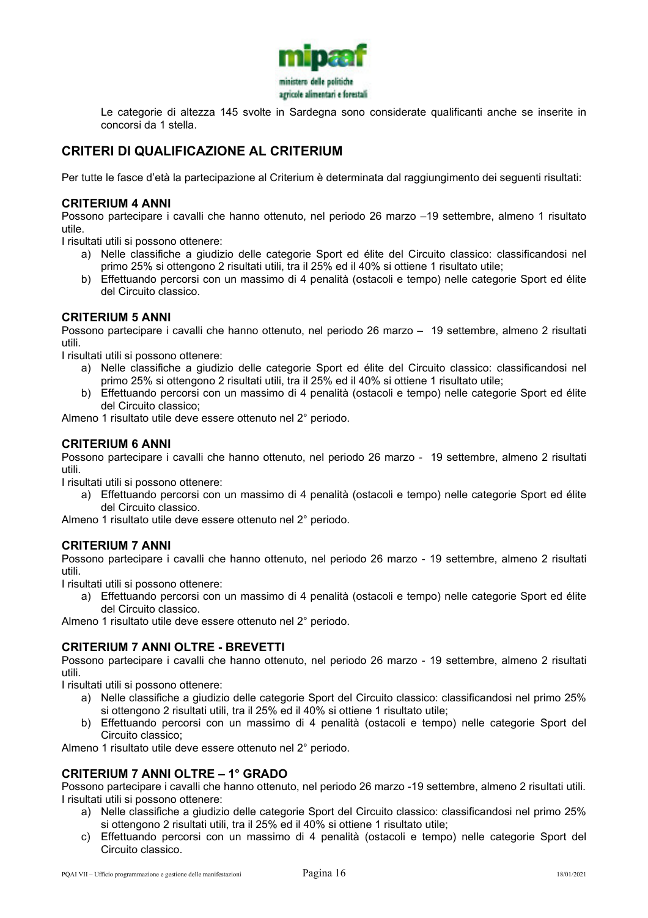Le categorie di altezza 145 svolte in Sardegna sono considerate qualificanti anche se inserite in concorsi da 1 stella.

## CRITERI DI QUALIFICAZIONE AL CRITERIUM

Per tutte le fasce d'età la partecipazione al Criterium è determinata dal raggiungimento dei seguenti risultati:

### CRITERIUM 4 ANNI

Possono partecipare i cavalli che hanno ottenuto, nel periodo 26 marzo –19 settembre, almeno 1 risultato utile.

I risultati utili si possono ottenere:

a) Nelle classifiche a giudizio delle categorie Sport ed élite del Circuito classico: classificandosi nel primo 25% si ottengono 2 risultati utili, tra il 25% ed il 40% si ottiene 1 risultato utile;
b) Effettuando percorsi con un massimo di 4 penalità (ostacoli e tempo) nelle categorie Sport ed élite del Circuito classico.

### CRITERIUM 5 ANNI

Possono partecipare i cavalli che hanno ottenuto, nel periodo 26 marzo – 19 settembre, almeno 2 risultati utili.

I risultati utili si possono ottenere:

a) Nelle classifiche a giudizio delle categorie Sport ed élite del Circuito classico: classificandosi nel primo 25% si ottengono 2 risultati utili, tra il 25% ed il 40% si ottiene 1 risultato utile;
b) Effettuando percorsi con un massimo di 4 penalità (ostacoli e tempo) nelle categorie Sport ed élite del Circuito classico;

Almeno 1 risultato utile deve essere ottenuto nel 2° periodo.

### CRITERIUM 6 ANNI

Possono partecipare i cavalli che hanno ottenuto, nel periodo 26 marzo - 19 settembre, almeno 2 risultati utili.

I risultati utili si possono ottenere:

a) Effettuando percorsi con un massimo di 4 penalità (ostacoli e tempo) nelle categorie Sport ed élite del Circuito classico.

Almeno 1 risultato utile deve essere ottenuto nel 2° periodo.

### CRITERIUM 7 ANNI

Possono partecipare i cavalli che hanno ottenuto, nel periodo 26 marzo - 19 settembre, almeno 2 risultati utili.

I risultati utili si possono ottenere:

a) Effettuando percorsi con un massimo di 4 penalità (ostacoli e tempo) nelle categorie Sport ed élite del Circuito classico.

Almeno 1 risultato utile deve essere ottenuto nel 2° periodo.

### CRITERIUM 7 ANNI OLTRE - BREVETTI

Possono partecipare i cavalli che hanno ottenuto, nel periodo 26 marzo - 19 settembre, almeno 2 risultati utili.

I risultati utili si possono ottenere:

a) Nelle classifiche a giudizio delle categorie Sport del Circuito classico: classificandosi nel primo 25% si ottengono 2 risultati utili, tra il 25% ed il 40% si ottiene 1 risultato utile;
b) Effettuando percorsi con un massimo di 4 penalità (ostacoli e tempo) nelle categorie Sport del Circuito classico;

Almeno 1 risultato utile deve essere ottenuto nel 2° periodo.

### CRITERIUM 7 ANNI OLTRE – 1° GRADO

Possono partecipare i cavalli che hanno ottenuto, nel periodo 26 marzo -19 settembre, almeno 2 risultati utili.

I risultati utili si possono ottenere:

a) Nelle classifiche a giudizio delle categorie Sport del Circuito classico: classificandosi nel primo 25% si ottengono 2 risultati utili, tra il 25% ed il 40% si ottiene 1 risultato utile;
c) Effettuando percorsi con un massimo di 4 penalità (ostacoli e tempo) nelle categorie Sport del Circuito classico.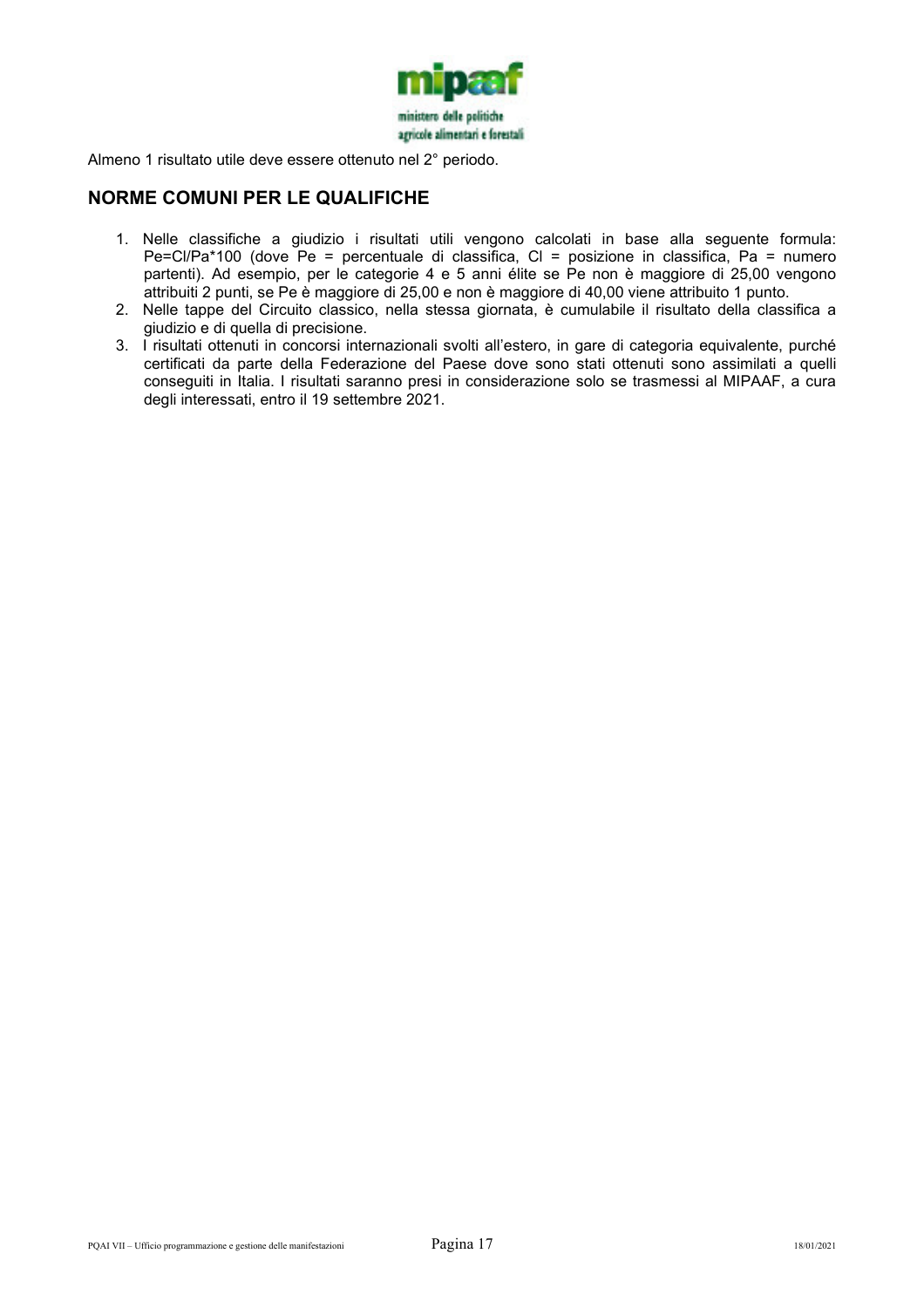Almeno 1 risultato utile deve essere ottenuto nel 2° periodo.

## NORME COMUNI PER LE QUALIFICHE

1. Nelle classifiche a giudizio i risultati utili vengono calcolati in base alla seguente formula: $Pe=Cl/Pa*100$ (dove Pe = percentuale di classifica, Cl = posizione in classifica, Pa = numero partenti). Ad esempio, per le categorie 4 e 5 anni élite se Pe non è maggiore di 25,00 vengono attribuiti 2 punti, se Pe è maggiore di 25,00 e non è maggiore di 40,00 viene attribuito 1 punto.
2. Nelle tappe del Circuito classico, nella stessa giornata, è cumulabile il risultato della classifica a giudizio e di quella di precisione.
3. I risultati ottenuti in concorsi internazionali svolti all'estero, in gare di categoria equivalente, purché certificati da parte della Federazione del Paese dove sono stati ottenuti sono assimilati a quelli conseguiti in Italia. I risultati saranno presi in considerazione solo se trasmessi al MIPAAF, a cura degli interessati, entro il 19 settembre 2021.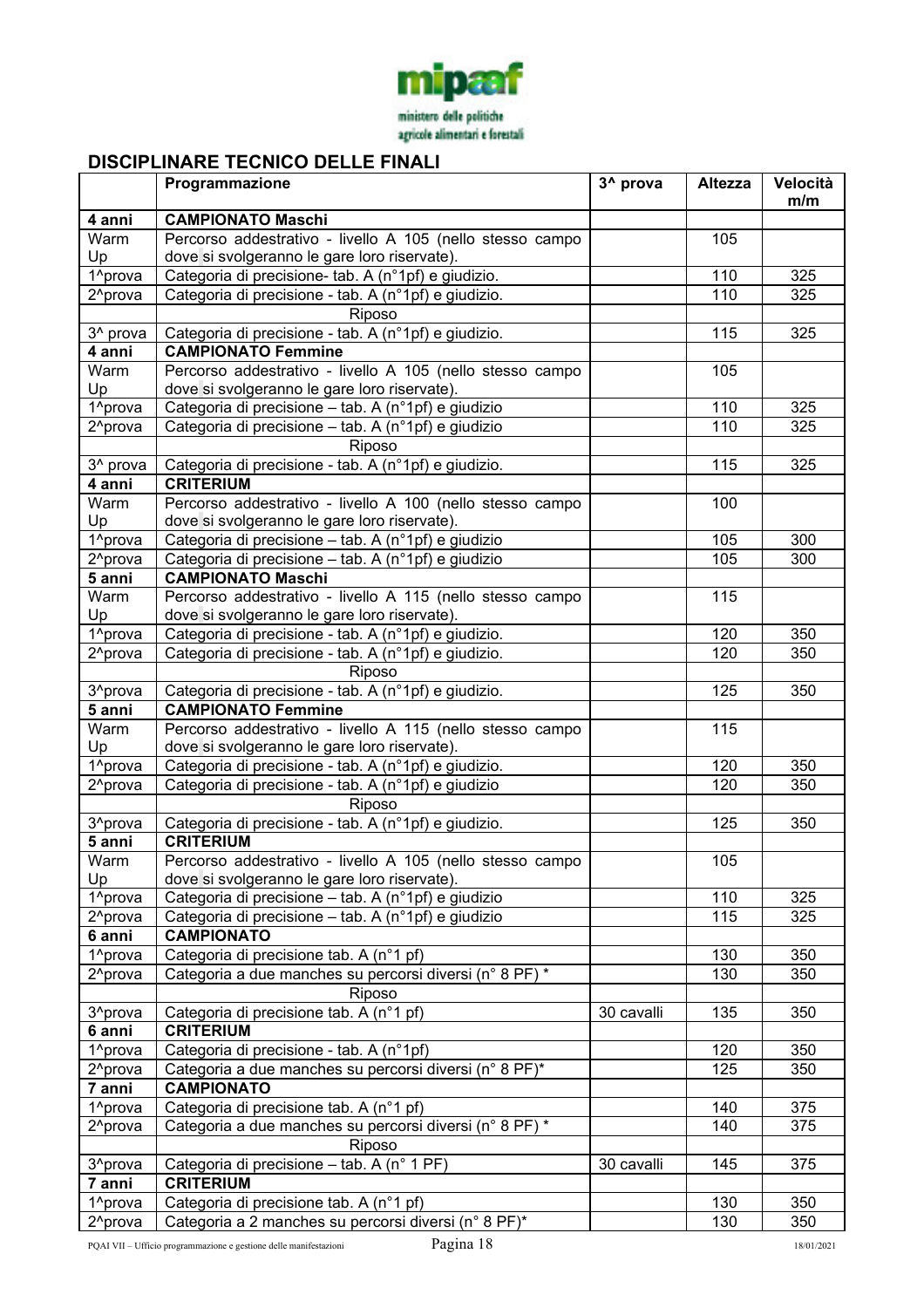mipaaf

ministero delle politiche agricole alimentari e forestali

## DISCIPLINARE TECNICO DELLE FINALI

| | Programmazione | 3^ prova | Altezza | Velocità m/m |
|---|---|---|---|---|
| **4 anni** | **CAMPIONATO Maschi** | | | |
| Warm Up | Percorso addestrativo - livello A 105 (nello stesso campo dove si svolgeranno le gare loro riservate). | | 105 | |
| 1^prova | Categoria di precisione- tab. A (n°1pf) e giudizio. | | 110 | 325 |
| 2^prova | Categoria di precisione - tab. A (n°1pf) e giudizio. | | 110 | 325 |
| | Riposo | | | |
| 3^ prova | Categoria di precisione - tab. A (n°1pf) e giudizio. | | 115 | 325 |
| **4 anni** | **CAMPIONATO Femmine** | | | |
| Warm Up | Percorso addestrativo - livello A 105 (nello stesso campo dove si svolgeranno le gare loro riservate). | | 105 | |
| 1^prova | Categoria di precisione – tab. A (n°1pf) e giudizio | | 110 | 325 |
| 2^prova | Categoria di precisione – tab. A (n°1pf) e giudizio | | 110 | 325 |
| | Riposo | | | |
| 3^ prova | Categoria di precisione - tab. A (n°1pf) e giudizio. | | 115 | 325 |
| **4 anni** | **CRITERIUM** | | | |
| Warm Up | Percorso addestrativo - livello A 100 (nello stesso campo dove si svolgeranno le gare loro riservate). | | 100 | |
| 1^prova | Categoria di precisione – tab. A (n°1pf) e giudizio | | 105 | 300 |
| 2^prova | Categoria di precisione – tab. A (n°1pf) e giudizio | | 105 | 300 |
| **5 anni** | **CAMPIONATO Maschi** | | | |
| Warm Up | Percorso addestrativo - livello A 115 (nello stesso campo dove si svolgeranno le gare loro riservate). | | 115 | |
| 1^prova | Categoria di precisione - tab. A (n°1pf) e giudizio. | | 120 | 350 |
| 2^prova | Categoria di precisione - tab. A (n°1pf) e giudizio. | | 120 | 350 |
| | Riposo | | | |
| 3^prova | Categoria di precisione - tab. A (n°1pf) e giudizio. | | 125 | 350 |
| **5 anni** | **CAMPIONATO Femmine** | | | |
| Warm Up | Percorso addestrativo - livello A 115 (nello stesso campo dove si svolgeranno le gare loro riservate). | | 115 | |
| 1^prova | Categoria di precisione - tab. A (n°1pf) e giudizio. | | 120 | 350 |
| 2^prova | Categoria di precisione - tab. A (n°1pf) e giudizio | | 120 | 350 |
| | Riposo | | | |
| 3^prova | Categoria di precisione - tab. A (n°1pf) e giudizio. | | 125 | 350 |
| **5 anni** | **CRITERIUM** | | | |
| Warm Up | Percorso addestrativo - livello A 105 (nello stesso campo dove si svolgeranno le gare loro riservate). | | 105 | |
| 1^prova | Categoria di precisione – tab. A (n°1pf) e giudizio | | 110 | 325 |
| 2^prova | Categoria di precisione – tab. A (n°1pf) e giudizio | | 115 | 325 |
| **6 anni** | **CAMPIONATO** | | | |
| 1^prova | Categoria di precisione tab. A (n°1 pf) | | 130 | 350 |
| 2^prova | Categoria a due manches su percorsi diversi (n° 8 PF) * | | 130 | 350 |
| | Riposo | | | |
| 3^prova | Categoria di precisione tab. A (n°1 pf) | 30 cavalli | 135 | 350 |
| **6 anni** | **CRITERIUM** | | | |
| 1^prova | Categoria di precisione - tab. A (n°1pf) | | 120 | 350 |
| 2^prova | Categoria a due manches su percorsi diversi (n° 8 PF)* | | 125 | 350 |
| **7 anni** | **CAMPIONATO** | | | |
| 1^prova | Categoria di precisione tab. A (n°1 pf) | | 140 | 375 |
| 2^prova | Categoria a due manches su percorsi diversi (n° 8 PF) * | | 140 | 375 |
| | Riposo | | | |
| 3^prova | Categoria di precisione – tab. A (n° 1 PF) | 30 cavalli | 145 | 375 |
| **7 anni** | **CRITERIUM** | | | |
| 1^prova | Categoria di precisione tab. A (n°1 pf) | | 130 | 350 |
| 2^prova | Categoria a 2 manches su percorsi diversi (n° 8 PF)* | | 130 | 350 |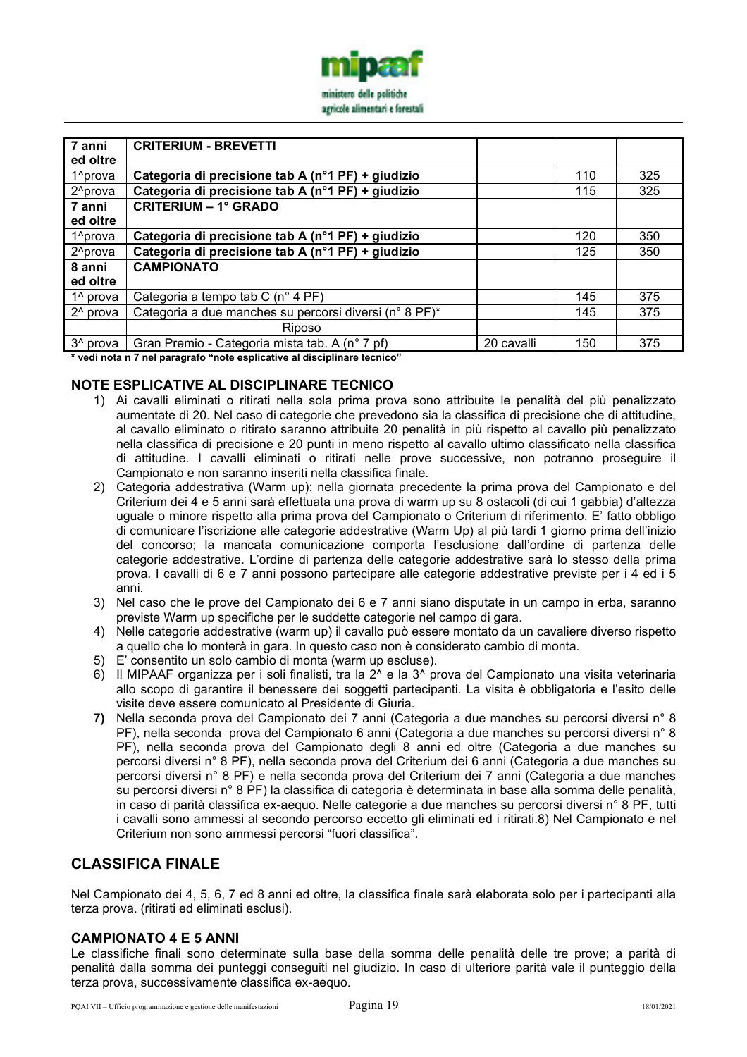| 7 anni ed oltre | **CRITERIUM - BREVETTI** | | | |
|---|---|---|---|---|
| 1^prova | **Categoria di precisione tab A (n°1 PF) + giudizio** | | 110 | 325 |
| 2^prova | **Categoria di precisione tab A (n°1 PF) + giudizio** | | 115 | 325 |
| **7 anni ed oltre** | **CRITERIUM – 1° GRADO** | | | |
| 1^prova | **Categoria di precisione tab A (n°1 PF) + giudizio** | | 120 | 350 |
| 2^prova | **Categoria di precisione tab A (n°1 PF) + giudizio** | | 125 | 350 |
| **8 anni ed oltre** | **CAMPIONATO** | | | |
| 1^ prova | Categoria a tempo tab C (n° 4 PF) | | 145 | 375 |
| 2^ prova | Categoria a due manches su percorsi diversi (n° 8 PF)* | | 145 | 375 |
| | Riposo | | | |
| 3^ prova | Gran Premio - Categoria mista tab. A (n° 7 pf) | 20 cavalli | 150 | 375 |

**\* vedi nota n 7 nel paragrafo "note esplicative al disciplinare tecnico"**

## NOTE ESPLICATIVE AL DISCIPLINARE TECNICO

1) Ai cavalli eliminati o ritirati nella sola prima prova sono attribuite le penalità del più penalizzato aumentate di 20. Nel caso di categorie che prevedono sia la classifica di precisione che di attitudine, al cavallo eliminato o ritirato saranno attribuite 20 penalità in più rispetto al cavallo più penalizzato nella classifica di precisione e 20 punti in meno rispetto al cavallo ultimo classificato nella classifica di attitudine. I cavalli eliminati o ritirati nelle prove successive, non potranno proseguire il Campionato e non saranno inseriti nella classifica finale.
2) Categoria addestrativa (Warm up): nella giornata precedente la prima prova del Campionato e del Criterium dei 4 e 5 anni sarà effettuata una prova di warm up su 8 ostacoli (di cui 1 gabbia) d'altezza uguale o minore rispetto alla prima prova del Campionato o Criterium di riferimento. E' fatto obbligo di comunicare l'iscrizione alle categorie addestrative (Warm Up) al più tardi 1 giorno prima dell'inizio del concorso; la mancata comunicazione comporta l'esclusione dall'ordine di partenza delle categorie addestrative. L'ordine di partenza delle categorie addestrative sarà lo stesso della prima prova. I cavalli di 6 e 7 anni possono partecipare alle categorie addestrative previste per i 4 ed i 5 anni.
3) Nel caso che le prove del Campionato dei 6 e 7 anni siano disputate in un campo in erba, saranno previste Warm up specifiche per le suddette categorie nel campo di gara.
4) Nelle categorie addestrative (warm up) il cavallo può essere montato da un cavaliere diverso rispetto a quello che lo monterà in gara. In questo caso non è considerato cambio di monta.
5) E' consentito un solo cambio di monta (warm up escluse).
6) Il MIPAAF organizza per i soli finalisti, tra la 2^ e la 3^ prova del Campionato una visita veterinaria allo scopo di garantire il benessere dei soggetti partecipanti. La visita è obbligatoria e l'esito delle visite deve essere comunicato al Presidente di Giuria.
7) Nella seconda prova del Campionato dei 7 anni (Categoria a due manches su percorsi diversi n° 8 PF), nella seconda prova del Campionato 6 anni (Categoria a due manches su percorsi diversi n° 8 PF), nella seconda prova del Campionato degli 8 anni ed oltre (Categoria a due manches su percorsi diversi n° 8 PF), nella seconda prova del Criterium dei 6 anni (Categoria a due manches su percorsi diversi n° 8 PF) e nella seconda prova del Criterium dei 7 anni (Categoria a due manches su percorsi diversi n° 8 PF) la classifica di categoria è determinata in base alla somma delle penalità, in caso di parità classifica ex-aequo. Nelle categorie a due manches su percorsi diversi n° 8 PF, tutti i cavalli sono ammessi al secondo percorso eccetto gli eliminati ed i ritirati.8) Nel Campionato e nel Criterium non sono ammessi percorsi "fuori classifica".

## CLASSIFICA FINALE

Nel Campionato dei 4, 5, 6, 7 ed 8 anni ed oltre, la classifica finale sarà elaborata solo per i partecipanti alla terza prova. (ritirati ed eliminati esclusi).

### CAMPIONATO 4 E 5 ANNI

Le classifiche finali sono determinate sulla base della somma delle penalità delle tre prove; a parità di penalità dalla somma dei punteggi conseguiti nel giudizio. In caso di ulteriore parità vale il punteggio della terza prova, successivamente classifica ex-aequo.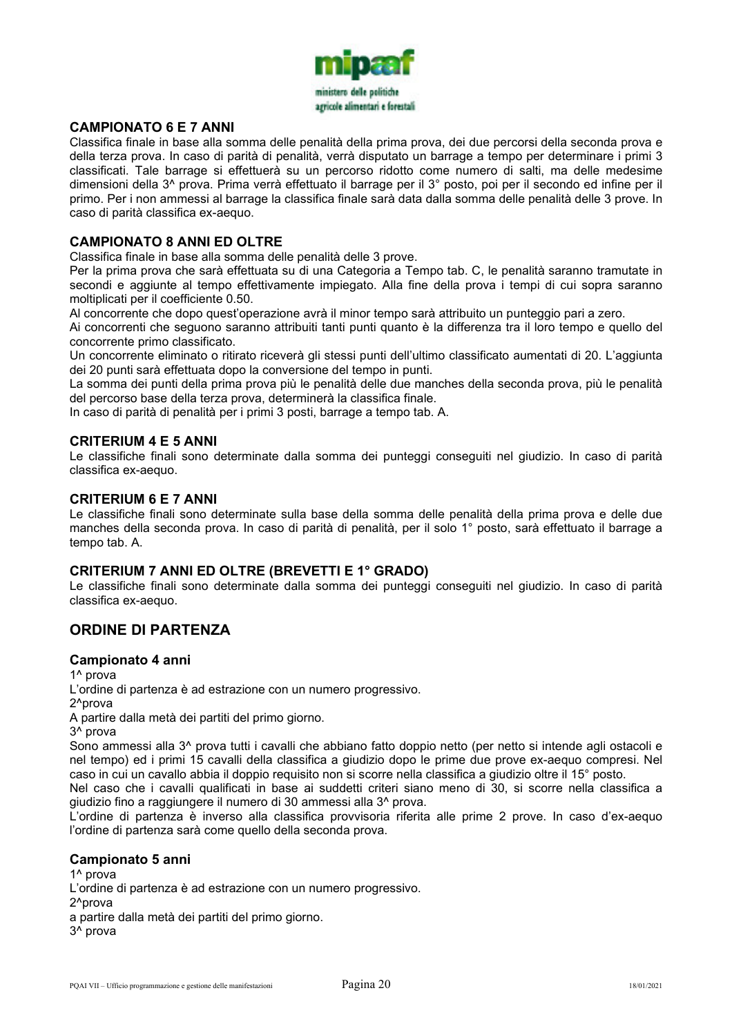### CAMPIONATO 6 E 7 ANNI

Classifica finale in base alla somma delle penalità della prima prova, dei due percorsi della seconda prova e della terza prova. In caso di parità di penalità, verrà disputato un barrage a tempo per determinare i primi 3 classificati. Tale barrage si effettuerà su un percorso ridotto come numero di salti, ma delle medesime dimensioni della 3^ prova. Prima verrà effettuato il barrage per il 3° posto, poi per il secondo ed infine per il primo. Per i non ammessi al barrage la classifica finale sarà data dalla somma delle penalità delle 3 prove. In caso di parità classifica ex-aequo.

### CAMPIONATO 8 ANNI ED OLTRE

Classifica finale in base alla somma delle penalità delle 3 prove.

Per la prima prova che sarà effettuata su di una Categoria a Tempo tab. C, le penalità saranno tramutate in secondi e aggiunte al tempo effettivamente impiegato. Alla fine della prova i tempi di cui sopra saranno moltiplicati per il coefficiente 0.50.

Al concorrente che dopo quest'operazione avrà il minor tempo sarà attribuito un punteggio pari a zero.

Ai concorrenti che seguono saranno attribuiti tanti punti quanto è la differenza tra il loro tempo e quello del concorrente primo classificato.

Un concorrente eliminato o ritirato riceverà gli stessi punti dell'ultimo classificato aumentati di 20. L'aggiunta dei 20 punti sarà effettuata dopo la conversione del tempo in punti.

La somma dei punti della prima prova più le penalità delle due manches della seconda prova, più le penalità del percorso base della terza prova, determinerà la classifica finale.

In caso di parità di penalità per i primi 3 posti, barrage a tempo tab. A.

### CRITERIUM 4 E 5 ANNI

Le classifiche finali sono determinate dalla somma dei punteggi conseguiti nel giudizio. In caso di parità classifica ex-aequo.

### CRITERIUM 6 E 7 ANNI

Le classifiche finali sono determinate sulla base della somma delle penalità della prima prova e delle due manches della seconda prova. In caso di parità di penalità, per il solo 1° posto, sarà effettuato il barrage a tempo tab. A.

### CRITERIUM 7 ANNI ED OLTRE (BREVETTI E 1° GRADO)

Le classifiche finali sono determinate dalla somma dei punteggi conseguiti nel giudizio. In caso di parità classifica ex-aequo.

## ORDINE DI PARTENZA

### Campionato 4 anni

1^ prova

L'ordine di partenza è ad estrazione con un numero progressivo.

2^prova

A partire dalla metà dei partiti del primo giorno.

3^ prova

Sono ammessi alla 3^ prova tutti i cavalli che abbiano fatto doppio netto (per netto si intende agli ostacoli e nel tempo) ed i primi 15 cavalli della classifica a giudizio dopo le prime due prove ex-aequo compresi. Nel caso in cui un cavallo abbia il doppio requisito non si scorre nella classifica a giudizio oltre il 15° posto.

Nel caso che i cavalli qualificati in base ai suddetti criteri siano meno di 30, si scorre nella classifica a giudizio fino a raggiungere il numero di 30 ammessi alla 3^ prova.

L'ordine di partenza è inverso alla classifica provvisoria riferita alle prime 2 prove. In caso d'ex-aequo l'ordine di partenza sarà come quello della seconda prova.

### Campionato 5 anni

1^ prova

L'ordine di partenza è ad estrazione con un numero progressivo.

2^prova

a partire dalla metà dei partiti del primo giorno.

3^ prova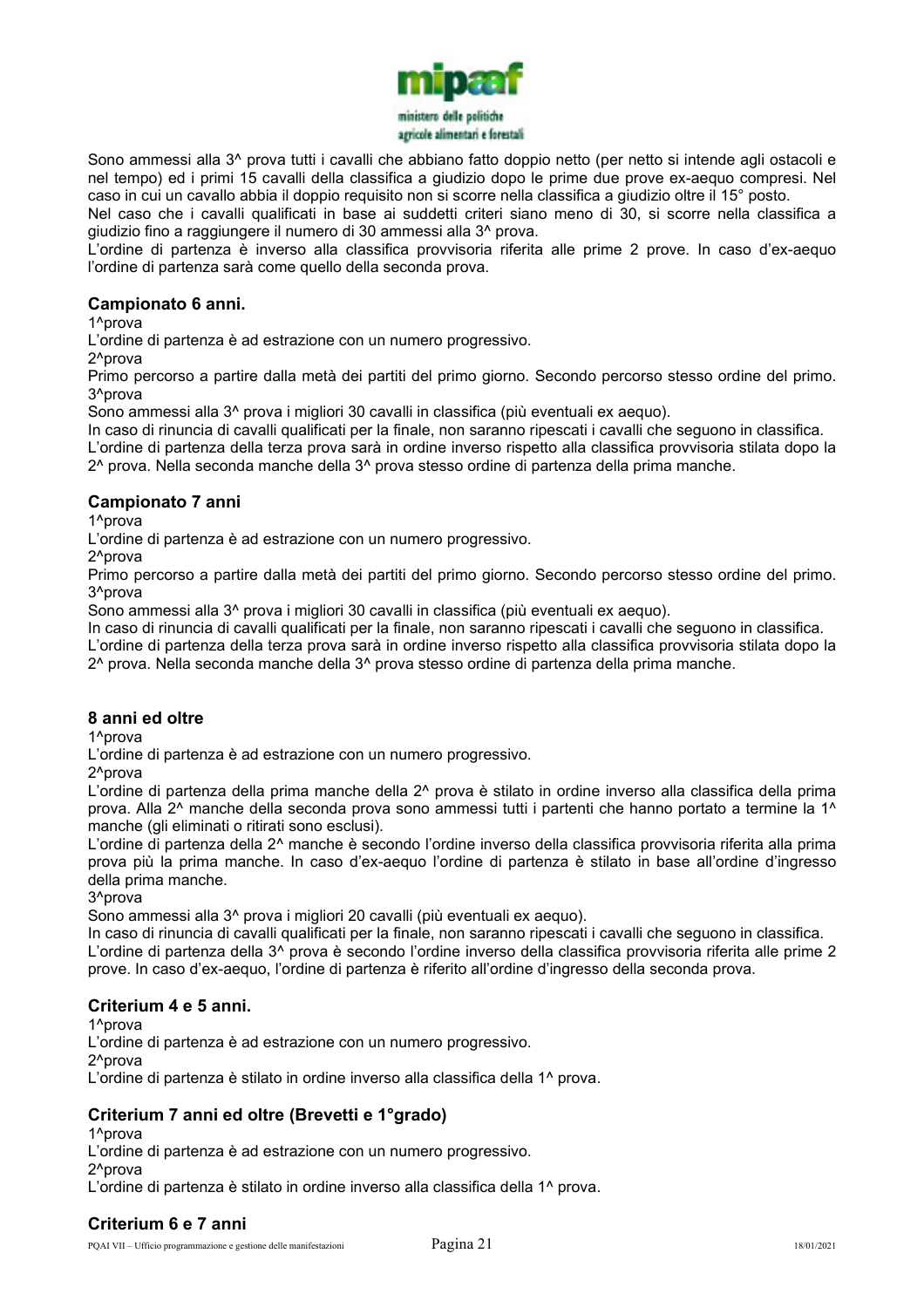Sono ammessi alla 3^ prova tutti i cavalli che abbiano fatto doppio netto (per netto si intende agli ostacoli e nel tempo) ed i primi 15 cavalli della classifica a giudizio dopo le prime due prove ex-aequo compresi. Nel caso in cui un cavallo abbia il doppio requisito non si scorre nella classifica a giudizio oltre il 15° posto.
Nel caso che i cavalli qualificati in base ai suddetti criteri siano meno di 30, si scorre nella classifica a giudizio fino a raggiungere il numero di 30 ammessi alla 3^ prova.
L'ordine di partenza è inverso alla classifica provvisoria riferita alle prime 2 prove. In caso d'ex-aequo l'ordine di partenza sarà come quello della seconda prova.

### Campionato 6 anni.

1^prova
L'ordine di partenza è ad estrazione con un numero progressivo.
2^prova
Primo percorso a partire dalla metà dei partiti del primo giorno. Secondo percorso stesso ordine del primo.
3^prova
Sono ammessi alla 3^ prova i migliori 30 cavalli in classifica (più eventuali ex aequo).
In caso di rinuncia di cavalli qualificati per la finale, non saranno ripescati i cavalli che seguono in classifica.
L'ordine di partenza della terza prova sarà in ordine inverso rispetto alla classifica provvisoria stilata dopo la 2^ prova. Nella seconda manche della 3^ prova stesso ordine di partenza della prima manche.

### Campionato 7 anni

1^prova
L'ordine di partenza è ad estrazione con un numero progressivo.
2^prova
Primo percorso a partire dalla metà dei partiti del primo giorno. Secondo percorso stesso ordine del primo.
3^prova
Sono ammessi alla 3^ prova i migliori 30 cavalli in classifica (più eventuali ex aequo).
In caso di rinuncia di cavalli qualificati per la finale, non saranno ripescati i cavalli che seguono in classifica.
L'ordine di partenza della terza prova sarà in ordine inverso rispetto alla classifica provvisoria stilata dopo la 2^ prova. Nella seconda manche della 3^ prova stesso ordine di partenza della prima manche.

### 8 anni ed oltre

1^prova
L'ordine di partenza è ad estrazione con un numero progressivo.
2^prova
L'ordine di partenza della prima manche della 2^ prova è stilato in ordine inverso alla classifica della prima prova. Alla 2^ manche della seconda prova sono ammessi tutti i partenti che hanno portato a termine la 1^ manche (gli eliminati o ritirati sono esclusi).
L'ordine di partenza della 2^ manche è secondo l'ordine inverso della classifica provvisoria riferita alla prima prova più la prima manche. In caso d'ex-aequo l'ordine di partenza è stilato in base all'ordine d'ingresso della prima manche.
3^prova
Sono ammessi alla 3^ prova i migliori 20 cavalli (più eventuali ex aequo).
In caso di rinuncia di cavalli qualificati per la finale, non saranno ripescati i cavalli che seguono in classifica.
L'ordine di partenza della 3^ prova è secondo l'ordine inverso della classifica provvisoria riferita alle prime 2 prove. In caso d'ex-aequo, l'ordine di partenza è riferito all'ordine d'ingresso della seconda prova.

### Criterium 4 e 5 anni.

1^prova
L'ordine di partenza è ad estrazione con un numero progressivo.
2^prova
L'ordine di partenza è stilato in ordine inverso alla classifica della 1^ prova.

### Criterium 7 anni ed oltre (Brevetti e 1°grado)

1^prova
L'ordine di partenza è ad estrazione con un numero progressivo.
2^prova
L'ordine di partenza è stilato in ordine inverso alla classifica della 1^ prova.

### Criterium 6 e 7 anni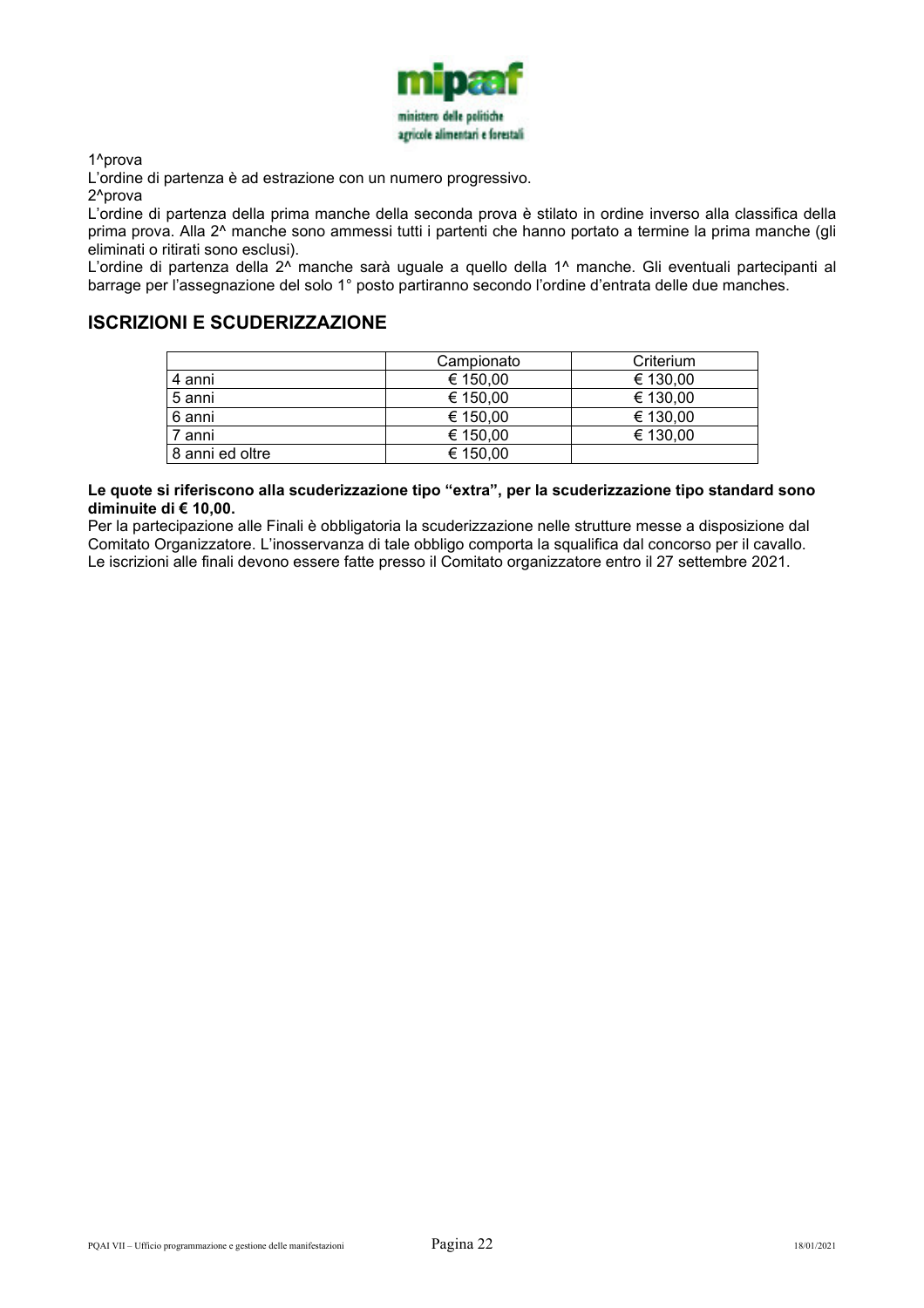1^prova

L'ordine di partenza è ad estrazione con un numero progressivo.

2^prova

L'ordine di partenza della prima manche della seconda prova è stilato in ordine inverso alla classifica della prima prova. Alla 2^ manche sono ammessi tutti i partenti che hanno portato a termine la prima manche (gli eliminati o ritirati sono esclusi).

L'ordine di partenza della 2^ manche sarà uguale a quello della 1^ manche. Gli eventuali partecipanti al barrage per l'assegnazione del solo 1° posto partiranno secondo l'ordine d'entrata delle due manches.

## ISCRIZIONI E SCUDERIZZAZIONE

| | Campionato | Criterium |
|---|---|---|
| 4 anni | € 150,00 | € 130,00 |
| 5 anni | € 150,00 | € 130,00 |
| 6 anni | € 150,00 | € 130,00 |
| 7 anni | € 150,00 | € 130,00 |
| 8 anni ed oltre | € 150,00 | |

**Le quote si riferiscono alla scuderizzazione tipo "extra", per la scuderizzazione tipo standard sono diminuite di € 10,00.**

Per la partecipazione alle Finali è obbligatoria la scuderizzazione nelle strutture messe a disposizione dal Comitato Organizzatore. L'inosservanza di tale obbligo comporta la squalifica dal concorso per il cavallo.

Le iscrizioni alle finali devono essere fatte presso il Comitato organizzatore entro il 27 settembre 2021.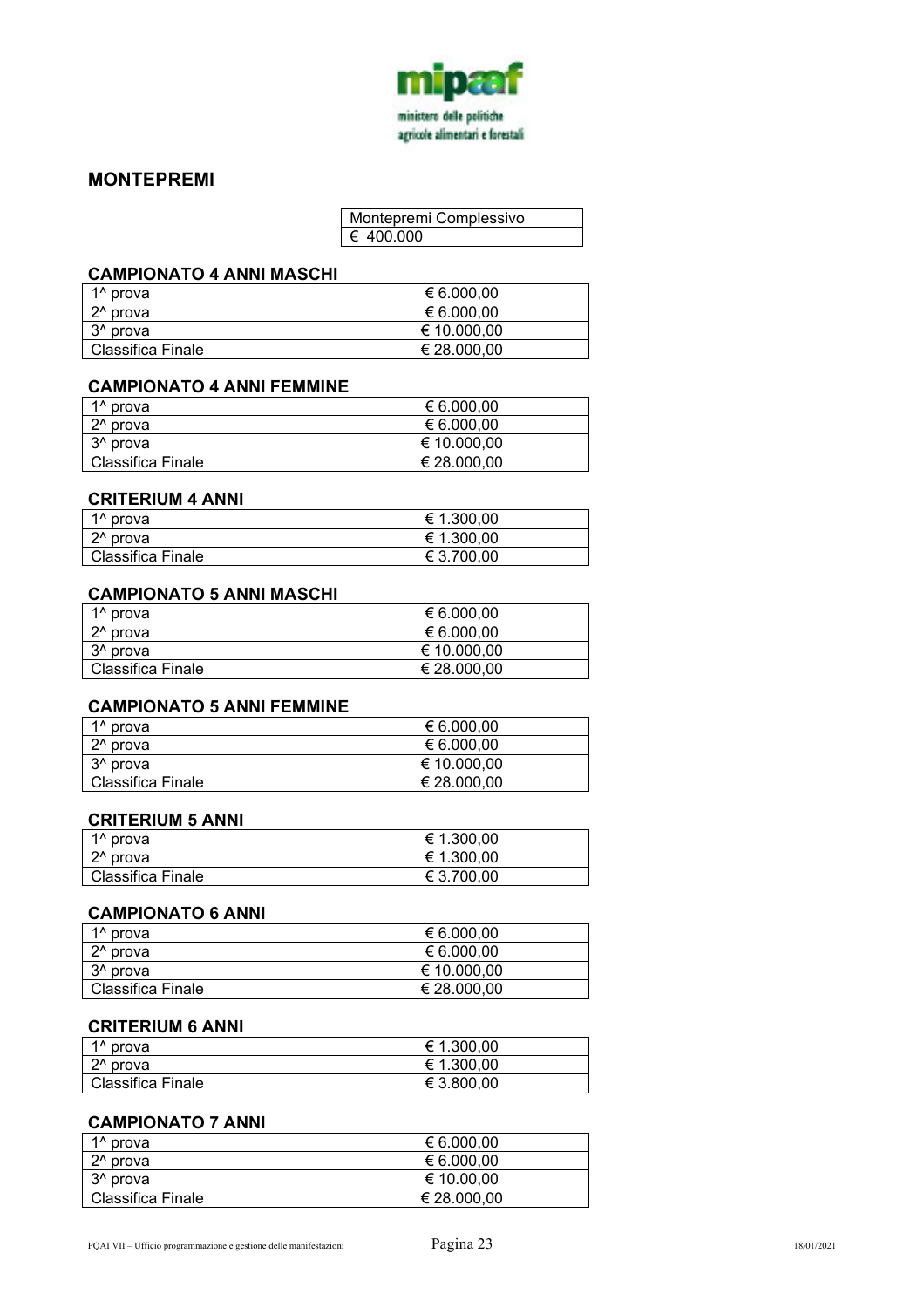## MONTEPREMI

| Montepremi Complessivo |
| --- |
| € 400.000 |

### CAMPIONATO 4 ANNI MASCHI

| | |
| --- | --- |
| 1^ prova | € 6.000,00 |
| 2^ prova | € 6.000,00 |
| 3^ prova | € 10.000,00 |
| Classifica Finale | € 28.000,00 |

### CAMPIONATO 4 ANNI FEMMINE

| | |
| --- | --- |
| 1^ prova | € 6.000,00 |
| 2^ prova | € 6.000,00 |
| 3^ prova | € 10.000,00 |
| Classifica Finale | € 28.000,00 |

### CRITERIUM 4 ANNI

| | |
| --- | --- |
| 1^ prova | € 1.300,00 |
| 2^ prova | € 1.300,00 |
| Classifica Finale | € 3.700,00 |

### CAMPIONATO 5 ANNI MASCHI

| | |
| --- | --- |
| 1^ prova | € 6.000,00 |
| 2^ prova | € 6.000,00 |
| 3^ prova | € 10.000,00 |
| Classifica Finale | € 28.000,00 |

### CAMPIONATO 5 ANNI FEMMINE

| | |
| --- | --- |
| 1^ prova | € 6.000,00 |
| 2^ prova | € 6.000,00 |
| 3^ prova | € 10.000,00 |
| Classifica Finale | € 28.000,00 |

### CRITERIUM 5 ANNI

| | |
| --- | --- |
| 1^ prova | € 1.300,00 |
| 2^ prova | € 1.300,00 |
| Classifica Finale | € 3.700,00 |

### CAMPIONATO 6 ANNI

| | |
| --- | --- |
| 1^ prova | € 6.000,00 |
| 2^ prova | € 6.000,00 |
| 3^ prova | € 10.000,00 |
| Classifica Finale | € 28.000,00 |

### CRITERIUM 6 ANNI

| | |
| --- | --- |
| 1^ prova | € 1.300,00 |
| 2^ prova | € 1.300,00 |
| Classifica Finale | € 3.800,00 |

### CAMPIONATO 7 ANNI

| | |
| --- | --- |
| 1^ prova | € 6.000,00 |
| 2^ prova | € 6.000,00 |
| 3^ prova | € 10.00,00 |
| Classifica Finale | € 28.000,00 |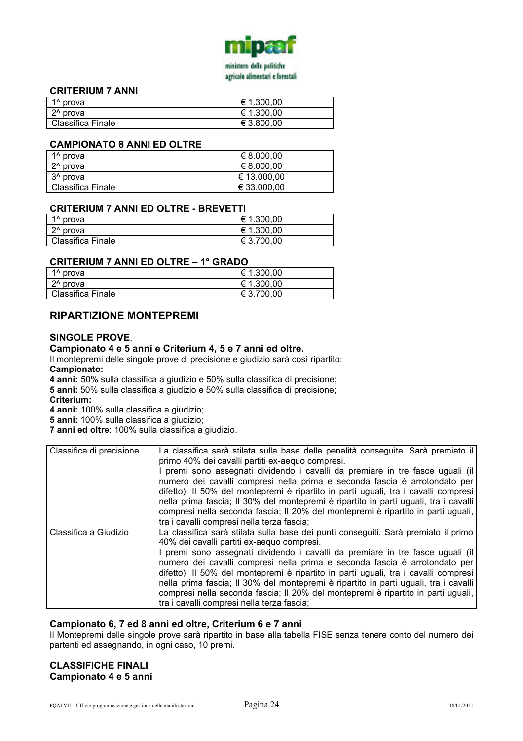### CRITERIUM 7 ANNI

| | |
|---|---|
| 1^ prova | € 1.300,00 |
| 2^ prova | € 1.300,00 |
| Classifica Finale | € 3.800,00 |

### CAMPIONATO 8 ANNI ED OLTRE

| | |
|---|---|
| 1^ prova | € 8.000,00 |
| 2^ prova | € 8.000,00 |
| 3^ prova | € 13.000,00 |
| Classifica Finale | € 33.000,00 |

### CRITERIUM 7 ANNI ED OLTRE - BREVETTI

| | |
|---|---|
| 1^ prova | € 1.300,00 |
| 2^ prova | € 1.300,00 |
| Classifica Finale | € 3.700,00 |

### CRITERIUM 7 ANNI ED OLTRE – 1° GRADO

| | |
|---|---|
| 1^ prova | € 1.300,00 |
| 2^ prova | € 1.300,00 |
| Classifica Finale | € 3.700,00 |

## RIPARTIZIONE MONTEPREMI

### SINGOLE PROVE.

**Campionato 4 e 5 anni e Criterium 4, 5 e 7 anni ed oltre.**

Il montepremi delle singole prove di precisione e giudizio sarà così ripartito:

**Campionato:**

**4 anni:** 50% sulla classifica a giudizio e 50% sulla classifica di precisione;

**5 anni:** 50% sulla classifica a giudizio e 50% sulla classifica di precisione;

**Criterium:**

**4 anni:** 100% sulla classifica a giudizio;

**5 anni:** 100% sulla classifica a giudizio;

**7 anni ed oltre**: 100% sulla classifica a giudizio.

| | |
|---|---|
| Classifica di precisione | La classifica sarà stilata sulla base delle penalità conseguite. Sarà premiato il primo 40% dei cavalli partiti ex-aequo compresi. I premi sono assegnati dividendo i cavalli da premiare in tre fasce uguali (il numero dei cavalli compresi nella prima e seconda fascia è arrotondato per difetto), Il 50% del montepremi è ripartito in parti uguali, tra i cavalli compresi nella prima fascia; Il 30% del montepremi è ripartito in parti uguali, tra i cavalli compresi nella seconda fascia; Il 20% del montepremi è ripartito in parti uguali, tra i cavalli compresi nella terza fascia; |
| Classifica a Giudizio | La classifica sarà stilata sulla base dei punti conseguiti. Sarà premiato il primo 40% dei cavalli partiti ex-aequo compresi. I premi sono assegnati dividendo i cavalli da premiare in tre fasce uguali (il numero dei cavalli compresi nella prima e seconda fascia è arrotondato per difetto), Il 50% del montepremi è ripartito in parti uguali, tra i cavalli compresi nella prima fascia; Il 30% del montepremi è ripartito in parti uguali, tra i cavalli compresi nella seconda fascia; Il 20% del montepremi è ripartito in parti uguali, tra i cavalli compresi nella terza fascia; |

**Campionato 6, 7 ed 8 anni ed oltre, Criterium 6 e 7 anni**

Il Montepremi delle singole prove sarà ripartito in base alla tabella FISE senza tenere conto del numero dei partenti ed assegnando, in ogni caso, 10 premi.

### CLASSIFICHE FINALI

**Campionato 4 e 5 anni**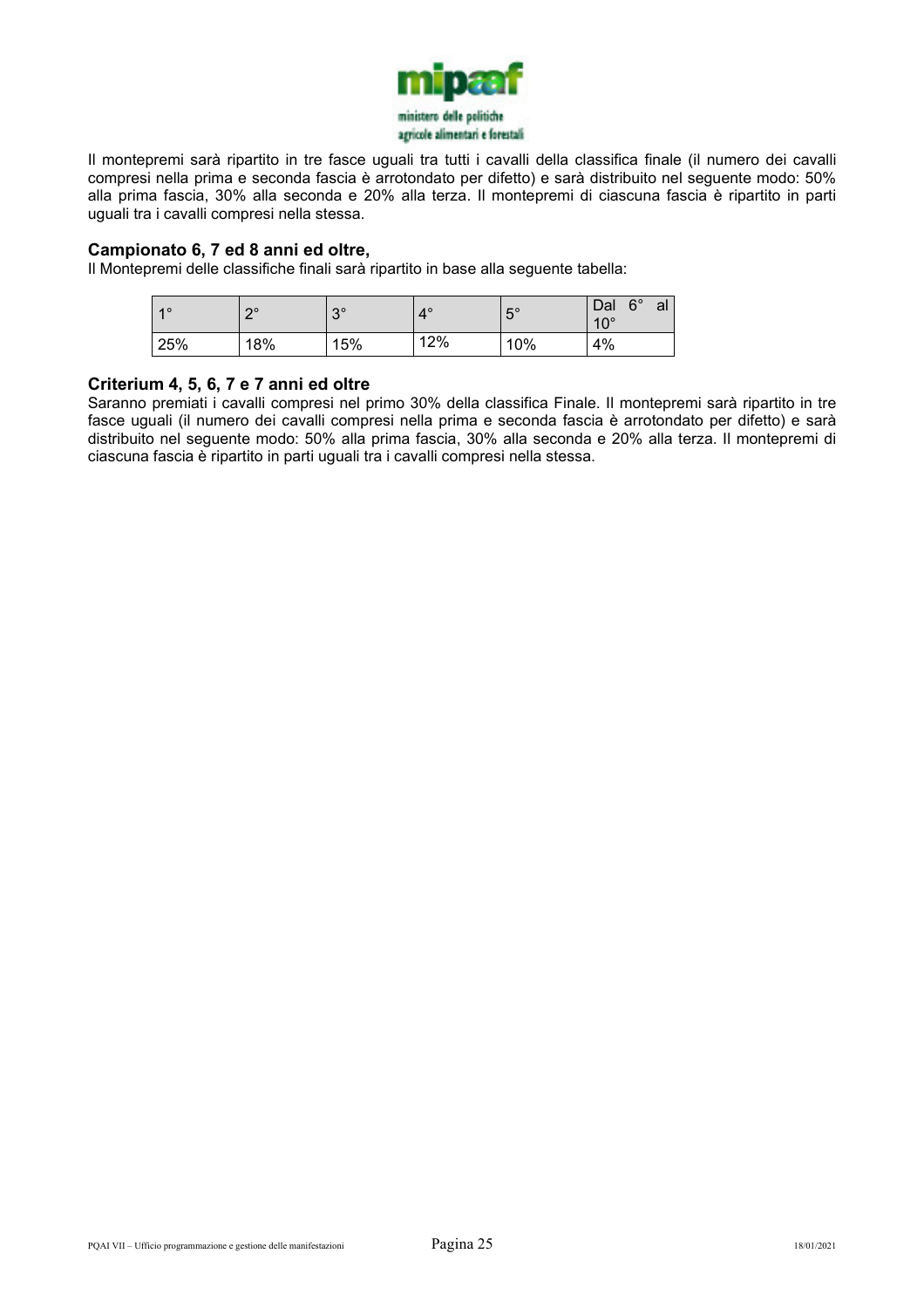Il montepremi sarà ripartito in tre fasce uguali tra tutti i cavalli della classifica finale (il numero dei cavalli compresi nella prima e seconda fascia è arrotondato per difetto) e sarà distribuito nel seguente modo: 50% alla prima fascia, 30% alla seconda e 20% alla terza. Il montepremi di ciascuna fascia è ripartito in parti uguali tra i cavalli compresi nella stessa.

### Campionato 6, 7 ed 8 anni ed oltre,

Il Montepremi delle classifiche finali sarà ripartito in base alla seguente tabella:

| 1° | 2° | 3° | 4° | 5° | Dal 6° al 10° |
|---|---|---|---|---|---|
| 25% | 18% | 15% | 12% | 10% | 4% |

### Criterium 4, 5, 6, 7 e 7 anni ed oltre

Saranno premiati i cavalli compresi nel primo 30% della classifica Finale. Il montepremi sarà ripartito in tre fasce uguali (il numero dei cavalli compresi nella prima e seconda fascia è arrotondato per difetto) e sarà distribuito nel seguente modo: 50% alla prima fascia, 30% alla seconda e 20% alla terza. Il montepremi di ciascuna fascia è ripartito in parti uguali tra i cavalli compresi nella stessa.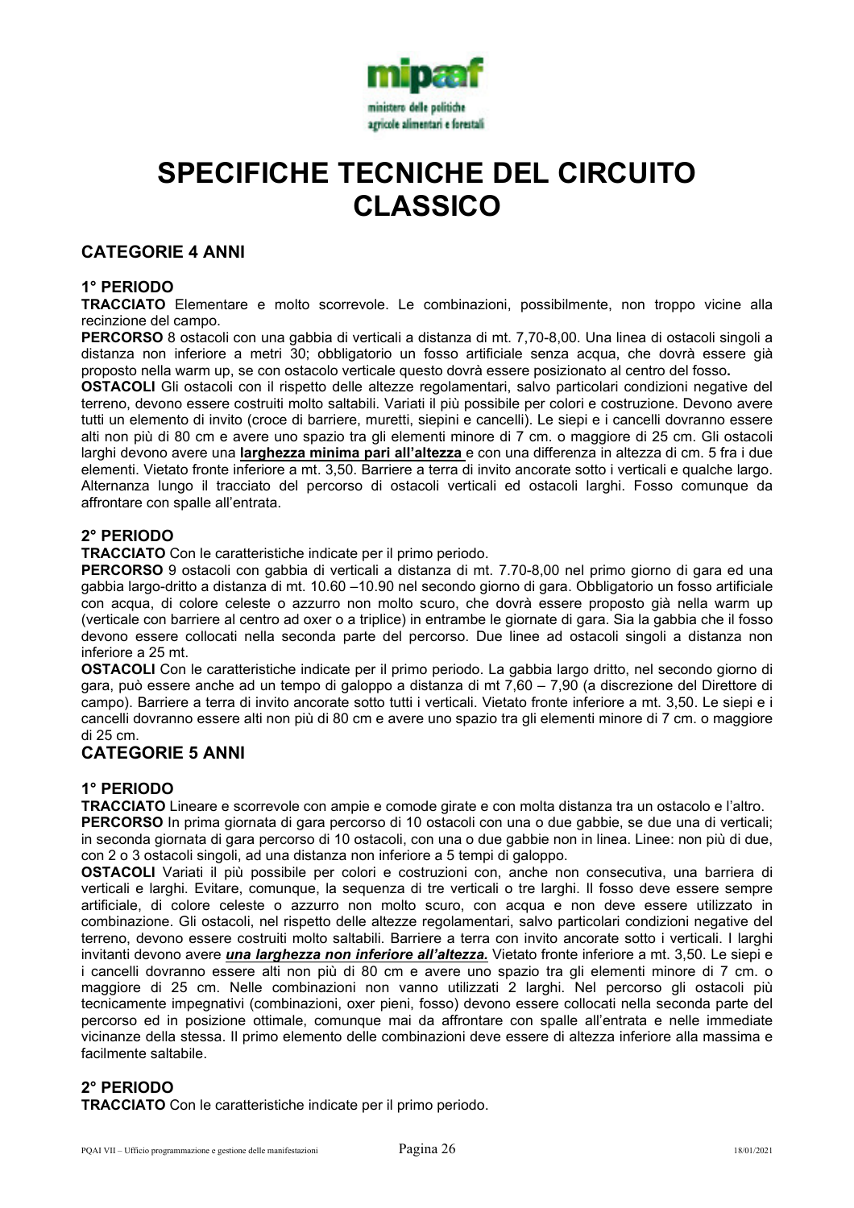# SPECIFICHE TECNICHE DEL CIRCUITO CLASSICO

## CATEGORIE 4 ANNI

### 1° PERIODO

**TRACCIATO** Elementare e molto scorrevole. Le combinazioni, possibilmente, non troppo vicine alla recinzione del campo.

**PERCORSO** 8 ostacoli con una gabbia di verticali a distanza di mt. 7,70-8,00. Una linea di ostacoli singoli a distanza non inferiore a metri 30; obbligatorio un fosso artificiale senza acqua, che dovrà essere già proposto nella warm up, se con ostacolo verticale questo dovrà essere posizionato al centro del fosso**.**

**OSTACOLI** Gli ostacoli con il rispetto delle altezze regolamentari, salvo particolari condizioni negative del terreno, devono essere costruiti molto saltabili. Variati il più possibile per colori e costruzione. Devono avere tutti un elemento di invito (croce di barriere, muretti, siepini e cancelli). Le siepi e i cancelli dovranno essere alti non più di 80 cm e avere uno spazio tra gli elementi minore di 7 cm. o maggiore di 25 cm. Gli ostacoli larghi devono avere una **larghezza minima pari all'altezza** e con una differenza in altezza di cm. 5 fra i due elementi. Vietato fronte inferiore a mt. 3,50. Barriere a terra di invito ancorate sotto i verticali e qualche largo. Alternanza lungo il tracciato del percorso di ostacoli verticali ed ostacoli larghi. Fosso comunque da affrontare con spalle all'entrata.

### 2° PERIODO

**TRACCIATO** Con le caratteristiche indicate per il primo periodo.

**PERCORSO** 9 ostacoli con gabbia di verticali a distanza di mt. 7.70-8,00 nel primo giorno di gara ed una gabbia largo-dritto a distanza di mt. 10.60 –10.90 nel secondo giorno di gara. Obbligatorio un fosso artificiale con acqua, di colore celeste o azzurro non molto scuro, che dovrà essere proposto già nella warm up (verticale con barriere al centro ad oxer o a triplice) in entrambe le giornate di gara. Sia la gabbia che il fosso devono essere collocati nella seconda parte del percorso. Due linee ad ostacoli singoli a distanza non inferiore a 25 mt.

**OSTACOLI** Con le caratteristiche indicate per il primo periodo. La gabbia largo dritto, nel secondo giorno di gara, può essere anche ad un tempo di galoppo a distanza di mt 7,60 – 7,90 (a discrezione del Direttore di campo). Barriere a terra di invito ancorate sotto tutti i verticali. Vietato fronte inferiore a mt. 3,50. Le siepi e i cancelli dovranno essere alti non più di 80 cm e avere uno spazio tra gli elementi minore di 7 cm. o maggiore di 25 cm.

## CATEGORIE 5 ANNI

### 1° PERIODO

**TRACCIATO** Lineare e scorrevole con ampie e comode girate e con molta distanza tra un ostacolo e l'altro.

**PERCORSO** In prima giornata di gara percorso di 10 ostacoli con una o due gabbie, se due una di verticali; in seconda giornata di gara percorso di 10 ostacoli, con una o due gabbie non in linea. Linee: non più di due, con 2 o 3 ostacoli singoli, ad una distanza non inferiore a 5 tempi di galoppo.

**OSTACOLI** Variati il più possibile per colori e costruzioni con, anche non consecutiva, una barriera di verticali e larghi. Evitare, comunque, la sequenza di tre verticali o tre larghi. Il fosso deve essere sempre artificiale, di colore celeste o azzurro non molto scuro, con acqua e non deve essere utilizzato in combinazione. Gli ostacoli, nel rispetto delle altezze regolamentari, salvo particolari condizioni negative del terreno, devono essere costruiti molto saltabili. Barriere a terra con invito ancorate sotto i verticali. I larghi invitanti devono avere ***una larghezza non inferiore all'altezza.*** Vietato fronte inferiore a mt. 3,50. Le siepi e i cancelli dovranno essere alti non più di 80 cm e avere uno spazio tra gli elementi minore di 7 cm. o maggiore di 25 cm. Nelle combinazioni non vanno utilizzati 2 larghi. Nel percorso gli ostacoli più tecnicamente impegnativi (combinazioni, oxer pieni, fosso) devono essere collocati nella seconda parte del percorso ed in posizione ottimale, comunque mai da affrontare con spalle all'entrata e nelle immediate vicinanze della stessa. Il primo elemento delle combinazioni deve essere di altezza inferiore alla massima e facilmente saltabile.

### 2° PERIODO

**TRACCIATO** Con le caratteristiche indicate per il primo periodo.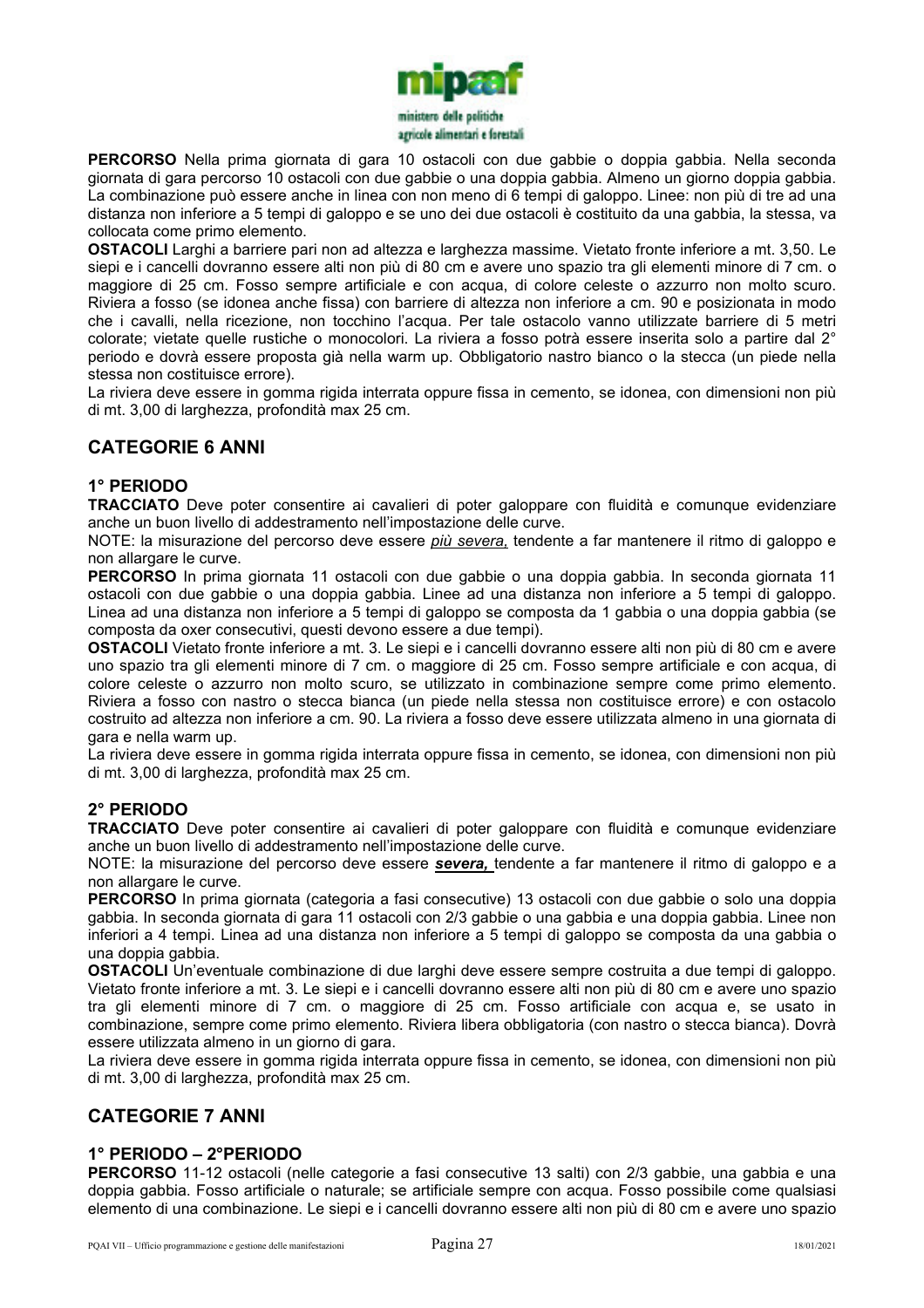**PERCORSO** Nella prima giornata di gara 10 ostacoli con due gabbie o doppia gabbia. Nella seconda giornata di gara percorso 10 ostacoli con due gabbie o una doppia gabbia. Almeno un giorno doppia gabbia. La combinazione può essere anche in linea con non meno di 6 tempi di galoppo. Linee: non più di tre ad una distanza non inferiore a 5 tempi di galoppo e se uno dei due ostacoli è costituito da una gabbia, la stessa, va collocata come primo elemento.

**OSTACOLI** Larghi a barriere pari non ad altezza e larghezza massime. Vietato fronte inferiore a mt. 3,50. Le siepi e i cancelli dovranno essere alti non più di 80 cm e avere uno spazio tra gli elementi minore di 7 cm. o maggiore di 25 cm. Fosso sempre artificiale e con acqua, di colore celeste o azzurro non molto scuro. Riviera a fosso (se idonea anche fissa) con barriere di altezza non inferiore a cm. 90 e posizionata in modo che i cavalli, nella ricezione, non tocchino l'acqua. Per tale ostacolo vanno utilizzate barriere di 5 metri colorate; vietate quelle rustiche o monocolori. La riviera a fosso potrà essere inserita solo a partire dal 2° periodo e dovrà essere proposta già nella warm up. Obbligatorio nastro bianco o la stecca (un piede nella stessa non costituisce errore).

La riviera deve essere in gomma rigida interrata oppure fissa in cemento, se idonea, con dimensioni non più di mt. 3,00 di larghezza, profondità max 25 cm.

## CATEGORIE 6 ANNI

### 1° PERIODO

**TRACCIATO** Deve poter consentire ai cavalieri di poter galoppare con fluidità e comunque evidenziare anche un buon livello di addestramento nell'impostazione delle curve.

NOTE: la misurazione del percorso deve essere *più severa,* tendente a far mantenere il ritmo di galoppo e non allargare le curve.

**PERCORSO** In prima giornata 11 ostacoli con due gabbie o una doppia gabbia. In seconda giornata 11 ostacoli con due gabbie o una doppia gabbia. Linee ad una distanza non inferiore a 5 tempi di galoppo. Linea ad una distanza non inferiore a 5 tempi di galoppo se composta da 1 gabbia o una doppia gabbia (se composta da oxer consecutivi, questi devono essere a due tempi).

**OSTACOLI** Vietato fronte inferiore a mt. 3. Le siepi e i cancelli dovranno essere alti non più di 80 cm e avere uno spazio tra gli elementi minore di 7 cm. o maggiore di 25 cm. Fosso sempre artificiale e con acqua, di colore celeste o azzurro non molto scuro, se utilizzato in combinazione sempre come primo elemento. Riviera a fosso con nastro o stecca bianca (un piede nella stessa non costituisce errore) e con ostacolo costruito ad altezza non inferiore a cm. 90. La riviera a fosso deve essere utilizzata almeno in una giornata di gara e nella warm up.

La riviera deve essere in gomma rigida interrata oppure fissa in cemento, se idonea, con dimensioni non più di mt. 3,00 di larghezza, profondità max 25 cm.

### 2° PERIODO

**TRACCIATO** Deve poter consentire ai cavalieri di poter galoppare con fluidità e comunque evidenziare anche un buon livello di addestramento nell'impostazione delle curve.

NOTE: la misurazione del percorso deve essere ***severa,*** tendente a far mantenere il ritmo di galoppo e a non allargare le curve.

**PERCORSO** In prima giornata (categoria a fasi consecutive) 13 ostacoli con due gabbie o solo una doppia gabbia. In seconda giornata di gara 11 ostacoli con 2/3 gabbie o una gabbia e una doppia gabbia. Linee non inferiori a 4 tempi. Linea ad una distanza non inferiore a 5 tempi di galoppo se composta da una gabbia o una doppia gabbia.

**OSTACOLI** Un'eventuale combinazione di due larghi deve essere sempre costruita a due tempi di galoppo. Vietato fronte inferiore a mt. 3. Le siepi e i cancelli dovranno essere alti non più di 80 cm e avere uno spazio tra gli elementi minore di 7 cm. o maggiore di 25 cm. Fosso artificiale con acqua e, se usato in combinazione, sempre come primo elemento. Riviera libera obbligatoria (con nastro o stecca bianca). Dovrà essere utilizzata almeno in un giorno di gara.

La riviera deve essere in gomma rigida interrata oppure fissa in cemento, se idonea, con dimensioni non più di mt. 3,00 di larghezza, profondità max 25 cm.

## CATEGORIE 7 ANNI

### 1° PERIODO – 2°PERIODO

**PERCORSO** 11-12 ostacoli (nelle categorie a fasi consecutive 13 salti) con 2/3 gabbie, una gabbia e una doppia gabbia. Fosso artificiale o naturale; se artificiale sempre con acqua. Fosso possibile come qualsiasi elemento di una combinazione. Le siepi e i cancelli dovranno essere alti non più di 80 cm e avere uno spazio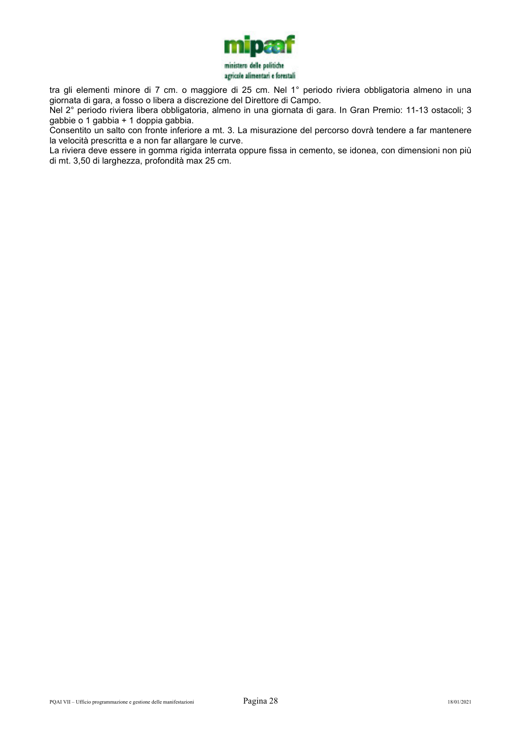tra gli elementi minore di 7 cm. o maggiore di 25 cm. Nel 1° periodo riviera obbligatoria almeno in una giornata di gara, a fosso o libera a discrezione del Direttore di Campo.
Nel 2° periodo riviera libera obbligatoria, almeno in una giornata di gara. In Gran Premio: 11-13 ostacoli; 3 gabbie o 1 gabbia + 1 doppia gabbia.
Consentito un salto con fronte inferiore a mt. 3. La misurazione del percorso dovrà tendere a far mantenere la velocità prescritta e a non far allargare le curve.
La riviera deve essere in gomma rigida interrata oppure fissa in cemento, se idonea, con dimensioni non più di mt. 3,50 di larghezza, profondità max 25 cm.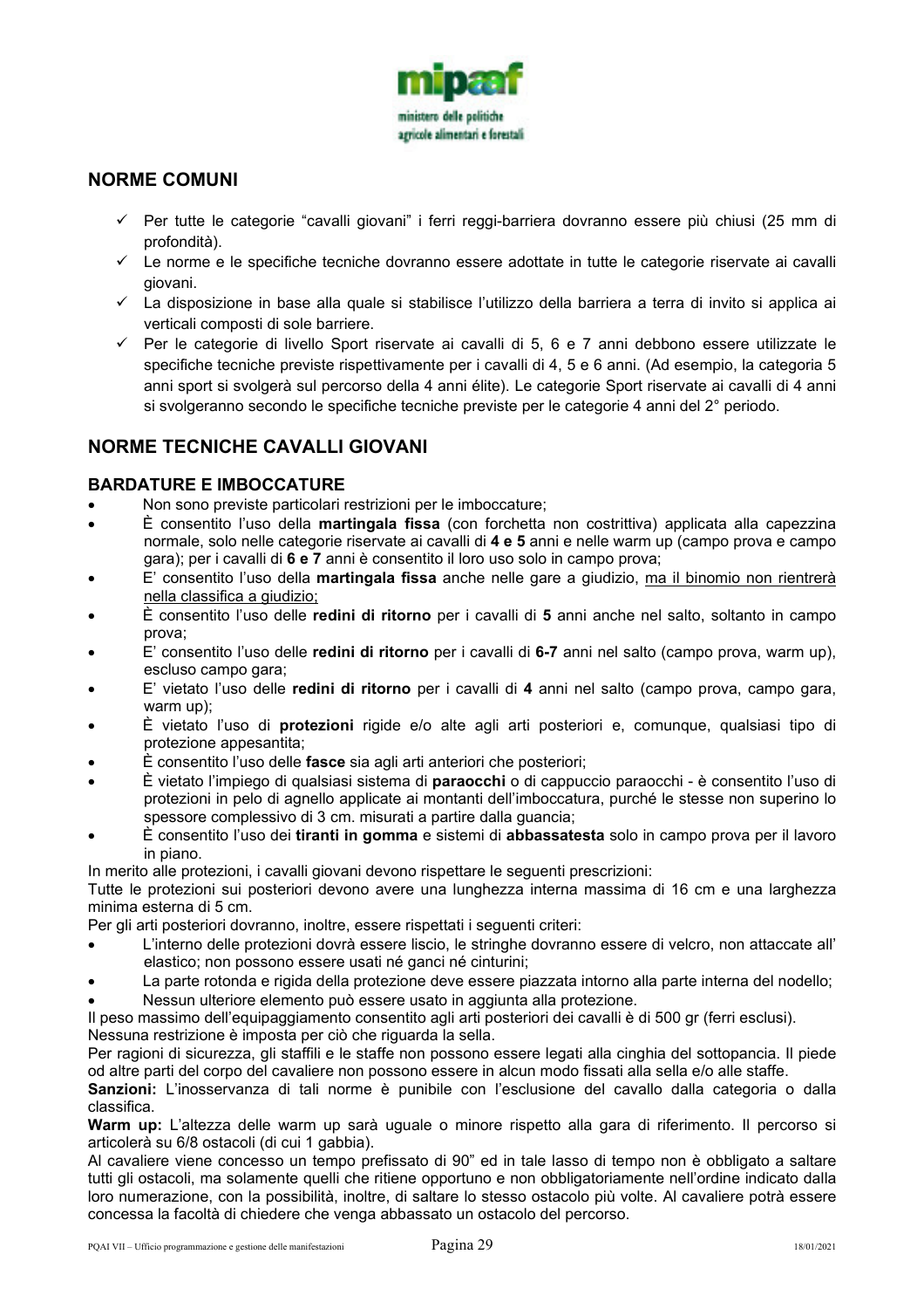## NORME COMUNI

- ✓ Per tutte le categorie "cavalli giovani" i ferri reggi-barriera dovranno essere più chiusi (25 mm di profondità).
- ✓ Le norme e le specifiche tecniche dovranno essere adottate in tutte le categorie riservate ai cavalli giovani.
- ✓ La disposizione in base alla quale si stabilisce l'utilizzo della barriera a terra di invito si applica ai verticali composti di sole barriere.
- ✓ Per le categorie di livello Sport riservate ai cavalli di 5, 6 e 7 anni debbono essere utilizzate le specifiche tecniche previste rispettivamente per i cavalli di 4, 5 e 6 anni. (Ad esempio, la categoria 5 anni sport si svolgerà sul percorso della 4 anni élite). Le categorie Sport riservate ai cavalli di 4 anni si svolgeranno secondo le specifiche tecniche previste per le categorie 4 anni del 2° periodo.

## NORME TECNICHE CAVALLI GIOVANI

### BARDATURE E IMBOCCATURE

- Non sono previste particolari restrizioni per le imboccature;
- È consentito l'uso della **martingala fissa** (con forchetta non costrittiva) applicata alla capezzina normale, solo nelle categorie riservate ai cavalli di **4 e 5** anni e nelle warm up (campo prova e campo gara); per i cavalli di **6 e 7** anni è consentito il loro uso solo in campo prova;
- E' consentito l'uso della **martingala fissa** anche nelle gare a giudizio, <u>ma il binomio non rientrerà nella classifica a giudizio;</u>
- È consentito l'uso delle **redini di ritorno** per i cavalli di **5** anni anche nel salto, soltanto in campo prova;
- E' consentito l'uso delle **redini di ritorno** per i cavalli di **6-7** anni nel salto (campo prova, warm up), escluso campo gara;
- E' vietato l'uso delle **redini di ritorno** per i cavalli di **4** anni nel salto (campo prova, campo gara, warm up);
- È vietato l'uso di **protezioni** rigide e/o alte agli arti posteriori e, comunque, qualsiasi tipo di protezione appesantita;
- È consentito l'uso delle **fasce** sia agli arti anteriori che posteriori;
- È vietato l'impiego di qualsiasi sistema di **paraocchi** o di cappuccio paraocchi - è consentito l'uso di protezioni in pelo di agnello applicate ai montanti dell'imboccatura, purché le stesse non superino lo spessore complessivo di 3 cm. misurati a partire dalla guancia;
- È consentito l'uso dei **tiranti in gomma** e sistemi di **abbassatesta** solo in campo prova per il lavoro in piano.

In merito alle protezioni, i cavalli giovani devono rispettare le seguenti prescrizioni:

Tutte le protezioni sui posteriori devono avere una lunghezza interna massima di 16 cm e una larghezza minima esterna di 5 cm.

Per gli arti posteriori dovranno, inoltre, essere rispettati i seguenti criteri:

- L'interno delle protezioni dovrà essere liscio, le stringhe dovranno essere di velcro, non attaccate all' elastico; non possono essere usati né ganci né cinturini;
- La parte rotonda e rigida della protezione deve essere piazzata intorno alla parte interna del nodello;
- Nessun ulteriore elemento può essere usato in aggiunta alla protezione.

Il peso massimo dell'equipaggiamento consentito agli arti posteriori dei cavalli è di 500 gr (ferri esclusi).

Nessuna restrizione è imposta per ciò che riguarda la sella.

Per ragioni di sicurezza, gli staffili e le staffe non possono essere legati alla cinghia del sottopancia. Il piede od altre parti del corpo del cavaliere non possono essere in alcun modo fissati alla sella e/o alle staffe.

**Sanzioni:** L'inosservanza di tali norme è punibile con l'esclusione del cavallo dalla categoria o dalla classifica.

**Warm up:** L'altezza delle warm up sarà uguale o minore rispetto alla gara di riferimento. Il percorso si articolerà su 6/8 ostacoli (di cui 1 gabbia).

Al cavaliere viene concesso un tempo prefissato di 90" ed in tale lasso di tempo non è obbligato a saltare tutti gli ostacoli, ma solamente quelli che ritiene opportuno e non obbligatoriamente nell'ordine indicato dalla loro numerazione, con la possibilità, inoltre, di saltare lo stesso ostacolo più volte. Al cavaliere potrà essere concessa la facoltà di chiedere che venga abbassato un ostacolo del percorso.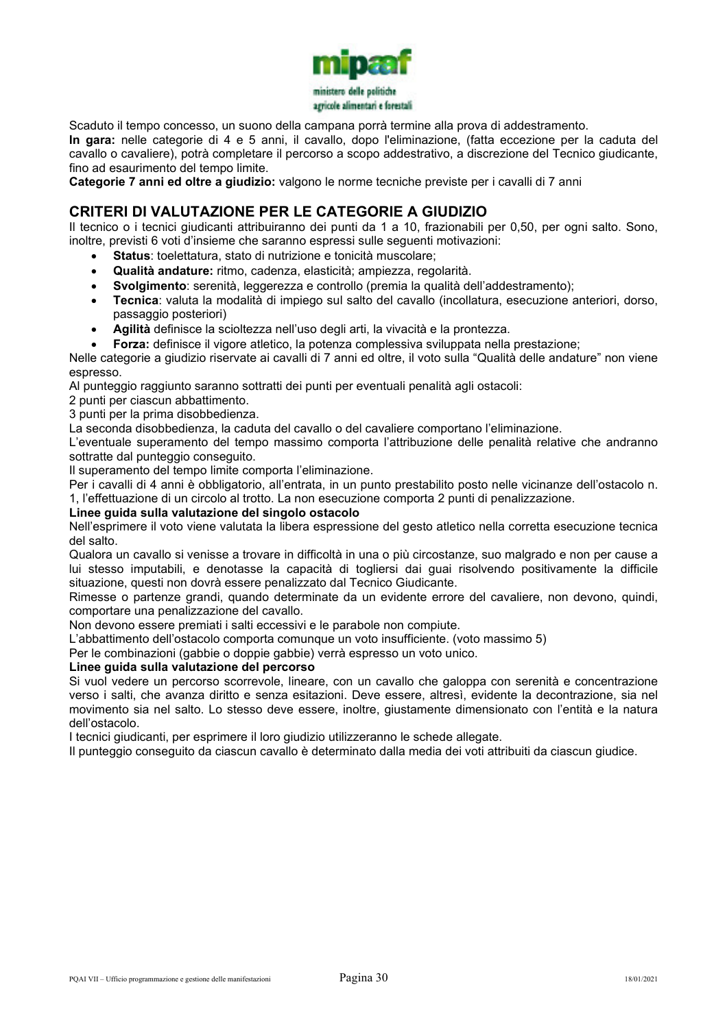Scaduto il tempo concesso, un suono della campana porrà termine alla prova di addestramento.

**In gara:** nelle categorie di 4 e 5 anni, il cavallo, dopo l'eliminazione, (fatta eccezione per la caduta del cavallo o cavaliere), potrà completare il percorso a scopo addestrativo, a discrezione del Tecnico giudicante, fino ad esaurimento del tempo limite.

**Categorie 7 anni ed oltre a giudizio:** valgono le norme tecniche previste per i cavalli di 7 anni

## CRITERI DI VALUTAZIONE PER LE CATEGORIE A GIUDIZIO

Il tecnico o i tecnici giudicanti attribuiranno dei punti da 1 a 10, frazionabili per 0,50, per ogni salto. Sono, inoltre, previsti 6 voti d'insieme che saranno espressi sulle seguenti motivazioni:

- **Status**: toelettatura, stato di nutrizione e tonicità muscolare;
- **Qualità andature:** ritmo, cadenza, elasticità; ampiezza, regolarità.
- **Svolgimento**: serenità, leggerezza e controllo (premia la qualità dell'addestramento);
- **Tecnica**: valuta la modalità di impiego sul salto del cavallo (incollatura, esecuzione anteriori, dorso, passaggio posteriori)
- **Agilità** definisce la scioltezza nell'uso degli arti, la vivacità e la prontezza.
- **Forza:** definisce il vigore atletico, la potenza complessiva sviluppata nella prestazione;

Nelle categorie a giudizio riservate ai cavalli di 7 anni ed oltre, il voto sulla "Qualità delle andature" non viene espresso.

Al punteggio raggiunto saranno sottratti dei punti per eventuali penalità agli ostacoli:

2 punti per ciascun abbattimento.

3 punti per la prima disobbedienza.

La seconda disobbedienza, la caduta del cavallo o del cavaliere comportano l'eliminazione.

L'eventuale superamento del tempo massimo comporta l'attribuzione delle penalità relative che andranno sottratte dal punteggio conseguito.

Il superamento del tempo limite comporta l'eliminazione.

Per i cavalli di 4 anni è obbligatorio, all'entrata, in un punto prestabilito posto nelle vicinanze dell'ostacolo n. 1, l'effettuazione di un circolo al trotto. La non esecuzione comporta 2 punti di penalizzazione.

**Linee guida sulla valutazione del singolo ostacolo**

Nell'esprimere il voto viene valutata la libera espressione del gesto atletico nella corretta esecuzione tecnica del salto.

Qualora un cavallo si venisse a trovare in difficoltà in una o più circostanze, suo malgrado e non per cause a lui stesso imputabili, e denotasse la capacità di togliersi dai guai risolvendo positivamente la difficile situazione, questi non dovrà essere penalizzato dal Tecnico Giudicante.

Rimesse o partenze grandi, quando determinate da un evidente errore del cavaliere, non devono, quindi, comportare una penalizzazione del cavallo.

Non devono essere premiati i salti eccessivi e le parabole non compiute.

L'abbattimento dell'ostacolo comporta comunque un voto insufficiente. (voto massimo 5)

Per le combinazioni (gabbie o doppie gabbie) verrà espresso un voto unico.

**Linee guida sulla valutazione del percorso**

Si vuol vedere un percorso scorrevole, lineare, con un cavallo che galoppa con serenità e concentrazione verso i salti, che avanza diritto e senza esitazioni. Deve essere, altresì, evidente la decontrazione, sia nel movimento sia nel salto. Lo stesso deve essere, inoltre, giustamente dimensionato con l'entità e la natura dell'ostacolo.

I tecnici giudicanti, per esprimere il loro giudizio utilizzeranno le schede allegate.

Il punteggio conseguito da ciascun cavallo è determinato dalla media dei voti attribuiti da ciascun giudice.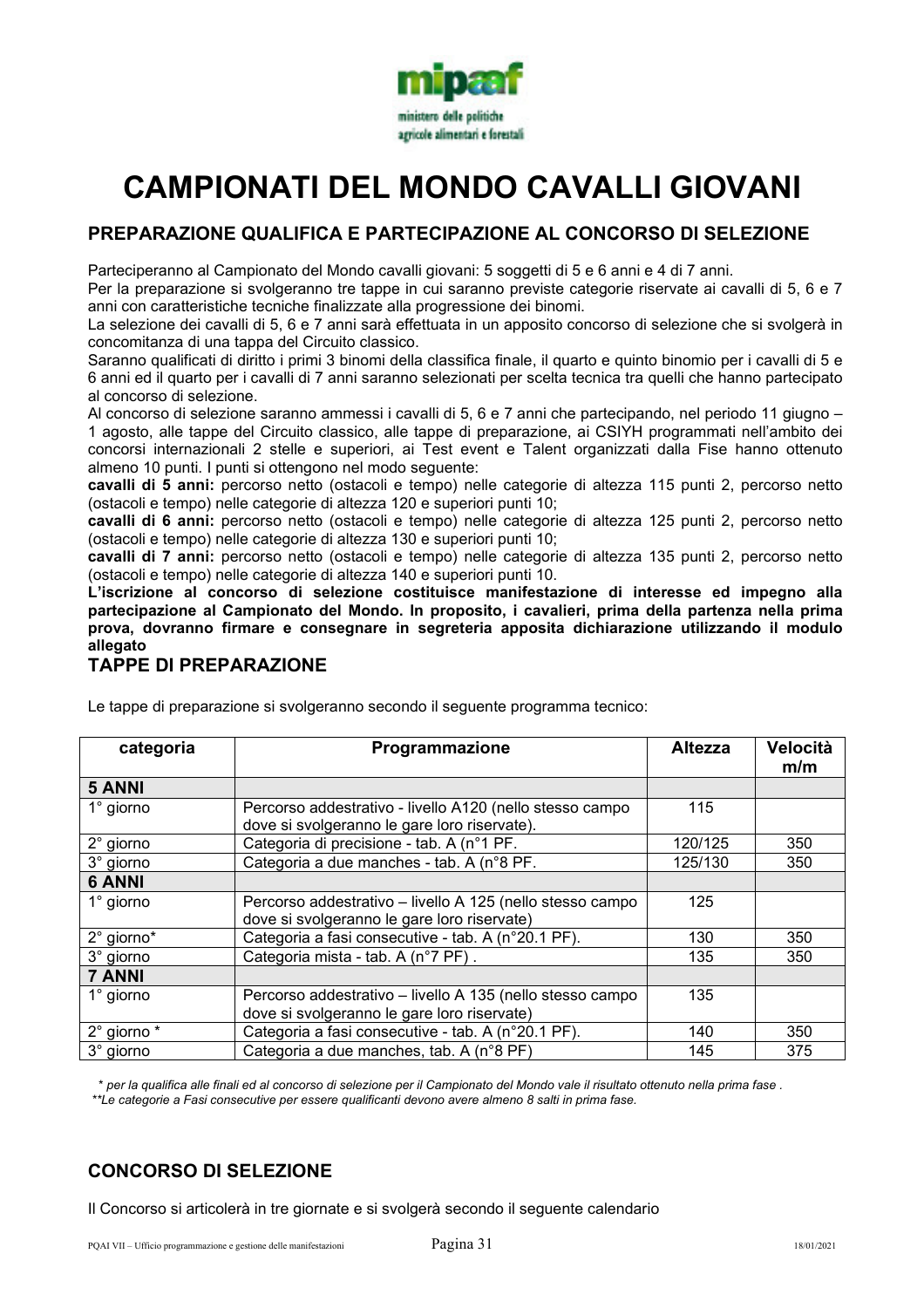# CAMPIONATI DEL MONDO CAVALLI GIOVANI

## PREPARAZIONE QUALIFICA E PARTECIPAZIONE AL CONCORSO DI SELEZIONE

Parteciperanno al Campionato del Mondo cavalli giovani: 5 soggetti di 5 e 6 anni e 4 di 7 anni.
Per la preparazione si svolgeranno tre tappe in cui saranno previste categorie riservate ai cavalli di 5, 6 e 7 anni con caratteristiche tecniche finalizzate alla progressione dei binomi.
La selezione dei cavalli di 5, 6 e 7 anni sarà effettuata in un apposito concorso di selezione che si svolgerà in concomitanza di una tappa del Circuito classico.
Saranno qualificati di diritto i primi 3 binomi della classifica finale, il quarto e quinto binomio per i cavalli di 5 e 6 anni ed il quarto per i cavalli di 7 anni saranno selezionati per scelta tecnica tra quelli che hanno partecipato al concorso di selezione.
Al concorso di selezione saranno ammessi i cavalli di 5, 6 e 7 anni che partecipando, nel periodo 11 giugno – 1 agosto, alle tappe del Circuito classico, alle tappe di preparazione, ai CSIYH programmati nell'ambito dei concorsi internazionali 2 stelle e superiori, ai Test event e Talent organizzati dalla Fise hanno ottenuto almeno 10 punti. I punti si ottengono nel modo seguente:
**cavalli di 5 anni:** percorso netto (ostacoli e tempo) nelle categorie di altezza 115 punti 2, percorso netto (ostacoli e tempo) nelle categorie di altezza 120 e superiori punti 10;
**cavalli di 6 anni:** percorso netto (ostacoli e tempo) nelle categorie di altezza 125 punti 2, percorso netto (ostacoli e tempo) nelle categorie di altezza 130 e superiori punti 10;
**cavalli di 7 anni:** percorso netto (ostacoli e tempo) nelle categorie di altezza 135 punti 2, percorso netto (ostacoli e tempo) nelle categorie di altezza 140 e superiori punti 10.
**L'iscrizione al concorso di selezione costituisce manifestazione di interesse ed impegno alla partecipazione al Campionato del Mondo. In proposito, i cavalieri, prima della partenza nella prima prova, dovranno firmare e consegnare in segreteria apposita dichiarazione utilizzando il modulo allegato**

## TAPPE DI PREPARAZIONE

Le tappe di preparazione si svolgeranno secondo il seguente programma tecnico:

| categoria | Programmazione | Altezza | Velocità m/m |
|---|---|---|---|
| **5 ANNI** | | | |
| 1° giorno | Percorso addestrativo - livello A120 (nello stesso campo dove si svolgeranno le gare loro riservate). | 115 | |
| 2° giorno | Categoria di precisione - tab. A (n°1 PF. | 120/125 | 350 |
| 3° giorno | Categoria a due manches - tab. A (n°8 PF. | 125/130 | 350 |
| **6 ANNI** | | | |
| 1° giorno | Percorso addestrativo – livello A 125 (nello stesso campo dove si svolgeranno le gare loro riservate) | 125 | |
| 2° giorno* | Categoria a fasi consecutive - tab. A (n°20.1 PF). | 130 | 350 |
| 3° giorno | Categoria mista - tab. A (n°7 PF) . | 135 | 350 |
| **7 ANNI** | | | |
| 1° giorno | Percorso addestrativo – livello A 135 (nello stesso campo dove si svolgeranno le gare loro riservate) | 135 | |
| 2° giorno * | Categoria a fasi consecutive - tab. A (n°20.1 PF). | 140 | 350 |
| 3° giorno | Categoria a due manches, tab. A (n°8 PF) | 145 | 375 |

*\* per la qualifica alle finali ed al concorso di selezione per il Campionato del Mondo vale il risultato ottenuto nella prima fase .*
*\*\*Le categorie a Fasi consecutive per essere qualificanti devono avere almeno 8 salti in prima fase.*

## CONCORSO DI SELEZIONE

Il Concorso si articolerà in tre giornate e si svolgerà secondo il seguente calendario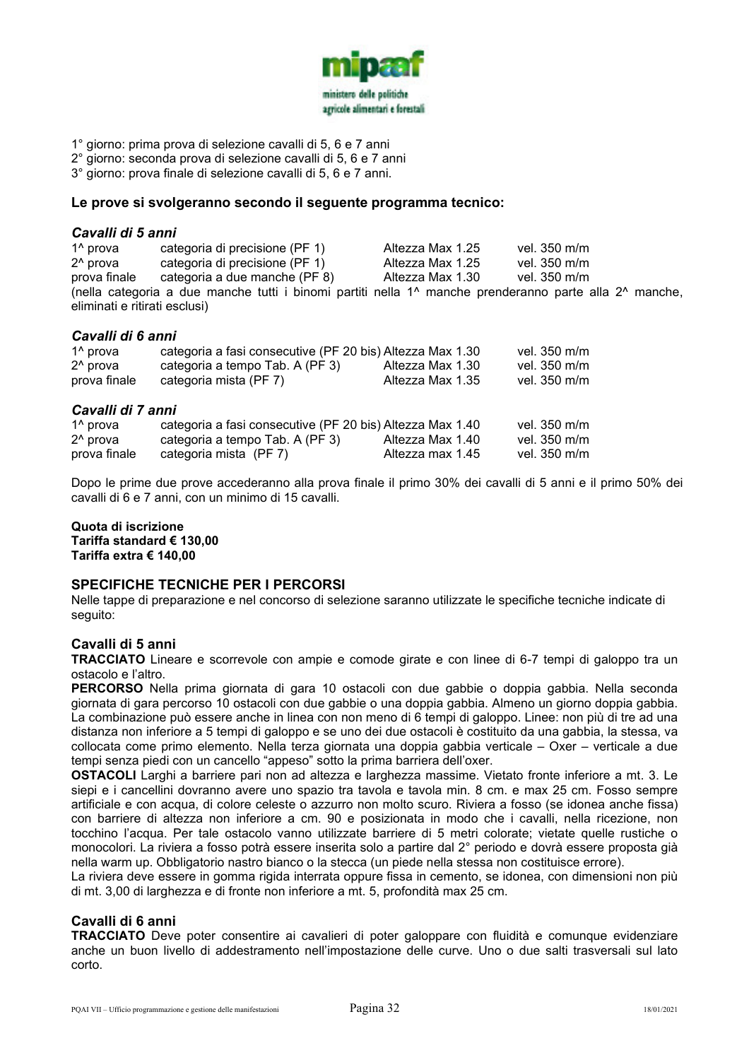1° giorno: prima prova di selezione cavalli di 5, 6 e 7 anni
2° giorno: seconda prova di selezione cavalli di 5, 6 e 7 anni
3° giorno: prova finale di selezione cavalli di 5, 6 e 7 anni.

**Le prove si svolgeranno secondo il seguente programma tecnico:**

***Cavalli di 5 anni***

| | | | |
|---|---|---|---|
| 1^ prova | categoria di precisione (PF 1) | Altezza Max 1.25 | vel. 350 m/m |
| 2^ prova | categoria di precisione (PF 1) | Altezza Max 1.25 | vel. 350 m/m |
| prova finale | categoria a due manche (PF 8) | Altezza Max 1.30 | vel. 350 m/m |

(nella categoria a due manche tutti i binomi partiti nella 1^ manche prenderanno parte alla 2^ manche, eliminati e ritirati esclusi)

***Cavalli di 6 anni***

| | | | |
|---|---|---|---|
| 1^ prova | categoria a fasi consecutive (PF 20 bis) | Altezza Max 1.30 | vel. 350 m/m |
| 2^ prova | categoria a tempo Tab. A (PF 3) | Altezza Max 1.30 | vel. 350 m/m |
| prova finale | categoria mista (PF 7) | Altezza Max 1.35 | vel. 350 m/m |

***Cavalli di 7 anni***

| | | | |
|---|---|---|---|
| 1^ prova | categoria a fasi consecutive (PF 20 bis) | Altezza Max 1.40 | vel. 350 m/m |
| 2^ prova | categoria a tempo Tab. A (PF 3) | Altezza Max 1.40 | vel. 350 m/m |
| prova finale | categoria mista (PF 7) | Altezza max 1.45 | vel. 350 m/m |

Dopo le prime due prove accederanno alla prova finale il primo 30% dei cavalli di 5 anni e il primo 50% dei cavalli di 6 e 7 anni, con un minimo di 15 cavalli.

**Quota di iscrizione**
**Tariffa standard € 130,00**
**Tariffa extra € 140,00**

## SPECIFICHE TECNICHE PER I PERCORSI

Nelle tappe di preparazione e nel concorso di selezione saranno utilizzate le specifiche tecniche indicate di seguito:

### Cavalli di 5 anni

**TRACCIATO** Lineare e scorrevole con ampie e comode girate e con linee di 6-7 tempi di galoppo tra un ostacolo e l'altro.

**PERCORSO** Nella prima giornata di gara 10 ostacoli con due gabbie o doppia gabbia. Nella seconda giornata di gara percorso 10 ostacoli con due gabbie o una doppia gabbia. Almeno un giorno doppia gabbia. La combinazione può essere anche in linea con non meno di 6 tempi di galoppo. Linee: non più di tre ad una distanza non inferiore a 5 tempi di galoppo e se uno dei due ostacoli è costituito da una gabbia, la stessa, va collocata come primo elemento. Nella terza giornata una doppia gabbia verticale – Oxer – verticale a due tempi senza piedi con un cancello "appeso" sotto la prima barriera dell'oxer.

**OSTACOLI** Larghi a barriere pari non ad altezza e larghezza massime. Vietato fronte inferiore a mt. 3. Le siepi e i cancellini dovranno avere uno spazio tra tavola e tavola min. 8 cm. e max 25 cm. Fosso sempre artificiale e con acqua, di colore celeste o azzurro non molto scuro. Riviera a fosso (se idonea anche fissa) con barriere di altezza non inferiore a cm. 90 e posizionata in modo che i cavalli, nella ricezione, non tocchino l'acqua. Per tale ostacolo vanno utilizzate barriere di 5 metri colorate; vietate quelle rustiche o monocolori. La riviera a fosso potrà essere inserita solo a partire dal 2° periodo e dovrà essere proposta già nella warm up. Obbligatorio nastro bianco o la stecca (un piede nella stessa non costituisce errore).

La riviera deve essere in gomma rigida interrata oppure fissa in cemento, se idonea, con dimensioni non più di mt. 3,00 di larghezza e di fronte non inferiore a mt. 5, profondità max 25 cm.

### Cavalli di 6 anni

**TRACCIATO** Deve poter consentire ai cavalieri di poter galoppare con fluidità e comunque evidenziare anche un buon livello di addestramento nell'impostazione delle curve. Uno o due salti trasversali sul lato corto.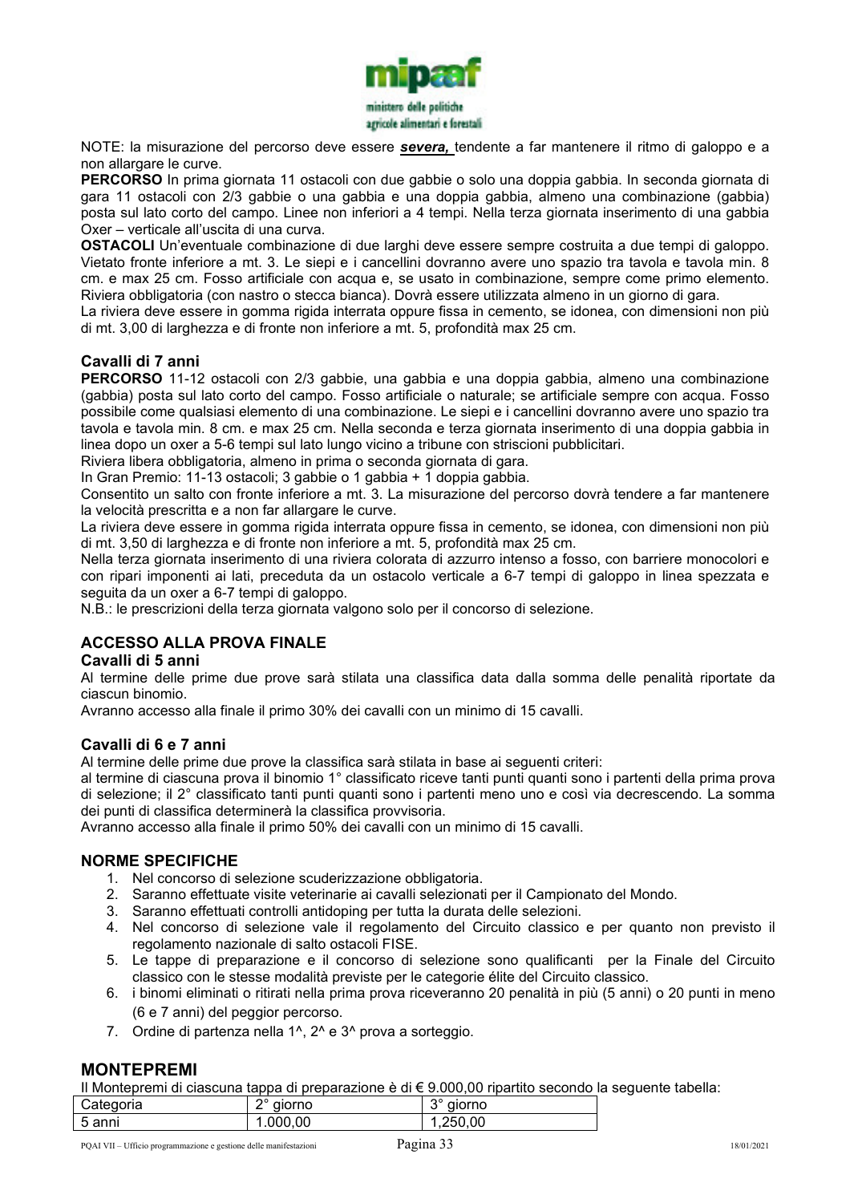NOTE: la misurazione del percorso deve essere ***severa,*** tendente a far mantenere il ritmo di galoppo e a non allargare le curve.

**PERCORSO** In prima giornata 11 ostacoli con due gabbie o solo una doppia gabbia. In seconda giornata di gara 11 ostacoli con 2/3 gabbie o una gabbia e una doppia gabbia, almeno una combinazione (gabbia) posta sul lato corto del campo. Linee non inferiori a 4 tempi. Nella terza giornata inserimento di una gabbia Oxer – verticale all'uscita di una curva.

**OSTACOLI** Un'eventuale combinazione di due larghi deve essere sempre costruita a due tempi di galoppo. Vietato fronte inferiore a mt. 3. Le siepi e i cancellini dovranno avere uno spazio tra tavola e tavola min. 8 cm. e max 25 cm. Fosso artificiale con acqua e, se usato in combinazione, sempre come primo elemento. Riviera obbligatoria (con nastro o stecca bianca). Dovrà essere utilizzata almeno in un giorno di gara.

La riviera deve essere in gomma rigida interrata oppure fissa in cemento, se idonea, con dimensioni non più di mt. 3,00 di larghezza e di fronte non inferiore a mt. 5, profondità max 25 cm.

### Cavalli di 7 anni

**PERCORSO** 11-12 ostacoli con 2/3 gabbie, una gabbia e una doppia gabbia, almeno una combinazione (gabbia) posta sul lato corto del campo. Fosso artificiale o naturale; se artificiale sempre con acqua. Fosso possibile come qualsiasi elemento di una combinazione. Le siepi e i cancellini dovranno avere uno spazio tra tavola e tavola min. 8 cm. e max 25 cm. Nella seconda e terza giornata inserimento di una doppia gabbia in linea dopo un oxer a 5-6 tempi sul lato lungo vicino a tribune con striscioni pubblicitari.

Riviera libera obbligatoria, almeno in prima o seconda giornata di gara.

In Gran Premio: 11-13 ostacoli; 3 gabbie o 1 gabbia + 1 doppia gabbia.

Consentito un salto con fronte inferiore a mt. 3. La misurazione del percorso dovrà tendere a far mantenere la velocità prescritta e a non far allargare le curve.

La riviera deve essere in gomma rigida interrata oppure fissa in cemento, se idonea, con dimensioni non più di mt. 3,50 di larghezza e di fronte non inferiore a mt. 5, profondità max 25 cm.

Nella terza giornata inserimento di una riviera colorata di azzurro intenso a fosso, con barriere monocolori e con ripari imponenti ai lati, preceduta da un ostacolo verticale a 6-7 tempi di galoppo in linea spezzata e seguita da un oxer a 6-7 tempi di galoppo.

N.B.: le prescrizioni della terza giornata valgono solo per il concorso di selezione.

## ACCESSO ALLA PROVA FINALE

### Cavalli di 5 anni

Al termine delle prime due prove sarà stilata una classifica data dalla somma delle penalità riportate da ciascun binomio.

Avranno accesso alla finale il primo 30% dei cavalli con un minimo di 15 cavalli.

### Cavalli di 6 e 7 anni

Al termine delle prime due prove la classifica sarà stilata in base ai seguenti criteri:

al termine di ciascuna prova il binomio 1° classificato riceve tanti punti quanti sono i partenti della prima prova di selezione; il 2° classificato tanti punti quanti sono i partenti meno uno e così via decrescendo. La somma dei punti di classifica determinerà la classifica provvisoria.

Avranno accesso alla finale il primo 50% dei cavalli con un minimo di 15 cavalli.

## NORME SPECIFICHE

1. Nel concorso di selezione scuderizzazione obbligatoria.
2. Saranno effettuate visite veterinarie ai cavalli selezionati per il Campionato del Mondo.
3. Saranno effettuati controlli antidoping per tutta la durata delle selezioni.
4. Nel concorso di selezione vale il regolamento del Circuito classico e per quanto non previsto il regolamento nazionale di salto ostacoli FISE.
5. Le tappe di preparazione e il concorso di selezione sono qualificanti per la Finale del Circuito classico con le stesse modalità previste per le categorie élite del Circuito classico.
6. i binomi eliminati o ritirati nella prima prova riceveranno 20 penalità in più (5 anni) o 20 punti in meno (6 e 7 anni) del peggior percorso.
7. Ordine di partenza nella 1^, 2^ e 3^ prova a sorteggio.

## MONTEPREMI

Il Montepremi di ciascuna tappa di preparazione è di € 9.000,00 ripartito secondo la seguente tabella:

| Categoria | 2° giorno | 3° giorno |
|---|---|---|
| 5 anni | 1.000,00 | 1.250,00 |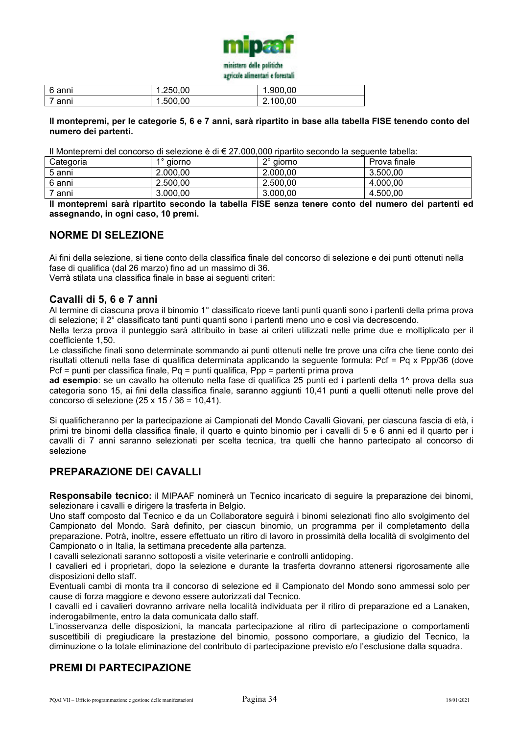| 6 anni | 1.250,00 | 1.900,00 |
|---|---|---|
| 7 anni | 1.500,00 | 2.100,00 |

**Il montepremi, per le categorie 5, 6 e 7 anni, sarà ripartito in base alla tabella FISE tenendo conto del numero dei partenti.**

Il Montepremi del concorso di selezione è di € 27.000,000 ripartito secondo la seguente tabella:

| Categoria | 1° giorno | 2° giorno | Prova finale |
|---|---|---|---|
| 5 anni | 2.000,00 | 2.000,00 | 3.500,00 |
| 6 anni | 2.500,00 | 2.500,00 | 4.000,00 |
| 7 anni | 3.000,00 | 3.000,00 | 4.500,00 |

**Il montepremi sarà ripartito secondo la tabella FISE senza tenere conto del numero dei partenti ed assegnando, in ogni caso, 10 premi.**

## NORME DI SELEZIONE

Ai fini della selezione, si tiene conto della classifica finale del concorso di selezione e dei punti ottenuti nella fase di qualifica (dal 26 marzo) fino ad un massimo di 36.
Verrà stilata una classifica finale in base ai seguenti criteri:

### Cavalli di 5, 6 e 7 anni

Al termine di ciascuna prova il binomio 1° classificato riceve tanti punti quanti sono i partenti della prima prova di selezione; il 2° classificato tanti punti quanti sono i partenti meno uno e così via decrescendo.
Nella terza prova il punteggio sarà attribuito in base ai criteri utilizzati nelle prime due e moltiplicato per il coefficiente 1,50.
Le classifiche finali sono determinate sommando ai punti ottenuti nelle tre prove una cifra che tiene conto dei risultati ottenuti nella fase di qualifica determinata applicando la seguente formula: Pcf = Pq x Ppp/36 (dove Pcf = punti per classifica finale, Pq = punti qualifica, Ppp = partenti prima prova
**ad esempio**: se un cavallo ha ottenuto nella fase di qualifica 25 punti ed i partenti della 1^ prova della sua categoria sono 15, ai fini della classifica finale, saranno aggiunti 10,41 punti a quelli ottenuti nelle prove del concorso di selezione (25 x 15 / 36 = 10,41).

Si qualificheranno per la partecipazione ai Campionati del Mondo Cavalli Giovani, per ciascuna fascia di età, i primi tre binomi della classifica finale, il quarto e quinto binomio per i cavalli di 5 e 6 anni ed il quarto per i cavalli di 7 anni saranno selezionati per scelta tecnica, tra quelli che hanno partecipato al concorso di selezione

## PREPARAZIONE DEI CAVALLI

**Responsabile tecnico:** il MIPAAF nominerà un Tecnico incaricato di seguire la preparazione dei binomi, selezionare i cavalli e dirigere la trasferta in Belgio.
Uno staff composto dal Tecnico e da un Collaboratore seguirà i binomi selezionati fino allo svolgimento del Campionato del Mondo. Sarà definito, per ciascun binomio, un programma per il completamento della preparazione. Potrà, inoltre, essere effettuato un ritiro di lavoro in prossimità della località di svolgimento del Campionato o in Italia, la settimana precedente alla partenza.
I cavalli selezionati saranno sottoposti a visite veterinarie e controlli antidoping.
I cavalieri ed i proprietari, dopo la selezione e durante la trasferta dovranno attenersi rigorosamente alle disposizioni dello staff.
Eventuali cambi di monta tra il concorso di selezione ed il Campionato del Mondo sono ammessi solo per cause di forza maggiore e devono essere autorizzati dal Tecnico.
I cavalli ed i cavalieri dovranno arrivare nella località individuata per il ritiro di preparazione ed a Lanaken, inderogabilmente, entro la data comunicata dallo staff.
L'inosservanza delle disposizioni, la mancata partecipazione al ritiro di partecipazione o comportamenti suscettibili di pregiudicare la prestazione del binomio, possono comportare, a giudizio del Tecnico, la diminuzione o la totale eliminazione del contributo di partecipazione previsto e/o l'esclusione dalla squadra.

## PREMI DI PARTECIPAZIONE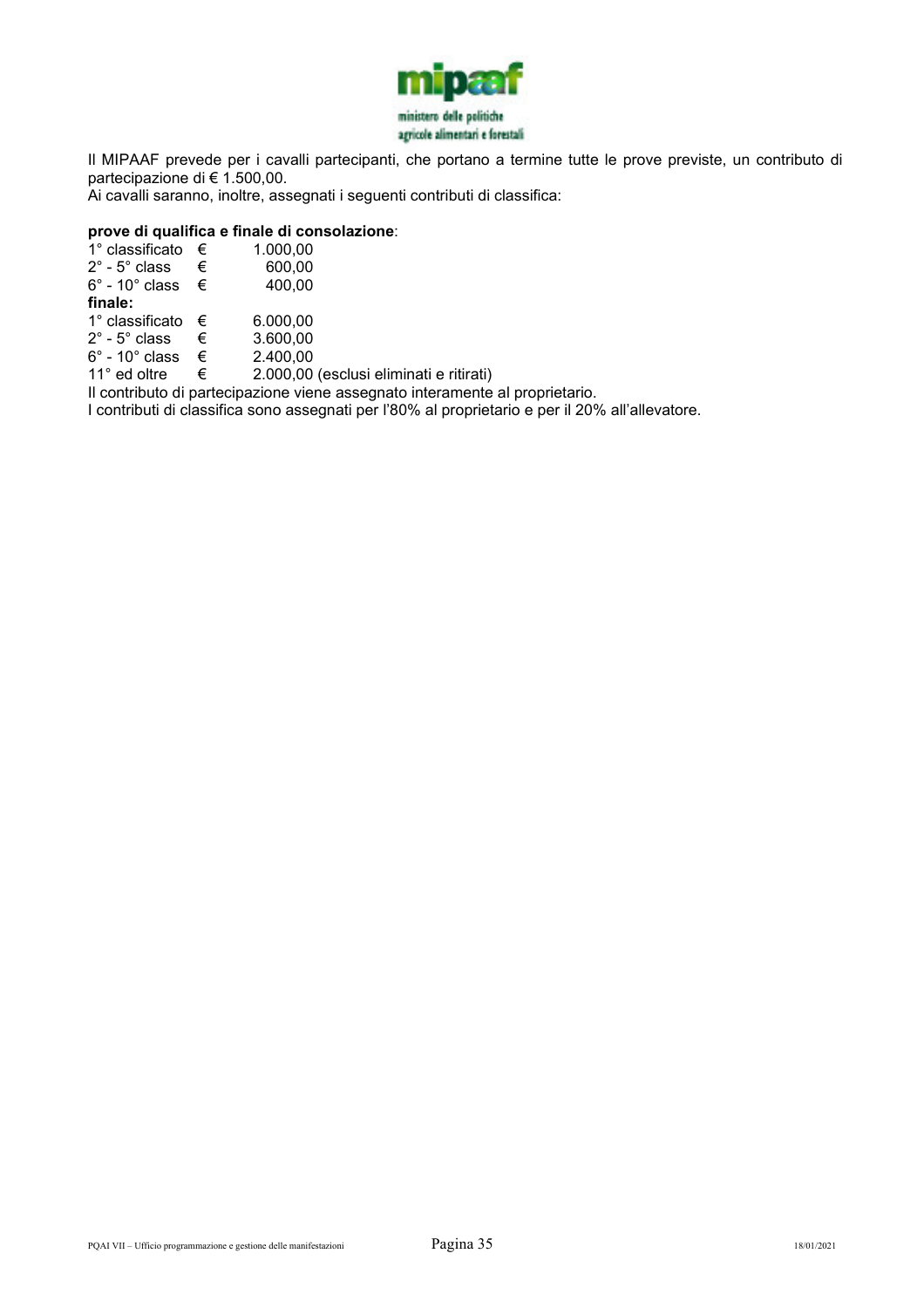Il MIPAAF prevede per i cavalli partecipanti, che portano a termine tutte le prove previste, un contributo di partecipazione di € 1.500,00.
Ai cavalli saranno, inoltre, assegnati i seguenti contributi di classifica:

**prove di qualifica e finale di consolazione**:

| | | |
|---|---|---|
| 1° classificato | € | 1.000,00 |
| 2° - 5° class | € | 600,00 |
| 6° - 10° class | € | 400,00 |

**finale:**

| | | |
|---|---|---|
| 1° classificato | € | 6.000,00 |
| 2° - 5° class | € | 3.600,00 |
| 6° - 10° class | € | 2.400,00 |
| 11° ed oltre | € | 2.000,00 (esclusi eliminati e ritirati) |

Il contributo di partecipazione viene assegnato interamente al proprietario.
I contributi di classifica sono assegnati per l'80% al proprietario e per il 20% all'allevatore.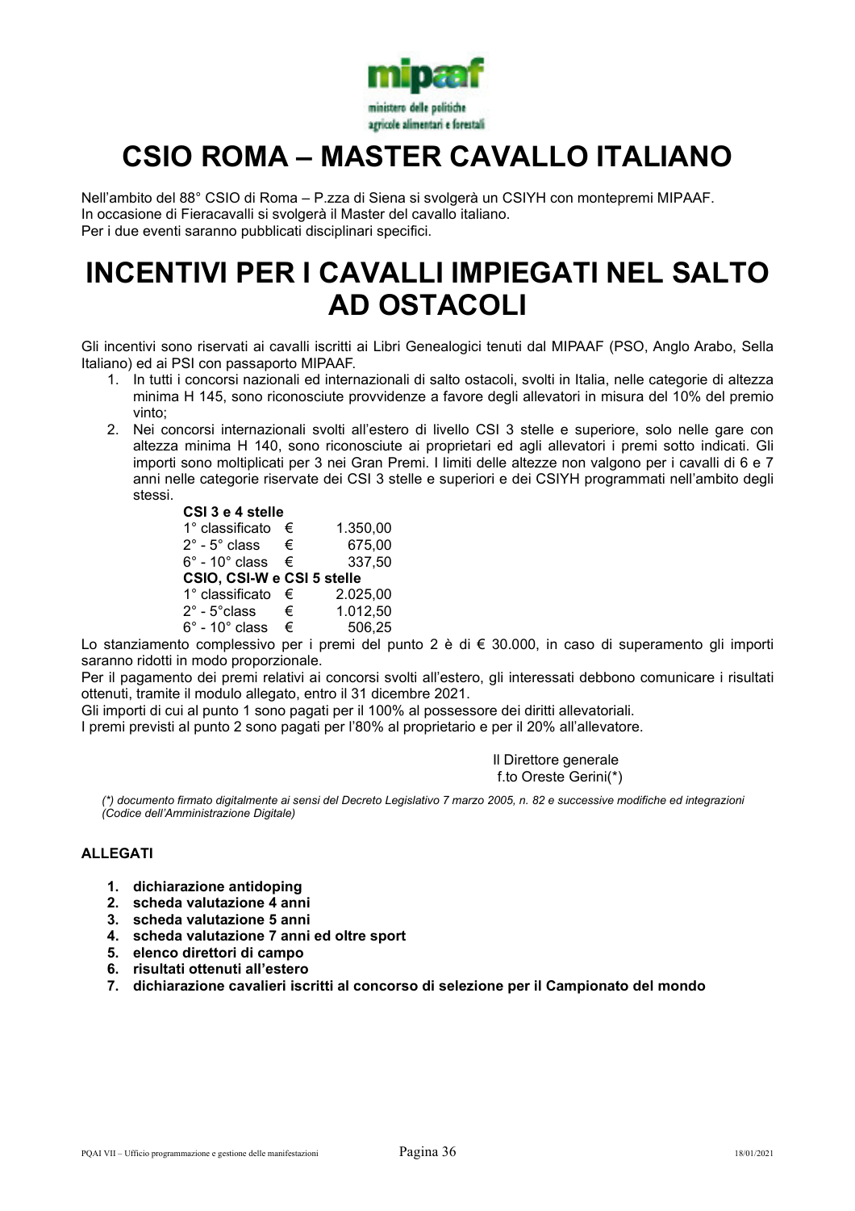mipaaf
ministero delle politiche agricole alimentari e forestali

# CSIO ROMA – MASTER CAVALLO ITALIANO

Nell'ambito del 88° CSIO di Roma – P.zza di Siena si svolgerà un CSIYH con montepremi MIPAAF.
In occasione di Fieracavalli si svolgerà il Master del cavallo italiano.
Per i due eventi saranno pubblicati disciplinari specifici.

# INCENTIVI PER I CAVALLI IMPIEGATI NEL SALTO AD OSTACOLI

Gli incentivi sono riservati ai cavalli iscritti ai Libri Genealogici tenuti dal MIPAAF (PSO, Anglo Arabo, Sella Italiano) ed ai PSI con passaporto MIPAAF.

1. In tutti i concorsi nazionali ed internazionali di salto ostacoli, svolti in Italia, nelle categorie di altezza minima H 145, sono riconosciute provvidenze a favore degli allevatori in misura del 10% del premio vinto;
2. Nei concorsi internazionali svolti all'estero di livello CSI 3 stelle e superiore, solo nelle gare con altezza minima H 140, sono riconosciute ai proprietari ed agli allevatori i premi sotto indicati. Gli importi sono moltiplicati per 3 nei Gran Premi. I limiti delle altezze non valgono per i cavalli di 6 e 7 anni nelle categorie riservate dei CSI 3 stelle e superiori e dei CSIYH programmati nell'ambito degli stessi.

| | | |
|---|---|---|
| **CSI 3 e 4 stelle** | | |
| 1° classificato | € | 1.350,00 |
| 2° - 5° class | € | 675,00 |
| 6° - 10° class | € | 337,50 |
| **CSIO, CSI-W e CSI 5 stelle** | | |
| 1° classificato | € | 2.025,00 |
| 2° - 5°class | € | 1.012,50 |
| 6° - 10° class | € | 506,25 |

Lo stanziamento complessivo per i premi del punto 2 è di € 30.000, in caso di superamento gli importi saranno ridotti in modo proporzionale.
Per il pagamento dei premi relativi ai concorsi svolti all'estero, gli interessati debbono comunicare i risultati ottenuti, tramite il modulo allegato, entro il 31 dicembre 2021.
Gli importi di cui al punto 1 sono pagati per il 100% al possessore dei diritti allevatoriali.
I premi previsti al punto 2 sono pagati per l'80% al proprietario e per il 20% all'allevatore.

Il Direttore generale
f.to Oreste Gerini(*)

*(\*) documento firmato digitalmente ai sensi del Decreto Legislativo 7 marzo 2005, n. 82 e successive modifiche ed integrazioni (Codice dell'Amministrazione Digitale)*

**ALLEGATI**

1. **dichiarazione antidoping**
2. **scheda valutazione 4 anni**
3. **scheda valutazione 5 anni**
4. **scheda valutazione 7 anni ed oltre sport**
5. **elenco direttori di campo**
6. **risultati ottenuti all'estero**
7. **dichiarazione cavalieri iscritti al concorso di selezione per il Campionato del mondo**